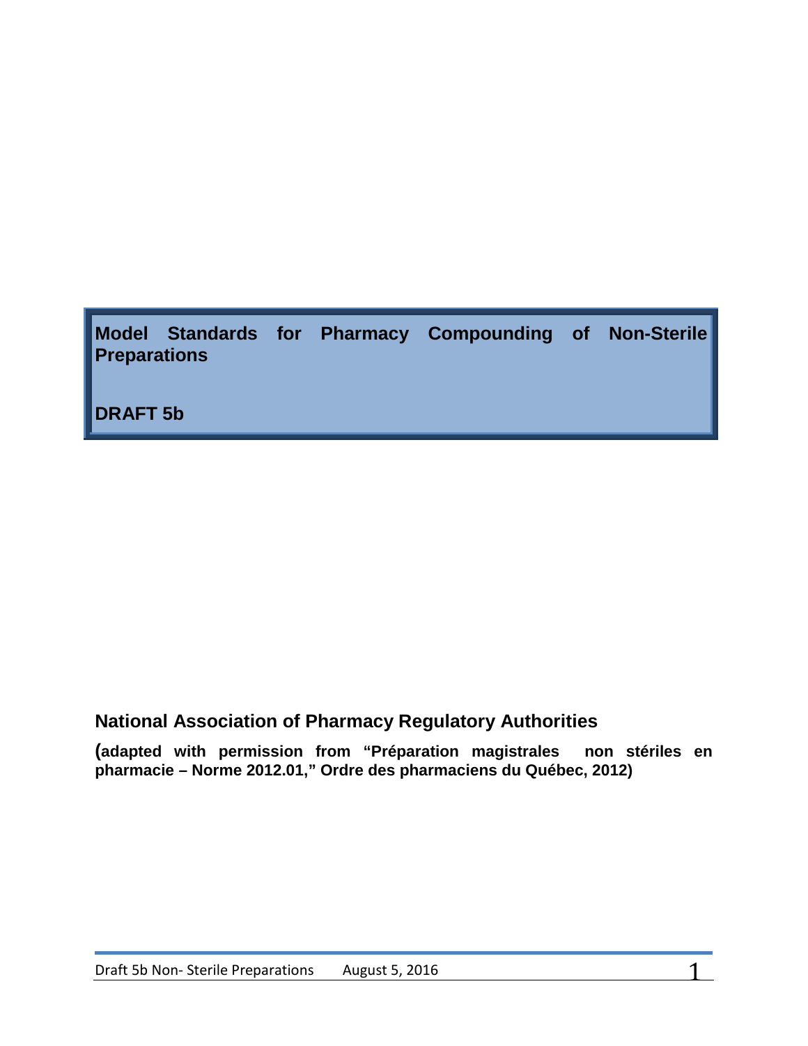# Model Standards for Pharmacy Compounding of Non-Sterile Preparations

## DRAFT 5b

### National Association of Pharmacy Regulatory Authorities

**(adapted with permission from “Préparation magistrales non stériles en pharmacie – Norme 2012.01,” Ordre des pharmaciens du Québec, 2012)**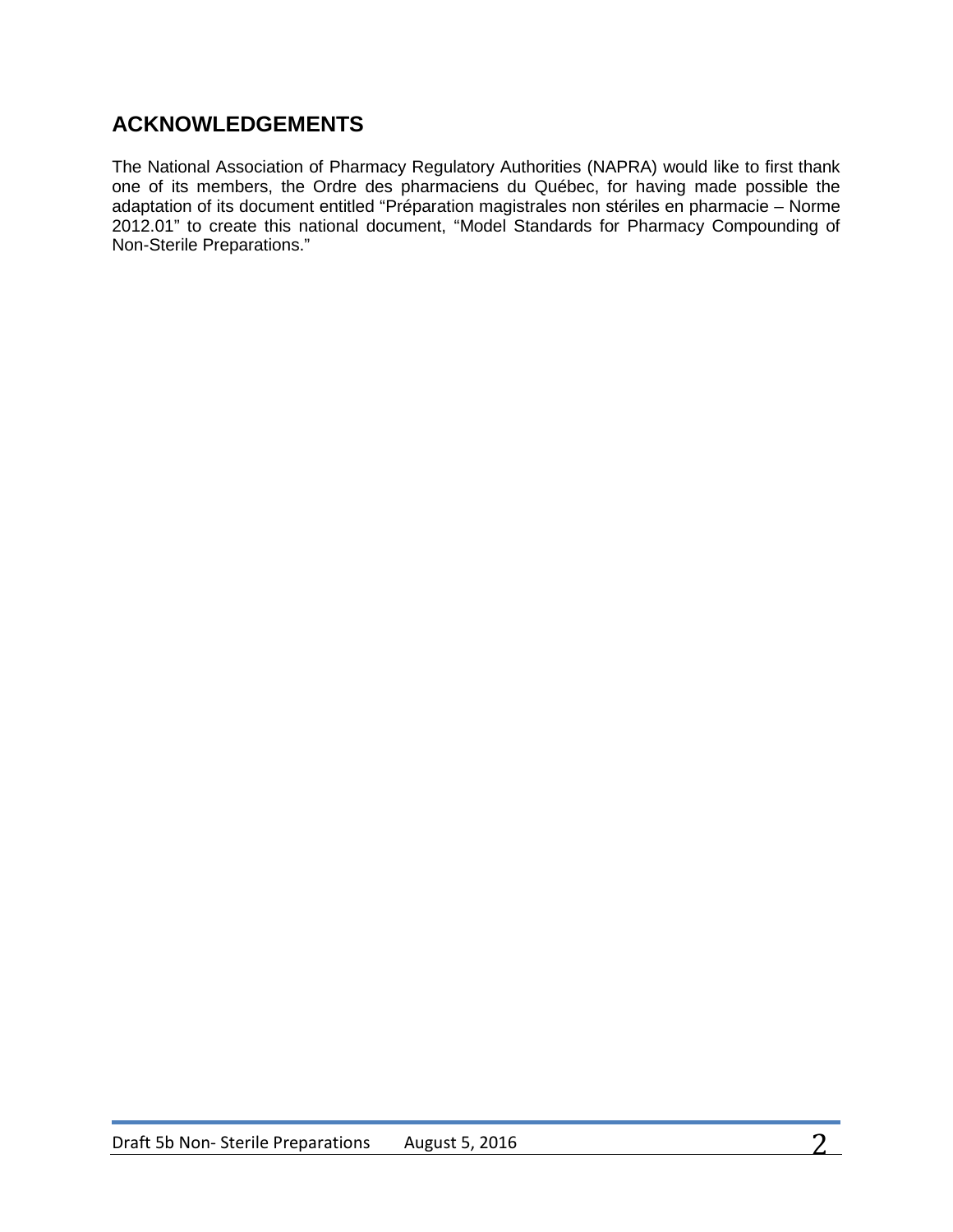## ACKNOWLEDGEMENTS

The National Association of Pharmacy Regulatory Authorities (NAPRA) would like to first thank one of its members, the Ordre des pharmaciens du Québec, for having made possible the adaptation of its document entitled "Préparation magistrales non stériles en pharmacie – Norme 2012.01" to create this national document, "Model Standards for Pharmacy Compounding of Non-Sterile Preparations."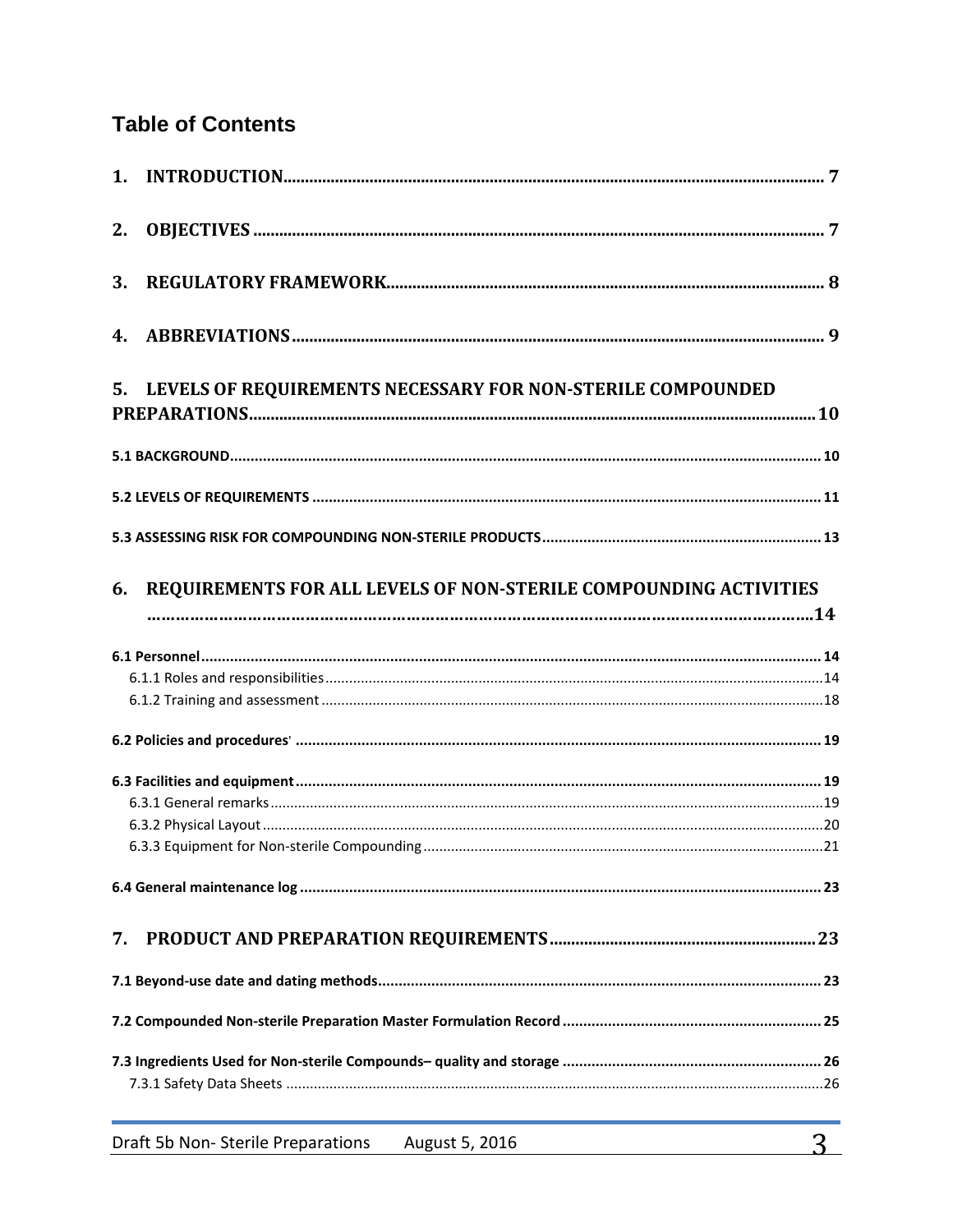# Table of Contents

1. INTRODUCTION ..... 7

2. OBJECTIVES ..... 7

3. REGULATORY FRAMEWORK ..... 8

4. ABBREVIATIONS ..... 9

5. LEVELS OF REQUIREMENTS NECESSARY FOR NON-STERILE COMPOUNDED PREPARATIONS ..... 10

5.1 BACKGROUND ..... 10

5.2 LEVELS OF REQUIREMENTS ..... 11

5.3 ASSESSING RISK FOR COMPOUNDING NON-STERILE PRODUCTS ..... 13

6. REQUIREMENTS FOR ALL LEVELS OF NON-STERILE COMPOUNDING ACTIVITIES ..... 14

6.1 Personnel ..... 14
- 6.1.1 Roles and responsibilities ..... 14
- 6.1.2 Training and assessment ..... 18

6.2 Policies and procedures' ..... 19

6.3 Facilities and equipment ..... 19
- 6.3.1 General remarks ..... 19
- 6.3.2 Physical Layout ..... 20
- 6.3.3 Equipment for Non-sterile Compounding ..... 21

6.4 General maintenance log ..... 23

7. PRODUCT AND PREPARATION REQUIREMENTS ..... 23

7.1 Beyond-use date and dating methods ..... 23

7.2 Compounded Non-sterile Preparation Master Formulation Record ..... 25

7.3 Ingredients Used for Non-sterile Compounds– quality and storage ..... 26
- 7.3.1 Safety Data Sheets ..... 26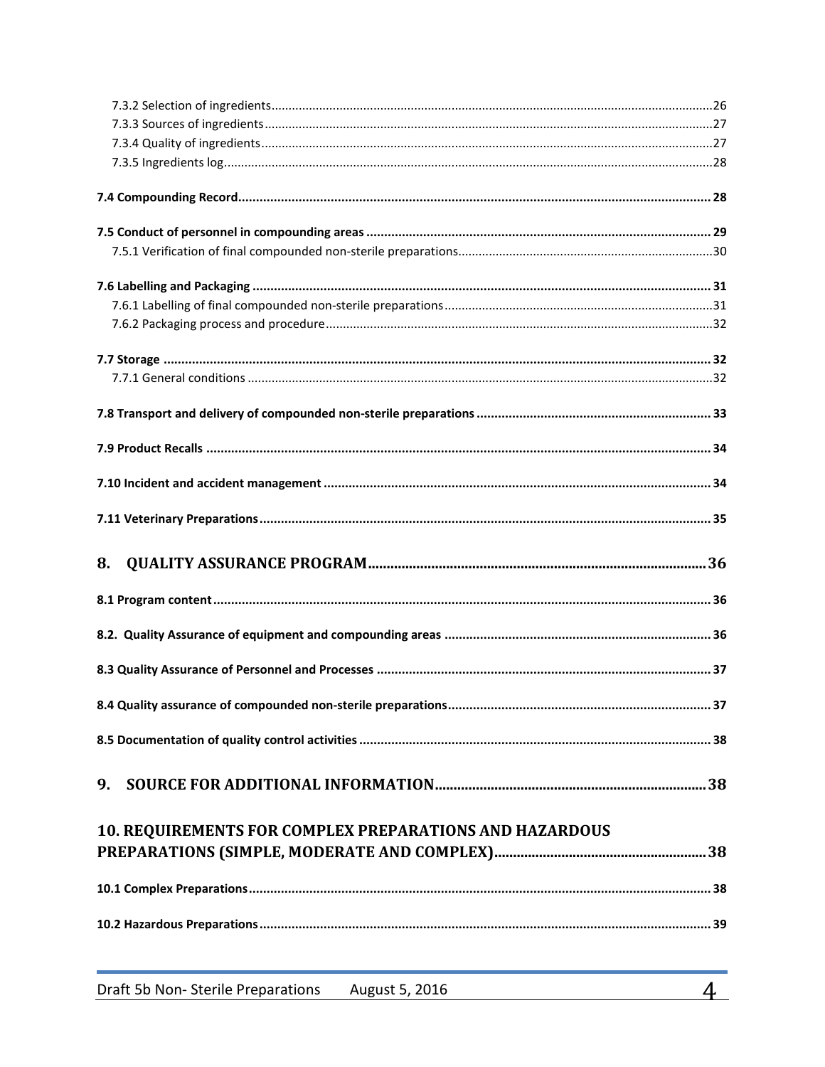7.3.2 Selection of ingredients ....................................................................................................................26
7.3.3 Sources of ingredients ......................................................................................................................27
7.3.4 Quality of ingredients .......................................................................................................................27
7.3.5 Ingredients log ...................................................................................................................................28

**7.4 Compounding Record** ........................................................................................................................ **28**

**7.5 Conduct of personnel in compounding areas** ................................................................................... **29**
7.5.1 Verification of final compounded non-sterile preparations .............................................................30

**7.6 Labelling and Packaging** .................................................................................................................... **31**
7.6.1 Labelling of final compounded non-sterile preparations ..................................................................31
7.6.2 Packaging process and procedure .....................................................................................................32

**7.7 Storage** ................................................................................................................................................ **32**
7.7.1 General conditions ............................................................................................................................32

**7.8 Transport and delivery of compounded non-sterile preparations** ................................................... **33**

**7.9 Product Recalls** .................................................................................................................................. **34**

**7.10 Incident and accident management** ............................................................................................... **34**

**7.11 Veterinary Preparations** .................................................................................................................. **35**

## 8. QUALITY ASSURANCE PROGRAM ........................................................................................ 36

**8.1 Program content** ................................................................................................................................. **36**

**8.2. Quality Assurance of equipment and compounding areas** .............................................................. **36**

**8.3 Quality Assurance of Personnel and Processes** ................................................................................ **37**

**8.4 Quality assurance of compounded non-sterile preparations** ........................................................... **37**

**8.5 Documentation of quality control activities** ..................................................................................... **38**

## 9. SOURCE FOR ADDITIONAL INFORMATION ........................................................................ 38

## 10. REQUIREMENTS FOR COMPLEX PREPARATIONS AND HAZARDOUS PREPARATIONS (SIMPLE, MODERATE AND COMPLEX) ........................................................ 38

**10.1 Complex Preparations** ...................................................................................................................... **38**

**10.2 Hazardous Preparations** ................................................................................................................... **39**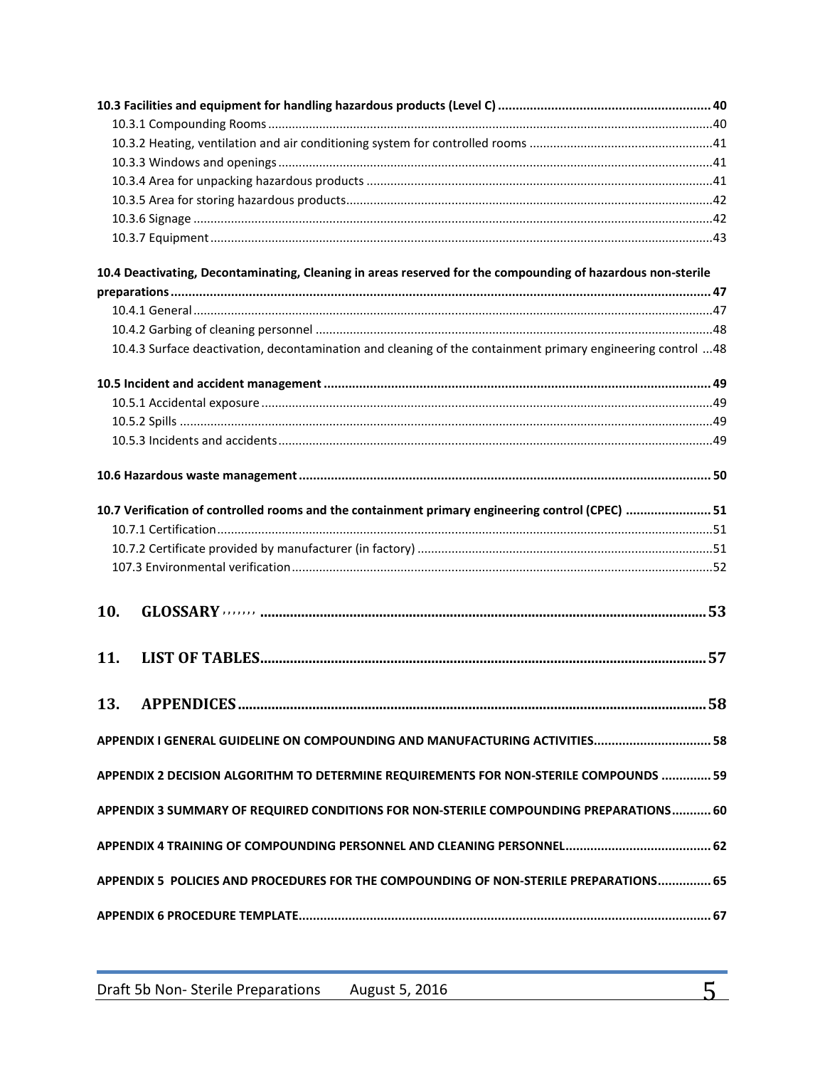**10.3 Facilities and equipment for handling hazardous products (Level C) ..... 40**

- 10.3.1 Compounding Rooms ..... 40
- 10.3.2 Heating, ventilation and air conditioning system for controlled rooms ..... 41
- 10.3.3 Windows and openings ..... 41
- 10.3.4 Area for unpacking hazardous products ..... 41
- 10.3.5 Area for storing hazardous products ..... 42
- 10.3.6 Signage ..... 42
- 10.3.7 Equipment ..... 43

**10.4 Deactivating, Decontaminating, Cleaning in areas reserved for the compounding of hazardous non-sterile preparations ..... 47**

- 10.4.1 General ..... 47
- 10.4.2 Garbing of cleaning personnel ..... 48
- 10.4.3 Surface deactivation, decontamination and cleaning of the containment primary engineering control ..... 48

**10.5 Incident and accident management ..... 49**

- 10.5.1 Accidental exposure ..... 49
- 10.5.2 Spills ..... 49
- 10.5.3 Incidents and accidents ..... 49

**10.6 Hazardous waste management ..... 50**

**10.7 Verification of controlled rooms and the containment primary engineering control (CPEC) ..... 51**

- 10.7.1 Certification ..... 51
- 10.7.2 Certificate provided by manufacturer (in factory) ..... 51
- 107.3 Environmental verification ..... 52

# 10. GLOSSARY ..... 53

# 11. LIST OF TABLES ..... 57

# 13. APPENDICES ..... 58

**APPENDIX I GENERAL GUIDELINE ON COMPOUNDING AND MANUFACTURING ACTIVITIES ..... 58**

**APPENDIX 2 DECISION ALGORITHM TO DETERMINE REQUIREMENTS FOR NON-STERILE COMPOUNDS ..... 59**

**APPENDIX 3 SUMMARY OF REQUIRED CONDITIONS FOR NON-STERILE COMPOUNDING PREPARATIONS ..... 60**

**APPENDIX 4 TRAINING OF COMPOUNDING PERSONNEL AND CLEANING PERSONNEL ..... 62**

**APPENDIX 5 POLICIES AND PROCEDURES FOR THE COMPOUNDING OF NON-STERILE PREPARATIONS ..... 65**

**APPENDIX 6 PROCEDURE TEMPLATE ..... 67**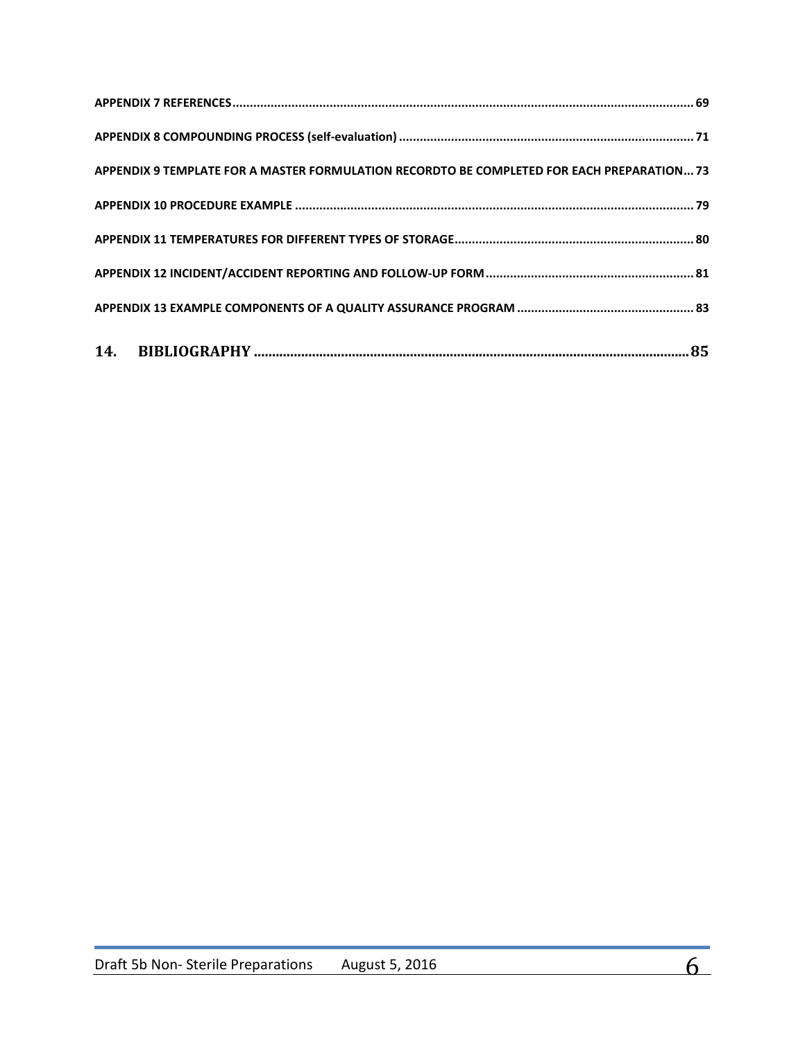APPENDIX 7 REFERENCES .................................................................................................................................... 69

APPENDIX 8 COMPOUNDING PROCESS (self-evaluation) .................................................................................... 71

APPENDIX 9 TEMPLATE FOR A MASTER FORMULATION RECORDTO BE COMPLETED FOR EACH PREPARATION... 73

APPENDIX 10 PROCEDURE EXAMPLE .................................................................................................................. 79

APPENDIX 11 TEMPERATURES FOR DIFFERENT TYPES OF STORAGE .................................................................... 80

APPENDIX 12 INCIDENT/ACCIDENT REPORTING AND FOLLOW-UP FORM ........................................................... 81

APPENDIX 13 EXAMPLE COMPONENTS OF A QUALITY ASSURANCE PROGRAM .................................................. 83

**14. BIBLIOGRAPHY ........................................................................................................................ 85**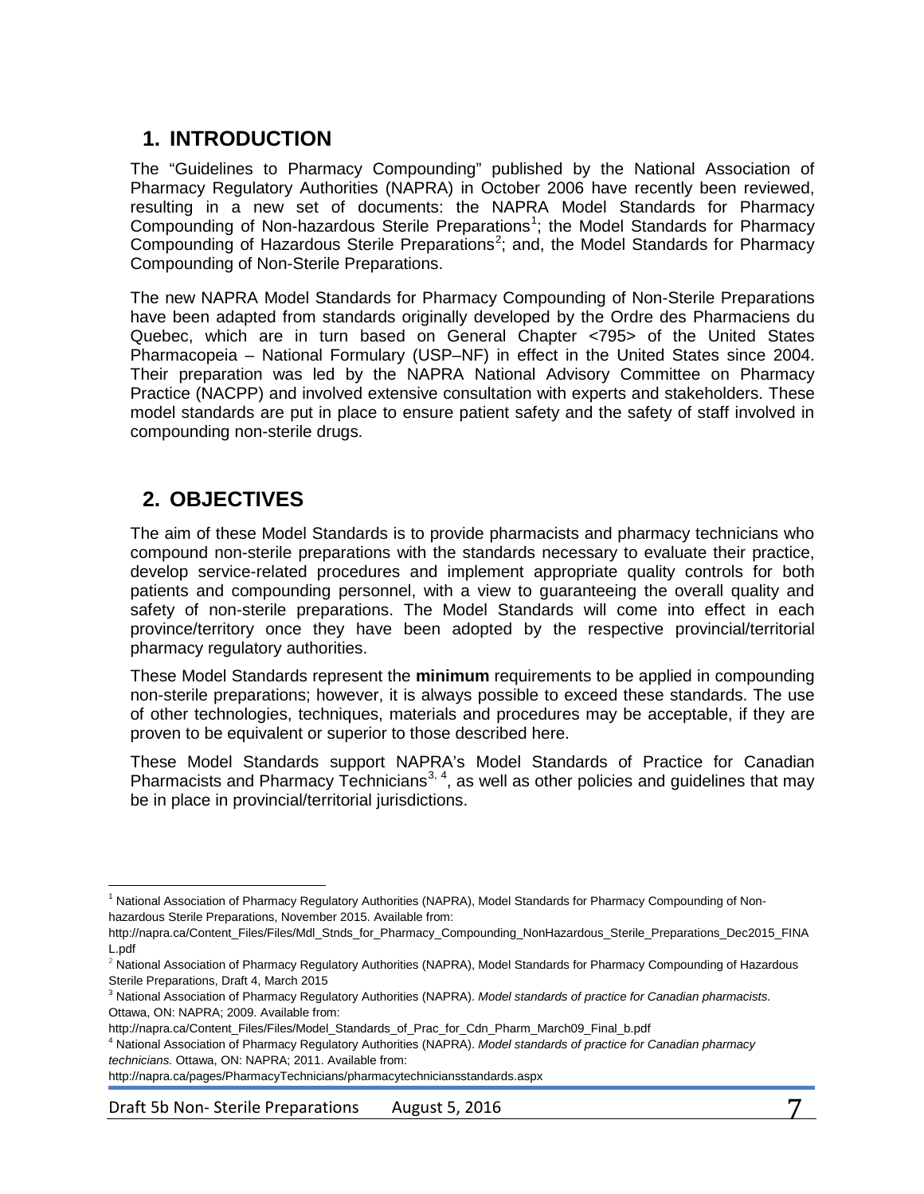## 1. INTRODUCTION

The "Guidelines to Pharmacy Compounding" published by the National Association of Pharmacy Regulatory Authorities (NAPRA) in October 2006 have recently been reviewed, resulting in a new set of documents: the NAPRA Model Standards for Pharmacy Compounding of Non-hazardous Sterile Preparations[1]; the Model Standards for Pharmacy Compounding of Hazardous Sterile Preparations[2]; and, the Model Standards for Pharmacy Compounding of Non-Sterile Preparations.

The new NAPRA Model Standards for Pharmacy Compounding of Non-Sterile Preparations have been adapted from standards originally developed by the Ordre des Pharmaciens du Quebec, which are in turn based on General Chapter <795> of the United States Pharmacopeia – National Formulary (USP–NF) in effect in the United States since 2004. Their preparation was led by the NAPRA National Advisory Committee on Pharmacy Practice (NACPP) and involved extensive consultation with experts and stakeholders. These model standards are put in place to ensure patient safety and the safety of staff involved in compounding non-sterile drugs.

## 2. OBJECTIVES

The aim of these Model Standards is to provide pharmacists and pharmacy technicians who compound non-sterile preparations with the standards necessary to evaluate their practice, develop service-related procedures and implement appropriate quality controls for both patients and compounding personnel, with a view to guaranteeing the overall quality and safety of non-sterile preparations. The Model Standards will come into effect in each province/territory once they have been adopted by the respective provincial/territorial pharmacy regulatory authorities.

These Model Standards represent the **minimum** requirements to be applied in compounding non-sterile preparations; however, it is always possible to exceed these standards. The use of other technologies, techniques, materials and procedures may be acceptable, if they are proven to be equivalent or superior to those described here.

These Model Standards support NAPRA's Model Standards of Practice for Canadian Pharmacists and Pharmacy Technicians[3, 4], as well as other policies and guidelines that may be in place in provincial/territorial jurisdictions.

---

[1] National Association of Pharmacy Regulatory Authorities (NAPRA), Model Standards for Pharmacy Compounding of Non-hazardous Sterile Preparations, November 2015. Available from: http://napra.ca/Content_Files/Files/Mdl_Stnds_for_Pharmacy_Compounding_NonHazardous_Sterile_Preparations_Dec2015_FINAL.pdf

[2] National Association of Pharmacy Regulatory Authorities (NAPRA), Model Standards for Pharmacy Compounding of Hazardous Sterile Preparations, Draft 4, March 2015

[3] National Association of Pharmacy Regulatory Authorities (NAPRA). *Model standards of practice for Canadian pharmacists.* Ottawa, ON: NAPRA; 2009. Available from: http://napra.ca/Content_Files/Files/Model_Standards_of_Prac_for_Cdn_Pharm_March09_Final_b.pdf

[4] National Association of Pharmacy Regulatory Authorities (NAPRA). *Model standards of practice for Canadian pharmacy technicians.* Ottawa, ON: NAPRA; 2011. Available from: http://napra.ca/pages/PharmacyTechnicians/pharmacytechniciansstandards.aspx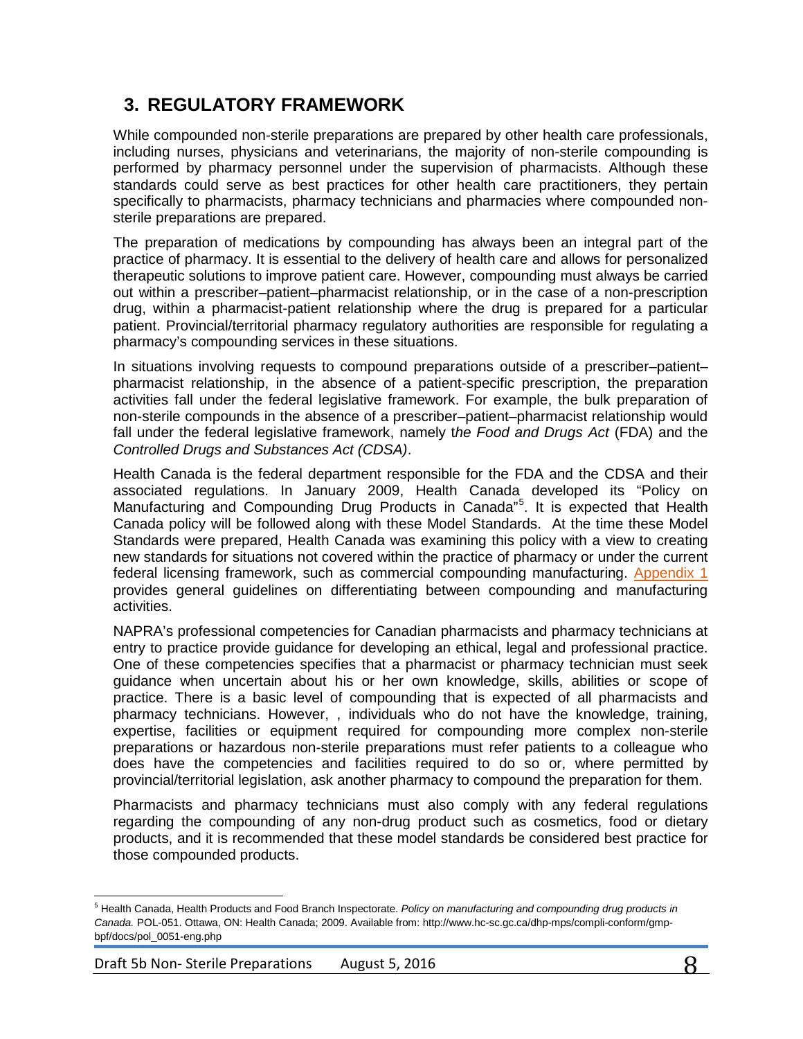## 3. REGULATORY FRAMEWORK

While compounded non-sterile preparations are prepared by other health care professionals, including nurses, physicians and veterinarians, the majority of non-sterile compounding is performed by pharmacy personnel under the supervision of pharmacists. Although these standards could serve as best practices for other health care practitioners, they pertain specifically to pharmacists, pharmacy technicians and pharmacies where compounded non-sterile preparations are prepared.

The preparation of medications by compounding has always been an integral part of the practice of pharmacy. It is essential to the delivery of health care and allows for personalized therapeutic solutions to improve patient care. However, compounding must always be carried out within a prescriber–patient–pharmacist relationship, or in the case of a non-prescription drug, within a pharmacist-patient relationship where the drug is prepared for a particular patient. Provincial/territorial pharmacy regulatory authorities are responsible for regulating a pharmacy's compounding services in these situations.

In situations involving requests to compound preparations outside of a prescriber–patient–pharmacist relationship, in the absence of a patient-specific prescription, the preparation activities fall under the federal legislative framework. For example, the bulk preparation of non-sterile compounds in the absence of a prescriber–patient–pharmacist relationship would fall under the federal legislative framework, namely t*he Food and Drugs Act* (FDA) and the *Controlled Drugs and Substances Act (CDSA)*.

Health Canada is the federal department responsible for the FDA and the CDSA and their associated regulations. In January 2009, Health Canada developed its "Policy on Manufacturing and Compounding Drug Products in Canada"[5]. It is expected that Health Canada policy will be followed along with these Model Standards. At the time these Model Standards were prepared, Health Canada was examining this policy with a view to creating new standards for situations not covered within the practice of pharmacy or under the current federal licensing framework, such as commercial compounding manufacturing. Appendix 1 provides general guidelines on differentiating between compounding and manufacturing activities.

NAPRA's professional competencies for Canadian pharmacists and pharmacy technicians at entry to practice provide guidance for developing an ethical, legal and professional practice. One of these competencies specifies that a pharmacist or pharmacy technician must seek guidance when uncertain about his or her own knowledge, skills, abilities or scope of practice. There is a basic level of compounding that is expected of all pharmacists and pharmacy technicians. However, , individuals who do not have the knowledge, training, expertise, facilities or equipment required for compounding more complex non-sterile preparations or hazardous non-sterile preparations must refer patients to a colleague who does have the competencies and facilities required to do so or, where permitted by provincial/territorial legislation, ask another pharmacy to compound the preparation for them.

Pharmacists and pharmacy technicians must also comply with any federal regulations regarding the compounding of any non-drug product such as cosmetics, food or dietary products, and it is recommended that these model standards be considered best practice for those compounded products.

---

[5] Health Canada, Health Products and Food Branch Inspectorate. *Policy on manufacturing and compounding drug products in Canada.* POL-051. Ottawa, ON: Health Canada; 2009. Available from: http://www.hc-sc.gc.ca/dhp-mps/compli-conform/gmp-bpf/docs/pol_0051-eng.php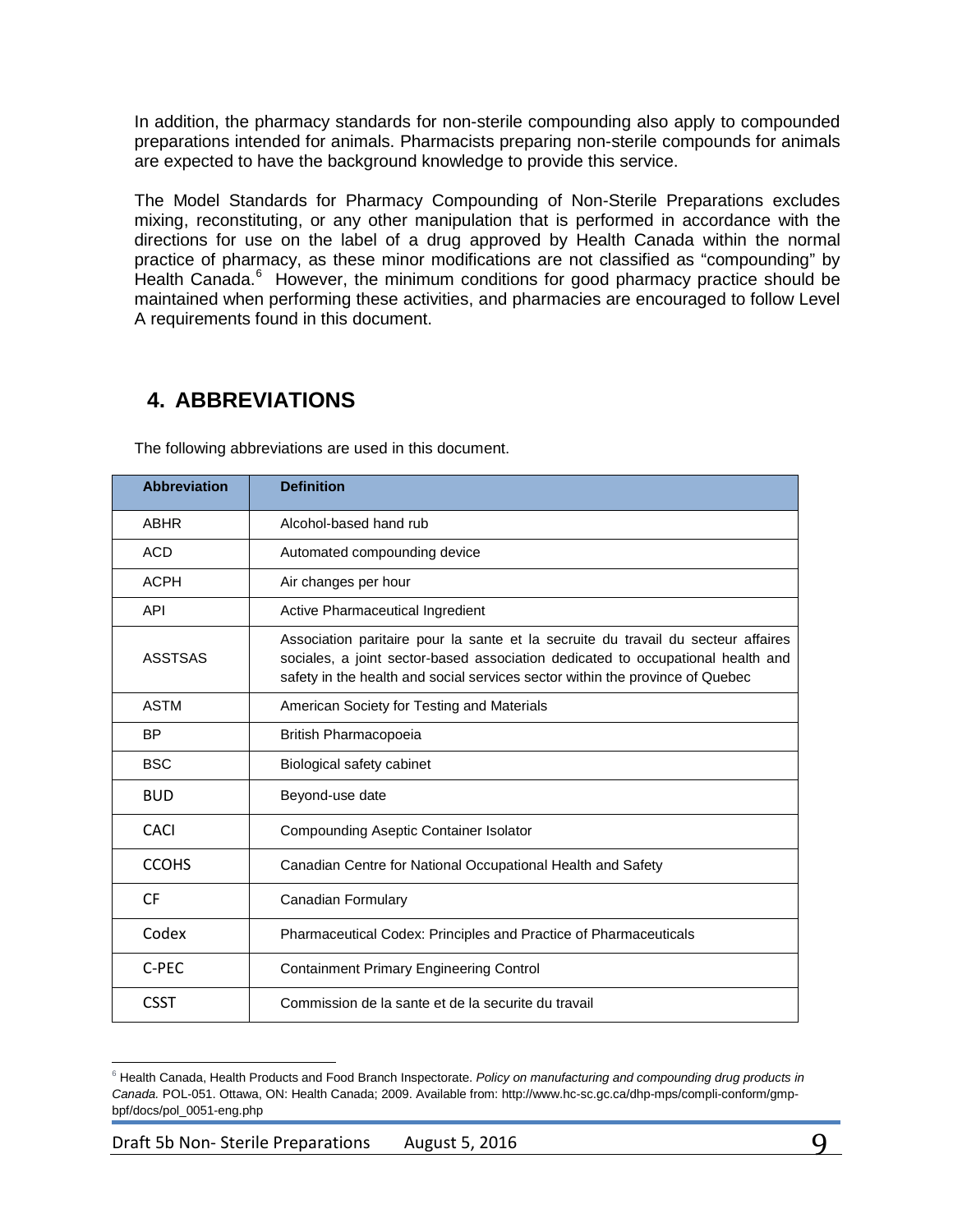In addition, the pharmacy standards for non-sterile compounding also apply to compounded preparations intended for animals. Pharmacists preparing non-sterile compounds for animals are expected to have the background knowledge to provide this service.

The Model Standards for Pharmacy Compounding of Non-Sterile Preparations excludes mixing, reconstituting, or any other manipulation that is performed in accordance with the directions for use on the label of a drug approved by Health Canada within the normal practice of pharmacy, as these minor modifications are not classified as "compounding" by Health Canada.[6] However, the minimum conditions for good pharmacy practice should be maintained when performing these activities, and pharmacies are encouraged to follow Level A requirements found in this document.

## 4. ABBREVIATIONS

The following abbreviations are used in this document.

| Abbreviation | Definition |
|---|---|
| ABHR | Alcohol-based hand rub |
| ACD | Automated compounding device |
| ACPH | Air changes per hour |
| API | Active Pharmaceutical Ingredient |
| ASSTSAS | Association paritaire pour la sante et la secruite du travail du secteur affaires sociales, a joint sector-based association dedicated to occupational health and safety in the health and social services sector within the province of Quebec |
| ASTM | American Society for Testing and Materials |
| BP | British Pharmacopoeia |
| BSC | Biological safety cabinet |
| BUD | Beyond-use date |
| CACI | Compounding Aseptic Container Isolator |
| CCOHS | Canadian Centre for National Occupational Health and Safety |
| CF | Canadian Formulary |
| Codex | Pharmaceutical Codex: Principles and Practice of Pharmaceuticals |
| C-PEC | Containment Primary Engineering Control |
| CSST | Commission de la sante et de la securite du travail |

[6] Health Canada, Health Products and Food Branch Inspectorate. *Policy on manufacturing and compounding drug products in Canada.* POL-051. Ottawa, ON: Health Canada; 2009. Available from: http://www.hc-sc.gc.ca/dhp-mps/compli-conform/gmp-bpf/docs/pol_0051-eng.php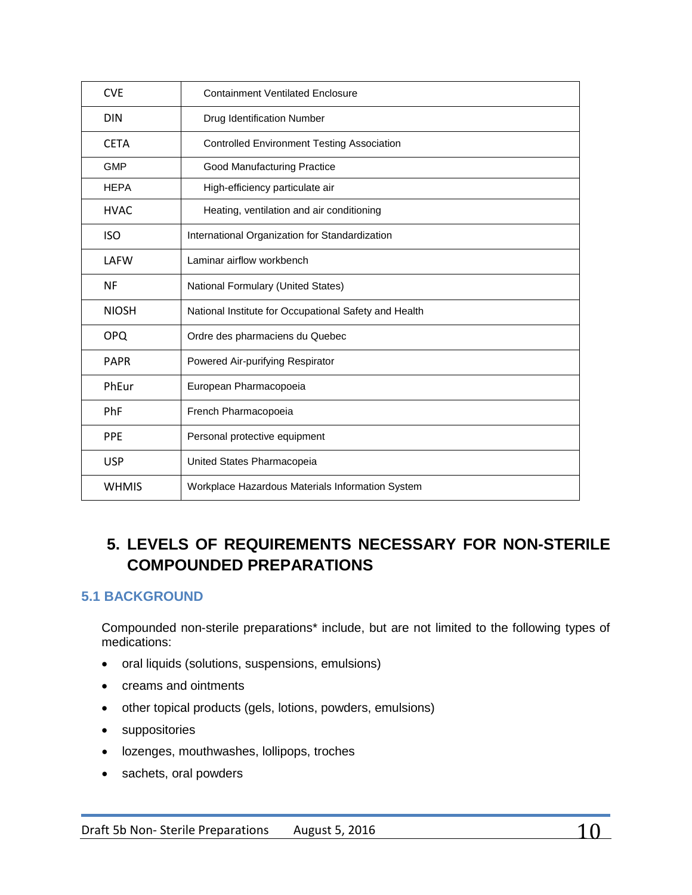| | |
|---|---|
| CVE | Containment Ventilated Enclosure |
| DIN | Drug Identification Number |
| CETA | Controlled Environment Testing Association |
| GMP | Good Manufacturing Practice |
| HEPA | High-efficiency particulate air |
| HVAC | Heating, ventilation and air conditioning |
| ISO | International Organization for Standardization |
| LAFW | Laminar airflow workbench |
| NF | National Formulary (United States) |
| NIOSH | National Institute for Occupational Safety and Health |
| OPQ | Ordre des pharmaciens du Quebec |
| PAPR | Powered Air-purifying Respirator |
| PhEur | European Pharmacopoeia |
| PhF | French Pharmacopoeia |
| PPE | Personal protective equipment |
| USP | United States Pharmacopeia |
| WHMIS | Workplace Hazardous Materials Information System |

# 5. LEVELS OF REQUIREMENTS NECESSARY FOR NON-STERILE COMPOUNDED PREPARATIONS

## 5.1 BACKGROUND

Compounded non-sterile preparations* include, but are not limited to the following types of medications:

- oral liquids (solutions, suspensions, emulsions)
- creams and ointments
- other topical products (gels, lotions, powders, emulsions)
- suppositories
- lozenges, mouthwashes, lollipops, troches
- sachets, oral powders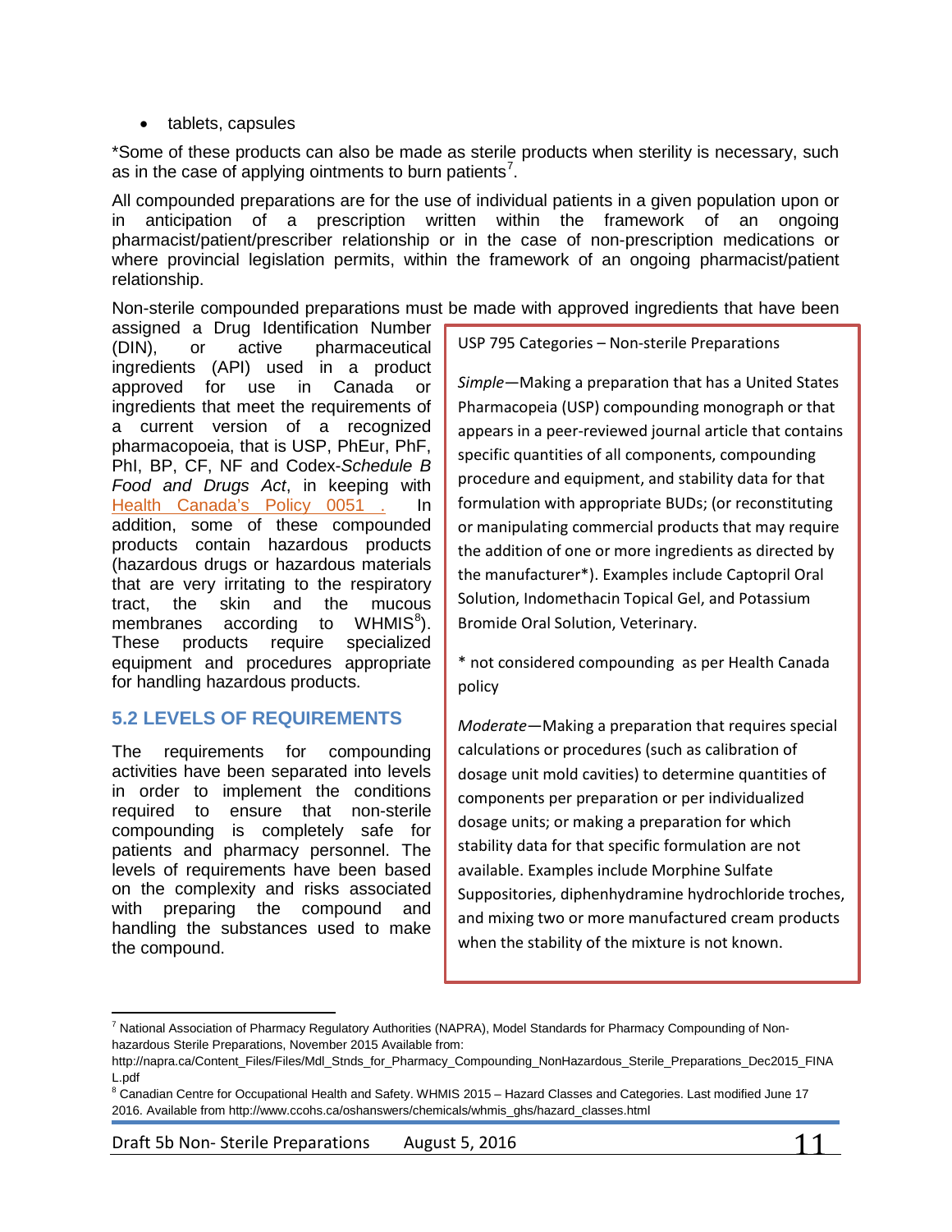- tablets, capsules

*Some of these products can also be made as sterile products when sterility is necessary, such as in the case of applying ointments to burn patients[7].

All compounded preparations are for the use of individual patients in a given population upon or in anticipation of a prescription written within the framework of an ongoing pharmacist/patient/prescriber relationship or in the case of non-prescription medications or where provincial legislation permits, within the framework of an ongoing pharmacist/patient relationship.

Non-sterile compounded preparations must be made with approved ingredients that have been assigned a Drug Identification Number (DIN), or active pharmaceutical ingredients (API) used in a product approved for use in Canada or ingredients that meet the requirements of a current version of a recognized pharmacopoeia, that is USP, PhEur, PhF, PhI, BP, CF, NF and Codex-*Schedule B Food and Drugs Act*, in keeping with Health Canada's Policy 0051 . In addition, some of these compounded products contain hazardous products (hazardous drugs or hazardous materials that are very irritating to the respiratory tract, the skin and the mucous membranes according to WHMIS[8]). These products require specialized equipment and procedures appropriate for handling hazardous products.

> USP 795 Categories – Non-sterile Preparations
>
> *Simple*—Making a preparation that has a United States Pharmacopeia (USP) compounding monograph or that appears in a peer-reviewed journal article that contains specific quantities of all components, compounding procedure and equipment, and stability data for that formulation with appropriate BUDs; (or reconstituting or manipulating commercial products that may require the addition of one or more ingredients as directed by the manufacturer*). Examples include Captopril Oral Solution, Indomethacin Topical Gel, and Potassium Bromide Oral Solution, Veterinary.
>
> * not considered compounding as per Health Canada policy
>
> *Moderate*—Making a preparation that requires special calculations or procedures (such as calibration of dosage unit mold cavities) to determine quantities of components per preparation or per individualized dosage units; or making a preparation for which stability data for that specific formulation are not available. Examples include Morphine Sulfate Suppositories, diphenhydramine hydrochloride troches, and mixing two or more manufactured cream products when the stability of the mixture is not known.

## 5.2 LEVELS OF REQUIREMENTS

The requirements for compounding activities have been separated into levels in order to implement the conditions required to ensure that non-sterile compounding is completely safe for patients and pharmacy personnel. The levels of requirements have been based on the complexity and risks associated with preparing the compound and handling the substances used to make the compound.

---

[7] National Association of Pharmacy Regulatory Authorities (NAPRA), Model Standards for Pharmacy Compounding of Non-hazardous Sterile Preparations, November 2015 Available from: http://napra.ca/Content_Files/Files/Mdl_Stnds_for_Pharmacy_Compounding_NonHazardous_Sterile_Preparations_Dec2015_FINAL.pdf

[8] Canadian Centre for Occupational Health and Safety. WHMIS 2015 – Hazard Classes and Categories. Last modified June 17 2016. Available from http://www.ccohs.ca/oshanswers/chemicals/whmis_ghs/hazard_classes.html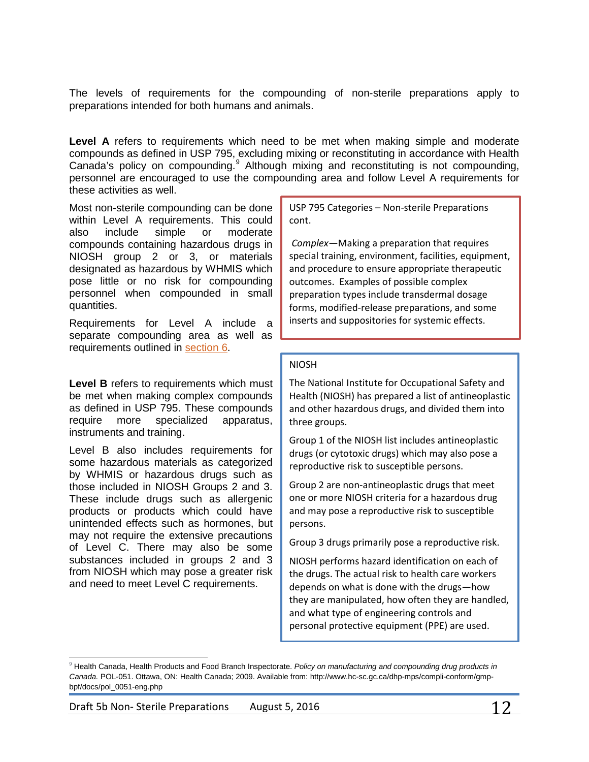The levels of requirements for the compounding of non-sterile preparations apply to preparations intended for both humans and animals.

**Level A** refers to requirements which need to be met when making simple and moderate compounds as defined in USP 795, excluding mixing or reconstituting in accordance with Health Canada's policy on compounding.[9] Although mixing and reconstituting is not compounding, personnel are encouraged to use the compounding area and follow Level A requirements for these activities as well.

Most non-sterile compounding can be done within Level A requirements. This could also include simple or moderate compounds containing hazardous drugs in NIOSH group 2 or 3, or materials designated as hazardous by WHMIS which pose little or no risk for compounding personnel when compounded in small quantities.

Requirements for Level A include a separate compounding area as well as requirements outlined in section 6.

> USP 795 Categories – Non-sterile Preparations cont.
>
> *Complex*—Making a preparation that requires special training, environment, facilities, equipment, and procedure to ensure appropriate therapeutic outcomes. Examples of possible complex preparation types include transdermal dosage forms, modified-release preparations, and some inserts and suppositories for systemic effects.

**Level B** refers to requirements which must be met when making complex compounds as defined in USP 795. These compounds require more specialized apparatus, instruments and training.

Level B also includes requirements for some hazardous materials as categorized by WHMIS or hazardous drugs such as those included in NIOSH Groups 2 and 3. These include drugs such as allergenic products or products which could have unintended effects such as hormones, but may not require the extensive precautions of Level C. There may also be some substances included in groups 2 and 3 from NIOSH which may pose a greater risk and need to meet Level C requirements.

> NIOSH
>
> The National Institute for Occupational Safety and Health (NIOSH) has prepared a list of antineoplastic and other hazardous drugs, and divided them into three groups.
>
> Group 1 of the NIOSH list includes antineoplastic drugs (or cytotoxic drugs) which may also pose a reproductive risk to susceptible persons.
>
> Group 2 are non-antineoplastic drugs that meet one or more NIOSH criteria for a hazardous drug and may pose a reproductive risk to susceptible persons.
>
> Group 3 drugs primarily pose a reproductive risk.
>
> NIOSH performs hazard identification on each of the drugs. The actual risk to health care workers depends on what is done with the drugs—how they are manipulated, how often they are handled, and what type of engineering controls and personal protective equipment (PPE) are used.

---

[9] Health Canada, Health Products and Food Branch Inspectorate. *Policy on manufacturing and compounding drug products in Canada.* POL-051. Ottawa, ON: Health Canada; 2009. Available from: http://www.hc-sc.gc.ca/dhp-mps/compli-conform/gmp-bpf/docs/pol_0051-eng.php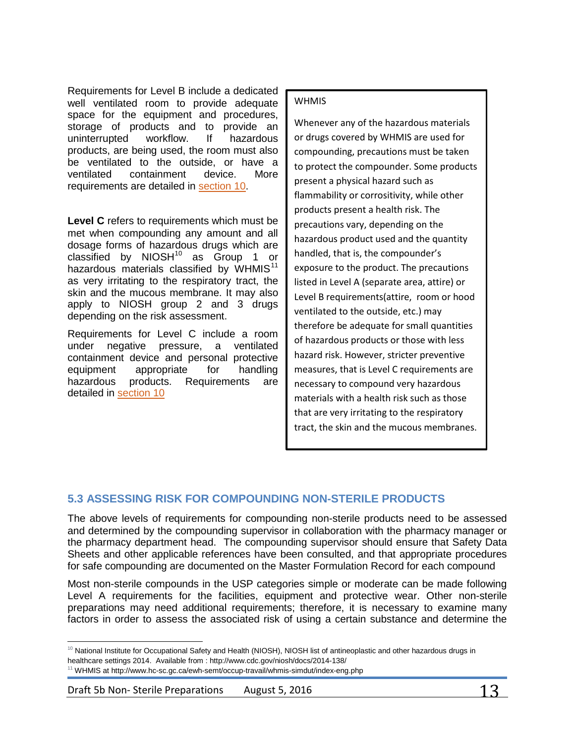Requirements for Level B include a dedicated well ventilated room to provide adequate space for the equipment and procedures, storage of products and to provide an uninterrupted workflow. If hazardous products, are being used, the room must also be ventilated to the outside, or have a ventilated containment device. More requirements are detailed in section 10.

**Level C** refers to requirements which must be met when compounding any amount and all dosage forms of hazardous drugs which are classified by NIOSH[10] as Group 1 or hazardous materials classified by WHMIS[11] as very irritating to the respiratory tract, the skin and the mucous membrane. It may also apply to NIOSH group 2 and 3 drugs depending on the risk assessment.

Requirements for Level C include a room under negative pressure, a ventilated containment device and personal protective equipment appropriate for handling hazardous products. Requirements are detailed in section 10

> WHMIS
>
> Whenever any of the hazardous materials or drugs covered by WHMIS are used for compounding, precautions must be taken to protect the compounder. Some products present a physical hazard such as flammability or corrositivity, while other products present a health risk. The precautions vary, depending on the hazardous product used and the quantity handled, that is, the compounder's exposure to the product. The precautions listed in Level A (separate area, attire) or Level B requirements(attire, room or hood ventilated to the outside, etc.) may therefore be adequate for small quantities of hazardous products or those with less hazard risk. However, stricter preventive measures, that is Level C requirements are necessary to compound very hazardous materials with a health risk such as those that are very irritating to the respiratory tract, the skin and the mucous membranes.

### 5.3 ASSESSING RISK FOR COMPOUNDING NON-STERILE PRODUCTS

The above levels of requirements for compounding non-sterile products need to be assessed and determined by the compounding supervisor in collaboration with the pharmacy manager or the pharmacy department head. The compounding supervisor should ensure that Safety Data Sheets and other applicable references have been consulted, and that appropriate procedures for safe compounding are documented on the Master Formulation Record for each compound

Most non-sterile compounds in the USP categories simple or moderate can be made following Level A requirements for the facilities, equipment and protective wear. Other non-sterile preparations may need additional requirements; therefore, it is necessary to examine many factors in order to assess the associated risk of using a certain substance and determine the

---

[10] National Institute for Occupational Safety and Health (NIOSH), NIOSH list of antineoplastic and other hazardous drugs in healthcare settings 2014. Available from : http://www.cdc.gov/niosh/docs/2014-138/

[11] WHMIS at http://www.hc-sc.gc.ca/ewh-semt/occup-travail/whmis-simdut/index-eng.php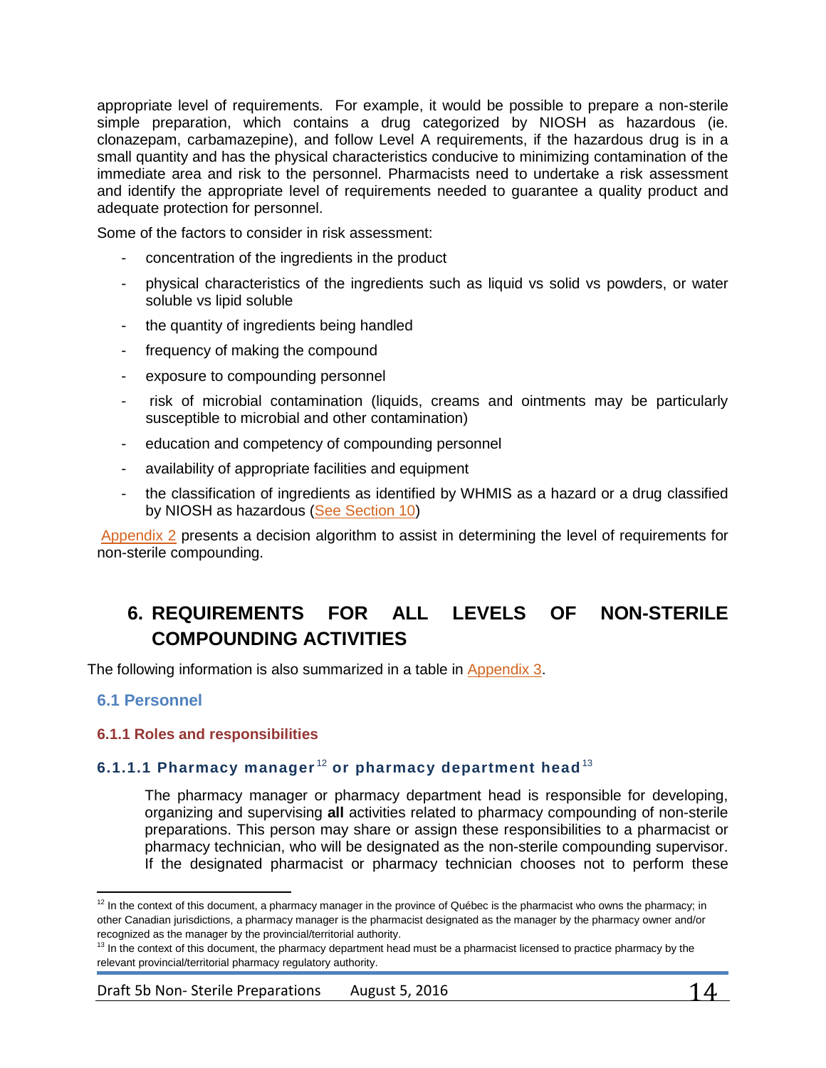appropriate level of requirements. For example, it would be possible to prepare a non-sterile simple preparation, which contains a drug categorized by NIOSH as hazardous (ie. clonazepam, carbamazepine), and follow Level A requirements, if the hazardous drug is in a small quantity and has the physical characteristics conducive to minimizing contamination of the immediate area and risk to the personnel. Pharmacists need to undertake a risk assessment and identify the appropriate level of requirements needed to guarantee a quality product and adequate protection for personnel.

Some of the factors to consider in risk assessment:

- concentration of the ingredients in the product
- physical characteristics of the ingredients such as liquid vs solid vs powders, or water soluble vs lipid soluble
- the quantity of ingredients being handled
- frequency of making the compound
- exposure to compounding personnel
- risk of microbial contamination (liquids, creams and ointments may be particularly susceptible to microbial and other contamination)
- education and competency of compounding personnel
- availability of appropriate facilities and equipment
- the classification of ingredients as identified by WHMIS as a hazard or a drug classified by NIOSH as hazardous (See Section 10)

Appendix 2 presents a decision algorithm to assist in determining the level of requirements for non-sterile compounding.

# 6. REQUIREMENTS FOR ALL LEVELS OF NON-STERILE COMPOUNDING ACTIVITIES

The following information is also summarized in a table in Appendix 3.

## 6.1 Personnel

### 6.1.1 Roles and responsibilities

#### 6.1.1.1 Pharmacy manager[12] or pharmacy department head[13]

The pharmacy manager or pharmacy department head is responsible for developing, organizing and supervising **all** activities related to pharmacy compounding of non-sterile preparations. This person may share or assign these responsibilities to a pharmacist or pharmacy technician, who will be designated as the non-sterile compounding supervisor. If the designated pharmacist or pharmacy technician chooses not to perform these

---

[12] In the context of this document, a pharmacy manager in the province of Québec is the pharmacist who owns the pharmacy; in other Canadian jurisdictions, a pharmacy manager is the pharmacist designated as the manager by the pharmacy owner and/or recognized as the manager by the provincial/territorial authority.

[13] In the context of this document, the pharmacy department head must be a pharmacist licensed to practice pharmacy by the relevant provincial/territorial pharmacy regulatory authority.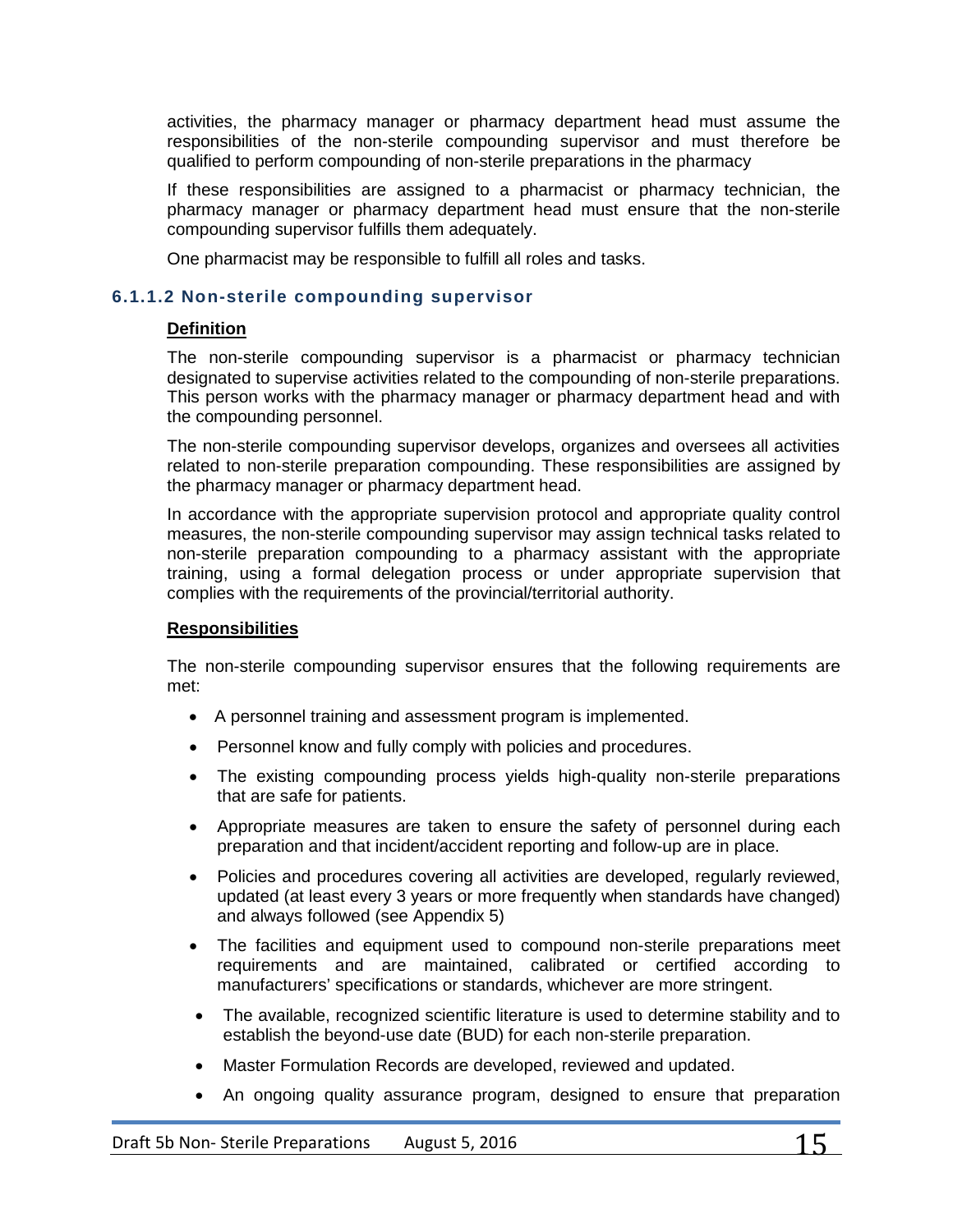activities, the pharmacy manager or pharmacy department head must assume the responsibilities of the non-sterile compounding supervisor and must therefore be qualified to perform compounding of non-sterile preparations in the pharmacy

If these responsibilities are assigned to a pharmacist or pharmacy technician, the pharmacy manager or pharmacy department head must ensure that the non-sterile compounding supervisor fulfills them adequately.

One pharmacist may be responsible to fulfill all roles and tasks.

#### 6.1.1.2 Non-sterile compounding supervisor

**Definition**

The non-sterile compounding supervisor is a pharmacist or pharmacy technician designated to supervise activities related to the compounding of non-sterile preparations. This person works with the pharmacy manager or pharmacy department head and with the compounding personnel.

The non-sterile compounding supervisor develops, organizes and oversees all activities related to non-sterile preparation compounding. These responsibilities are assigned by the pharmacy manager or pharmacy department head.

In accordance with the appropriate supervision protocol and appropriate quality control measures, the non-sterile compounding supervisor may assign technical tasks related to non-sterile preparation compounding to a pharmacy assistant with the appropriate training, using a formal delegation process or under appropriate supervision that complies with the requirements of the provincial/territorial authority.

**Responsibilities**

The non-sterile compounding supervisor ensures that the following requirements are met:

- A personnel training and assessment program is implemented.
- Personnel know and fully comply with policies and procedures.
- The existing compounding process yields high-quality non-sterile preparations that are safe for patients.
- Appropriate measures are taken to ensure the safety of personnel during each preparation and that incident/accident reporting and follow-up are in place.
- Policies and procedures covering all activities are developed, regularly reviewed, updated (at least every 3 years or more frequently when standards have changed) and always followed (see Appendix 5)
- The facilities and equipment used to compound non-sterile preparations meet requirements and are maintained, calibrated or certified according to manufacturers' specifications or standards, whichever are more stringent.
- The available, recognized scientific literature is used to determine stability and to establish the beyond-use date (BUD) for each non-sterile preparation.
- Master Formulation Records are developed, reviewed and updated.
- An ongoing quality assurance program, designed to ensure that preparation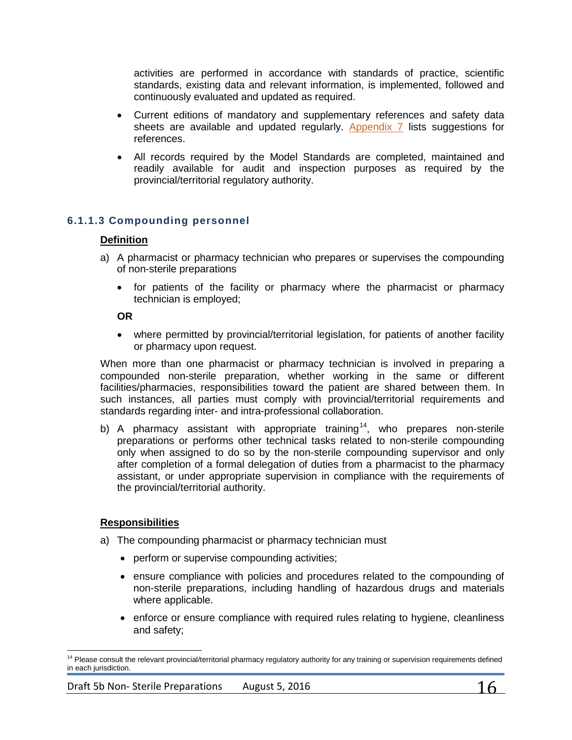activities are performed in accordance with standards of practice, scientific standards, existing data and relevant information, is implemented, followed and continuously evaluated and updated as required.

- Current editions of mandatory and supplementary references and safety data sheets are available and updated regularly. Appendix 7 lists suggestions for references.
- All records required by the Model Standards are completed, maintained and readily available for audit and inspection purposes as required by the provincial/territorial regulatory authority.

#### 6.1.1.3 Compounding personnel

**Definition**

a) A pharmacist or pharmacy technician who prepares or supervises the compounding of non-sterile preparations

- for patients of the facility or pharmacy where the pharmacist or pharmacy technician is employed;

**OR**

- where permitted by provincial/territorial legislation, for patients of another facility or pharmacy upon request.

When more than one pharmacist or pharmacy technician is involved in preparing a compounded non-sterile preparation, whether working in the same or different facilities/pharmacies, responsibilities toward the patient are shared between them. In such instances, all parties must comply with provincial/territorial requirements and standards regarding inter- and intra-professional collaboration.

b) A pharmacy assistant with appropriate training[14], who prepares non-sterile preparations or performs other technical tasks related to non-sterile compounding only when assigned to do so by the non-sterile compounding supervisor and only after completion of a formal delegation of duties from a pharmacist to the pharmacy assistant, or under appropriate supervision in compliance with the requirements of the provincial/territorial authority.

**Responsibilities**

a) The compounding pharmacist or pharmacy technician must

- perform or supervise compounding activities;
- ensure compliance with policies and procedures related to the compounding of non-sterile preparations, including handling of hazardous drugs and materials where applicable.
- enforce or ensure compliance with required rules relating to hygiene, cleanliness and safety;

[14] Please consult the relevant provincial/territorial pharmacy regulatory authority for any training or supervision requirements defined in each jurisdiction.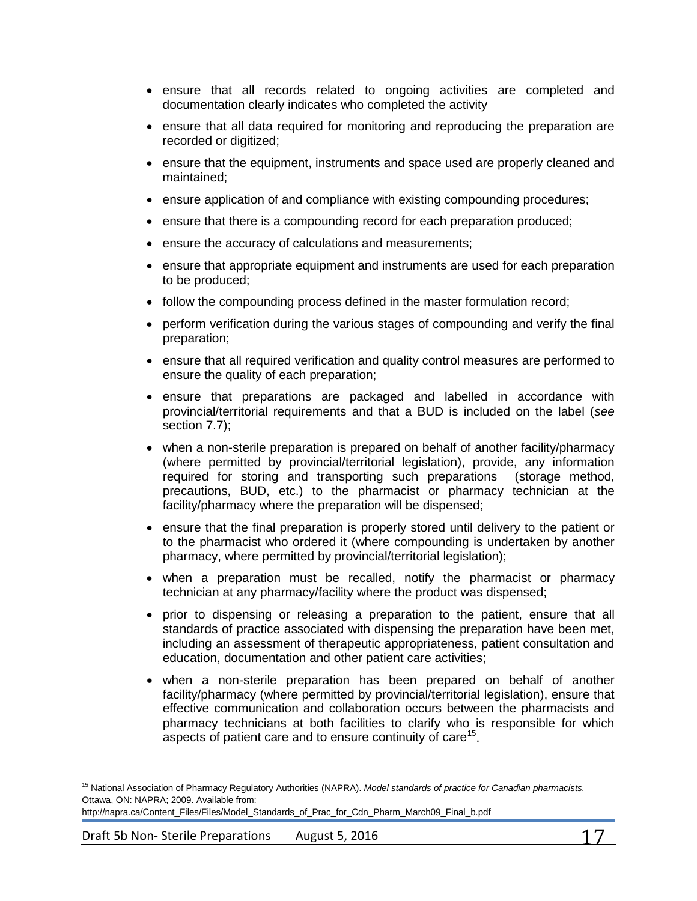- ensure that all records related to ongoing activities are completed and documentation clearly indicates who completed the activity
- ensure that all data required for monitoring and reproducing the preparation are recorded or digitized;
- ensure that the equipment, instruments and space used are properly cleaned and maintained;
- ensure application of and compliance with existing compounding procedures;
- ensure that there is a compounding record for each preparation produced;
- ensure the accuracy of calculations and measurements;
- ensure that appropriate equipment and instruments are used for each preparation to be produced;
- follow the compounding process defined in the master formulation record;
- perform verification during the various stages of compounding and verify the final preparation;
- ensure that all required verification and quality control measures are performed to ensure the quality of each preparation;
- ensure that preparations are packaged and labelled in accordance with provincial/territorial requirements and that a BUD is included on the label (*see* section 7.7);
- when a non-sterile preparation is prepared on behalf of another facility/pharmacy (where permitted by provincial/territorial legislation), provide, any information required for storing and transporting such preparations (storage method, precautions, BUD, etc.) to the pharmacist or pharmacy technician at the facility/pharmacy where the preparation will be dispensed;
- ensure that the final preparation is properly stored until delivery to the patient or to the pharmacist who ordered it (where compounding is undertaken by another pharmacy, where permitted by provincial/territorial legislation);
- when a preparation must be recalled, notify the pharmacist or pharmacy technician at any pharmacy/facility where the product was dispensed;
- prior to dispensing or releasing a preparation to the patient, ensure that all standards of practice associated with dispensing the preparation have been met, including an assessment of therapeutic appropriateness, patient consultation and education, documentation and other patient care activities;
- when a non-sterile preparation has been prepared on behalf of another facility/pharmacy (where permitted by provincial/territorial legislation), ensure that effective communication and collaboration occurs between the pharmacists and pharmacy technicians at both facilities to clarify who is responsible for which aspects of patient care and to ensure continuity of care[15].

[15] National Association of Pharmacy Regulatory Authorities (NAPRA). *Model standards of practice for Canadian pharmacists.* Ottawa, ON: NAPRA; 2009. Available from: http://napra.ca/Content_Files/Files/Model_Standards_of_Prac_for_Cdn_Pharm_March09_Final_b.pdf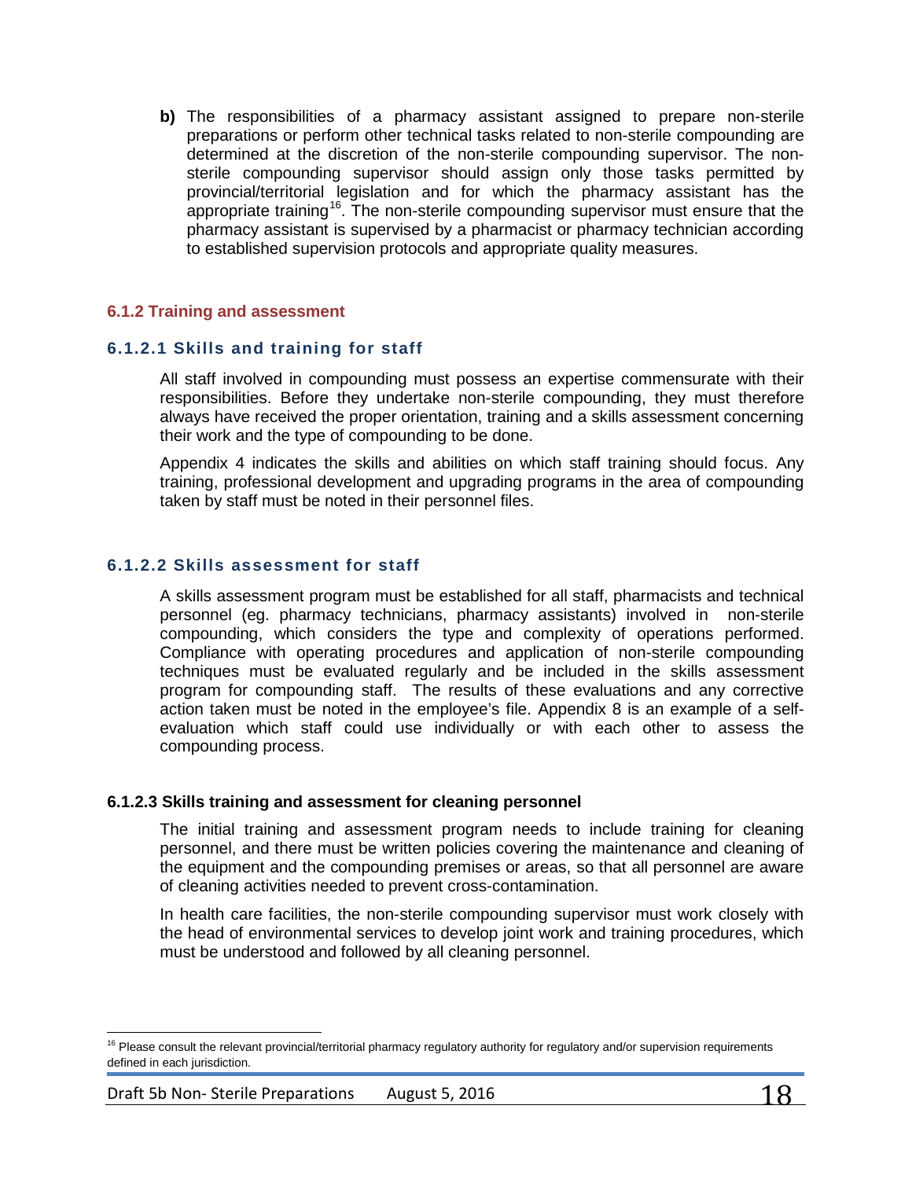**b)** The responsibilities of a pharmacy assistant assigned to prepare non-sterile preparations or perform other technical tasks related to non-sterile compounding are determined at the discretion of the non-sterile compounding supervisor. The non-sterile compounding supervisor should assign only those tasks permitted by provincial/territorial legislation and for which the pharmacy assistant has the appropriate training[16]. The non-sterile compounding supervisor must ensure that the pharmacy assistant is supervised by a pharmacist or pharmacy technician according to established supervision protocols and appropriate quality measures.

### 6.1.2 Training and assessment

#### 6.1.2.1 Skills and training for staff

All staff involved in compounding must possess an expertise commensurate with their responsibilities. Before they undertake non-sterile compounding, they must therefore always have received the proper orientation, training and a skills assessment concerning their work and the type of compounding to be done.

Appendix 4 indicates the skills and abilities on which staff training should focus. Any training, professional development and upgrading programs in the area of compounding taken by staff must be noted in their personnel files.

#### 6.1.2.2 Skills assessment for staff

A skills assessment program must be established for all staff, pharmacists and technical personnel (eg. pharmacy technicians, pharmacy assistants) involved in non-sterile compounding, which considers the type and complexity of operations performed. Compliance with operating procedures and application of non-sterile compounding techniques must be evaluated regularly and be included in the skills assessment program for compounding staff. The results of these evaluations and any corrective action taken must be noted in the employee's file. Appendix 8 is an example of a self-evaluation which staff could use individually or with each other to assess the compounding process.

#### 6.1.2.3 Skills training and assessment for cleaning personnel

The initial training and assessment program needs to include training for cleaning personnel, and there must be written policies covering the maintenance and cleaning of the equipment and the compounding premises or areas, so that all personnel are aware of cleaning activities needed to prevent cross-contamination.

In health care facilities, the non-sterile compounding supervisor must work closely with the head of environmental services to develop joint work and training procedures, which must be understood and followed by all cleaning personnel.

---

[16] Please consult the relevant provincial/territorial pharmacy regulatory authority for regulatory and/or supervision requirements defined in each jurisdiction.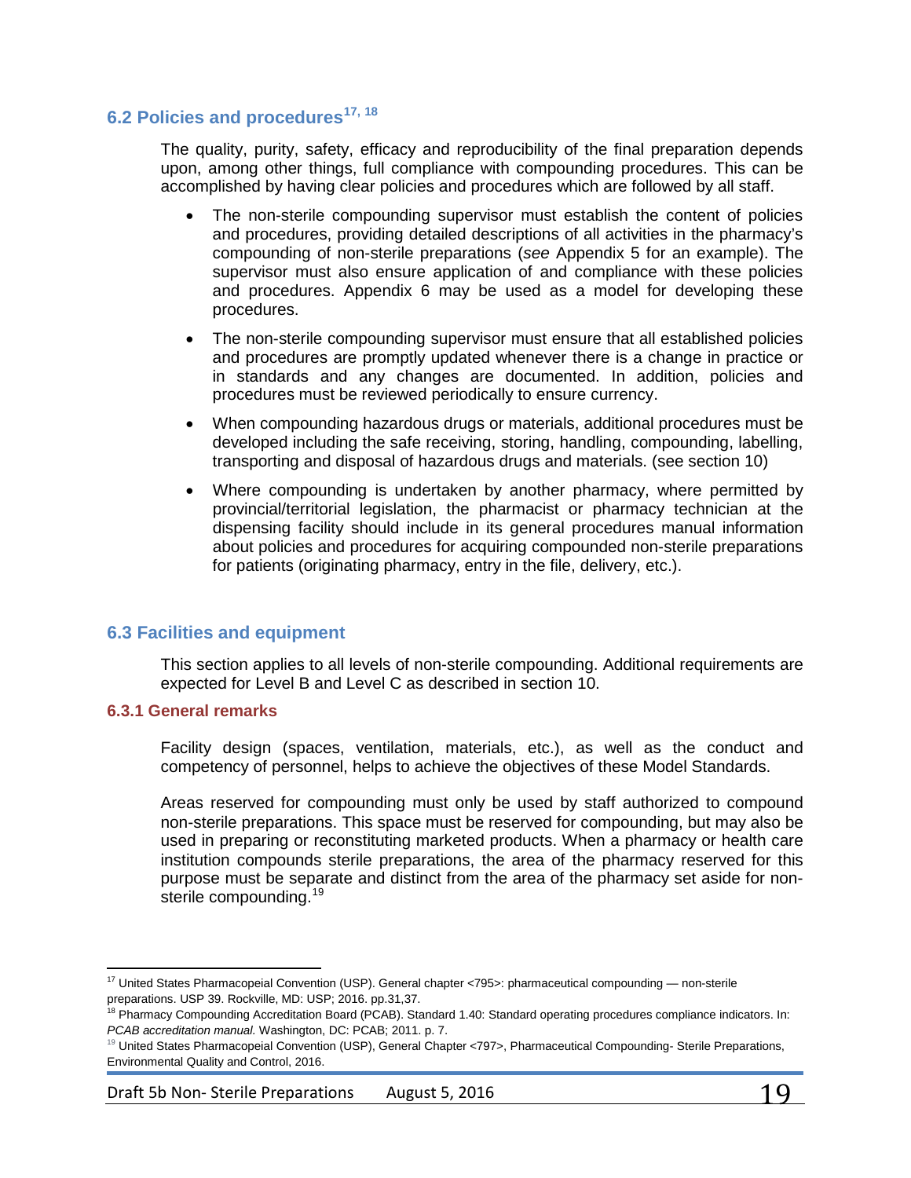## 6.2 Policies and procedures[17, 18]

The quality, purity, safety, efficacy and reproducibility of the final preparation depends upon, among other things, full compliance with compounding procedures. This can be accomplished by having clear policies and procedures which are followed by all staff.

- The non-sterile compounding supervisor must establish the content of policies and procedures, providing detailed descriptions of all activities in the pharmacy's compounding of non-sterile preparations (*see* Appendix 5 for an example). The supervisor must also ensure application of and compliance with these policies and procedures. Appendix 6 may be used as a model for developing these procedures.
- The non-sterile compounding supervisor must ensure that all established policies and procedures are promptly updated whenever there is a change in practice or in standards and any changes are documented. In addition, policies and procedures must be reviewed periodically to ensure currency.
- When compounding hazardous drugs or materials, additional procedures must be developed including the safe receiving, storing, handling, compounding, labelling, transporting and disposal of hazardous drugs and materials. (see section 10)
- Where compounding is undertaken by another pharmacy, where permitted by provincial/territorial legislation, the pharmacist or pharmacy technician at the dispensing facility should include in its general procedures manual information about policies and procedures for acquiring compounded non-sterile preparations for patients (originating pharmacy, entry in the file, delivery, etc.).

## 6.3 Facilities and equipment

This section applies to all levels of non-sterile compounding. Additional requirements are expected for Level B and Level C as described in section 10.

### 6.3.1 General remarks

Facility design (spaces, ventilation, materials, etc.), as well as the conduct and competency of personnel, helps to achieve the objectives of these Model Standards.

Areas reserved for compounding must only be used by staff authorized to compound non-sterile preparations. This space must be reserved for compounding, but may also be used in preparing or reconstituting marketed products. When a pharmacy or health care institution compounds sterile preparations, the area of the pharmacy reserved for this purpose must be separate and distinct from the area of the pharmacy set aside for non-sterile compounding.[19]

---

[17] United States Pharmacopeial Convention (USP). General chapter <795>: pharmaceutical compounding — non-sterile preparations. USP 39. Rockville, MD: USP; 2016. pp.31,37.

[18] Pharmacy Compounding Accreditation Board (PCAB). Standard 1.40: Standard operating procedures compliance indicators. In: *PCAB accreditation manual.* Washington, DC: PCAB; 2011. p. 7.

[19] United States Pharmacopeial Convention (USP), General Chapter <797>, Pharmaceutical Compounding- Sterile Preparations, Environmental Quality and Control, 2016.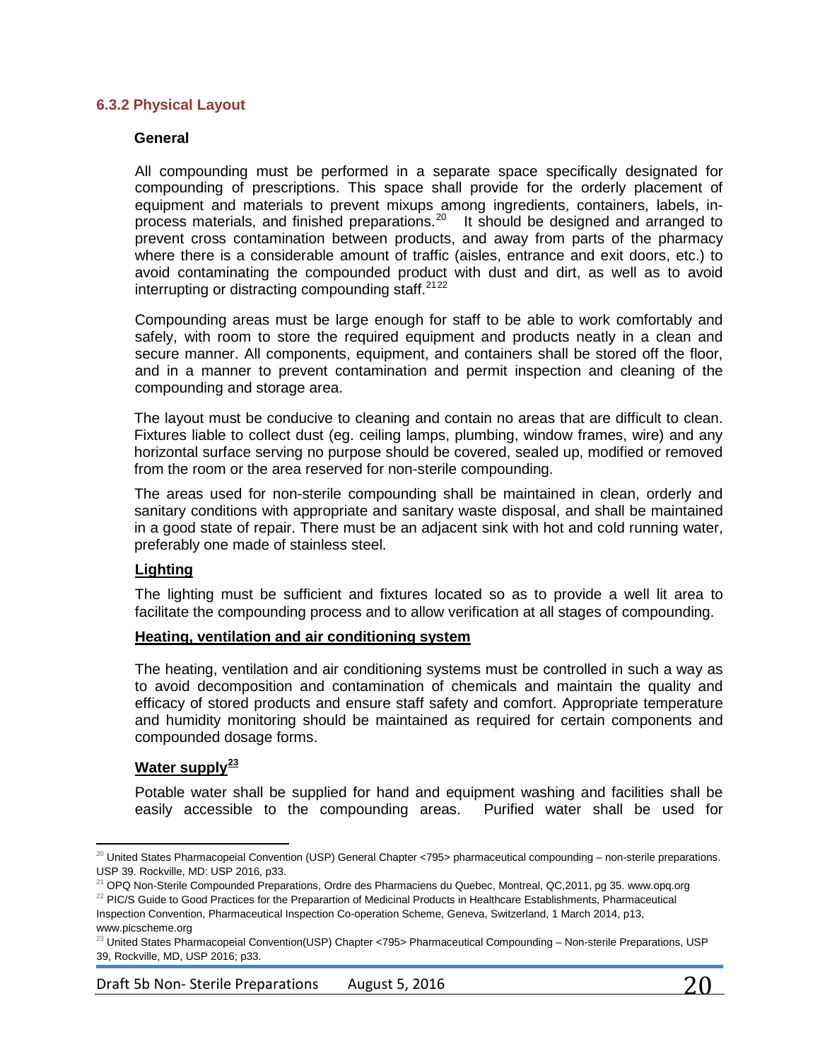### 6.3.2 Physical Layout

**General**

All compounding must be performed in a separate space specifically designated for compounding of prescriptions. This space shall provide for the orderly placement of equipment and materials to prevent mixups among ingredients, containers, labels, in-process materials, and finished preparations.[20] It should be designed and arranged to prevent cross contamination between products, and away from parts of the pharmacy where there is a considerable amount of traffic (aisles, entrance and exit doors, etc.) to avoid contaminating the compounded product with dust and dirt, as well as to avoid interrupting or distracting compounding staff.[21][22]

Compounding areas must be large enough for staff to be able to work comfortably and safely, with room to store the required equipment and products neatly in a clean and secure manner. All components, equipment, and containers shall be stored off the floor, and in a manner to prevent contamination and permit inspection and cleaning of the compounding and storage area.

The layout must be conducive to cleaning and contain no areas that are difficult to clean. Fixtures liable to collect dust (eg. ceiling lamps, plumbing, window frames, wire) and any horizontal surface serving no purpose should be covered, sealed up, modified or removed from the room or the area reserved for non-sterile compounding.

The areas used for non-sterile compounding shall be maintained in clean, orderly and sanitary conditions with appropriate and sanitary waste disposal, and shall be maintained in a good state of repair. There must be an adjacent sink with hot and cold running water, preferably one made of stainless steel.

**Lighting**

The lighting must be sufficient and fixtures located so as to provide a well lit area to facilitate the compounding process and to allow verification at all stages of compounding.

**Heating, ventilation and air conditioning system**

The heating, ventilation and air conditioning systems must be controlled in such a way as to avoid decomposition and contamination of chemicals and maintain the quality and efficacy of stored products and ensure staff safety and comfort. Appropriate temperature and humidity monitoring should be maintained as required for certain components and compounded dosage forms.

**Water supply[23]**

Potable water shall be supplied for hand and equipment washing and facilities shall be easily accessible to the compounding areas. Purified water shall be used for

---

[20] United States Pharmacopeial Convention (USP) General Chapter <795> pharmaceutical compounding – non-sterile preparations. USP 39. Rockville, MD: USP 2016, p33.

[21] OPQ Non-Sterile Compounded Preparations, Ordre des Pharmaciens du Quebec, Montreal, QC,2011, pg 35. www.opq.org

[22] PIC/S Guide to Good Practices for the Preparartion of Medicinal Products in Healthcare Establishments, Pharmaceutical Inspection Convention, Pharmaceutical Inspection Co-operation Scheme, Geneva, Switzerland, 1 March 2014, p13, www.picscheme.org

[23] United States Pharmacopeial Convention(USP) Chapter <795> Pharmaceutical Compounding – Non-sterile Preparations, USP 39, Rockville, MD, USP 2016; p33.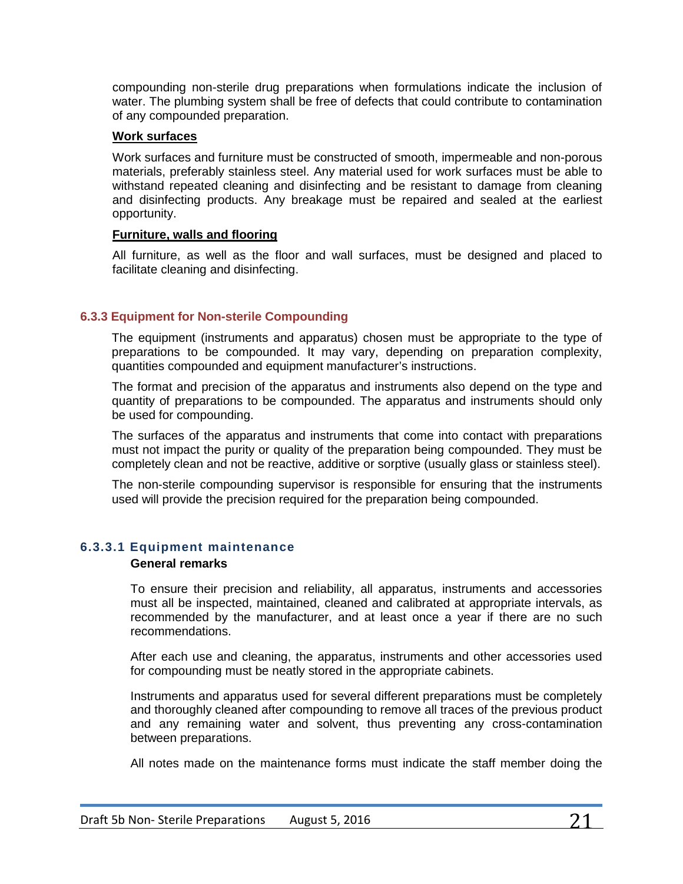compounding non-sterile drug preparations when formulations indicate the inclusion of water. The plumbing system shall be free of defects that could contribute to contamination of any compounded preparation.

**Work surfaces**

Work surfaces and furniture must be constructed of smooth, impermeable and non-porous materials, preferably stainless steel. Any material used for work surfaces must be able to withstand repeated cleaning and disinfecting and be resistant to damage from cleaning and disinfecting products. Any breakage must be repaired and sealed at the earliest opportunity.

**Furniture, walls and flooring**

All furniture, as well as the floor and wall surfaces, must be designed and placed to facilitate cleaning and disinfecting.

### 6.3.3 Equipment for Non-sterile Compounding

The equipment (instruments and apparatus) chosen must be appropriate to the type of preparations to be compounded. It may vary, depending on preparation complexity, quantities compounded and equipment manufacturer's instructions.

The format and precision of the apparatus and instruments also depend on the type and quantity of preparations to be compounded. The apparatus and instruments should only be used for compounding.

The surfaces of the apparatus and instruments that come into contact with preparations must not impact the purity or quality of the preparation being compounded. They must be completely clean and not be reactive, additive or sorptive (usually glass or stainless steel).

The non-sterile compounding supervisor is responsible for ensuring that the instruments used will provide the precision required for the preparation being compounded.

#### 6.3.3.1 Equipment maintenance

**General remarks**

To ensure their precision and reliability, all apparatus, instruments and accessories must all be inspected, maintained, cleaned and calibrated at appropriate intervals, as recommended by the manufacturer, and at least once a year if there are no such recommendations.

After each use and cleaning, the apparatus, instruments and other accessories used for compounding must be neatly stored in the appropriate cabinets.

Instruments and apparatus used for several different preparations must be completely and thoroughly cleaned after compounding to remove all traces of the previous product and any remaining water and solvent, thus preventing any cross-contamination between preparations.

All notes made on the maintenance forms must indicate the staff member doing the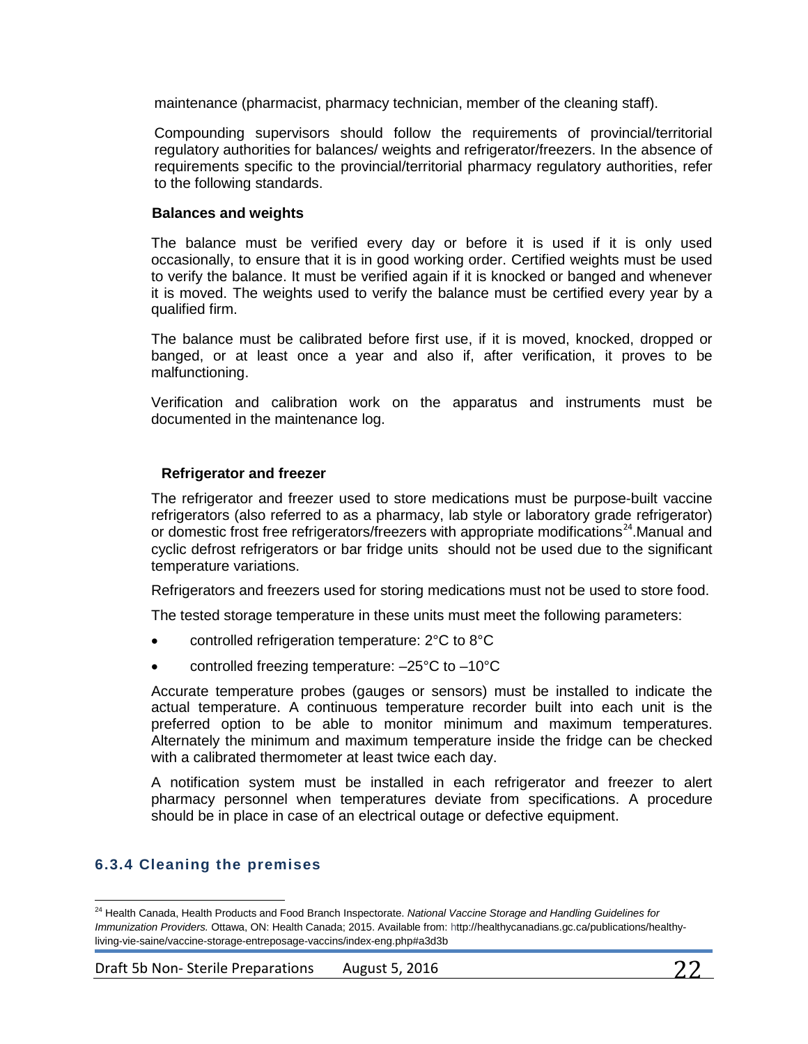maintenance (pharmacist, pharmacy technician, member of the cleaning staff).

Compounding supervisors should follow the requirements of provincial/territorial regulatory authorities for balances/ weights and refrigerator/freezers. In the absence of requirements specific to the provincial/territorial pharmacy regulatory authorities, refer to the following standards.

**Balances and weights**

The balance must be verified every day or before it is used if it is only used occasionally, to ensure that it is in good working order. Certified weights must be used to verify the balance. It must be verified again if it is knocked or banged and whenever it is moved. The weights used to verify the balance must be certified every year by a qualified firm.

The balance must be calibrated before first use, if it is moved, knocked, dropped or banged, or at least once a year and also if, after verification, it proves to be malfunctioning.

Verification and calibration work on the apparatus and instruments must be documented in the maintenance log.

**Refrigerator and freezer**

The refrigerator and freezer used to store medications must be purpose-built vaccine refrigerators (also referred to as a pharmacy, lab style or laboratory grade refrigerator) or domestic frost free refrigerators/freezers with appropriate modifications[24].Manual and cyclic defrost refrigerators or bar fridge units should not be used due to the significant temperature variations.

Refrigerators and freezers used for storing medications must not be used to store food.

The tested storage temperature in these units must meet the following parameters:

- controlled refrigeration temperature: 2°C to 8°C
- controlled freezing temperature: –25°C to –10°C

Accurate temperature probes (gauges or sensors) must be installed to indicate the actual temperature. A continuous temperature recorder built into each unit is the preferred option to be able to monitor minimum and maximum temperatures. Alternately the minimum and maximum temperature inside the fridge can be checked with a calibrated thermometer at least twice each day.

A notification system must be installed in each refrigerator and freezer to alert pharmacy personnel when temperatures deviate from specifications. A procedure should be in place in case of an electrical outage or defective equipment.

### 6.3.4 Cleaning the premises

[24] Health Canada, Health Products and Food Branch Inspectorate. *National Vaccine Storage and Handling Guidelines for Immunization Providers.* Ottawa, ON: Health Canada; 2015. Available from: http://healthycanadians.gc.ca/publications/healthy-living-vie-saine/vaccine-storage-entreposage-vaccins/index-eng.php#a3d3b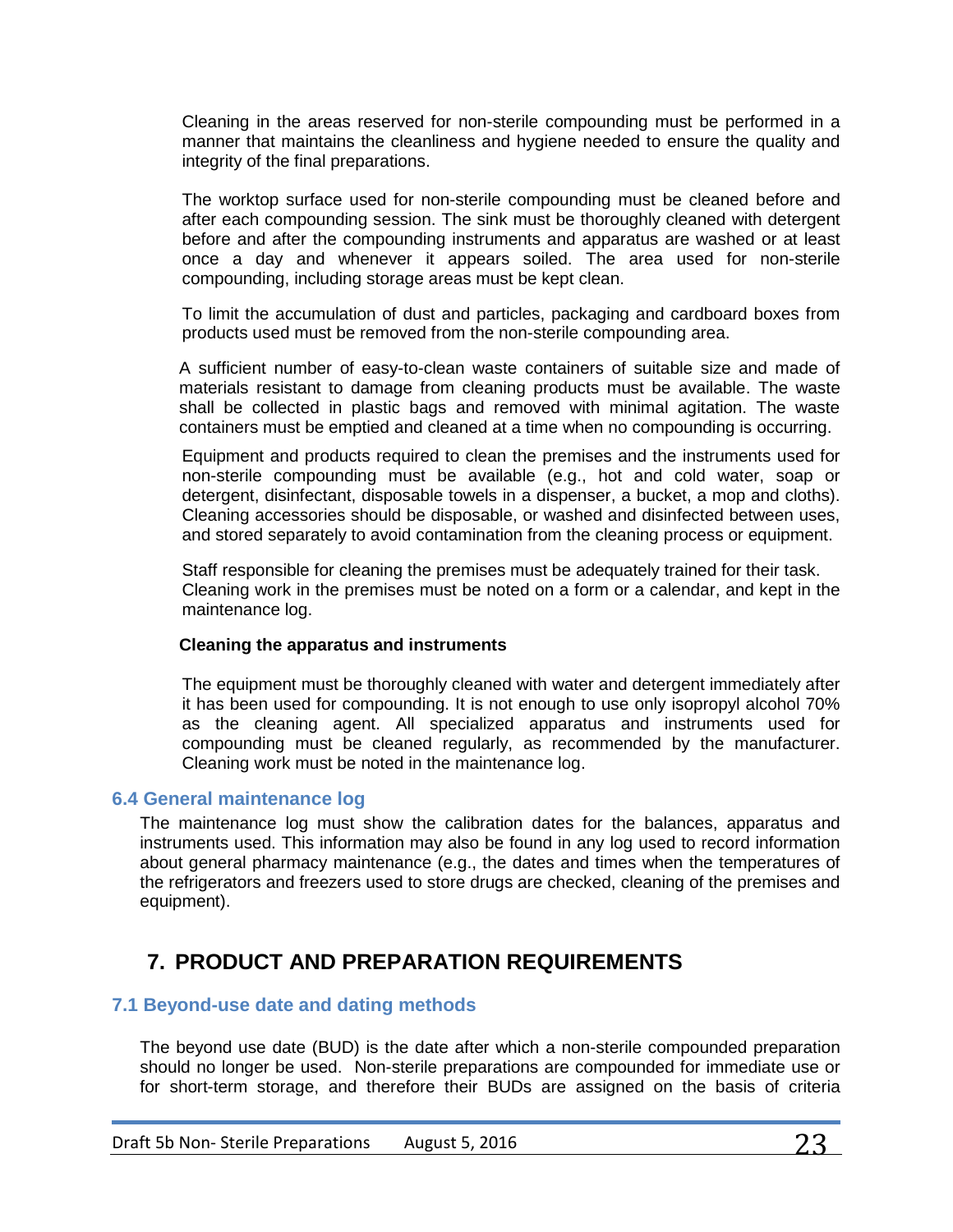Cleaning in the areas reserved for non-sterile compounding must be performed in a manner that maintains the cleanliness and hygiene needed to ensure the quality and integrity of the final preparations.

The worktop surface used for non-sterile compounding must be cleaned before and after each compounding session. The sink must be thoroughly cleaned with detergent before and after the compounding instruments and apparatus are washed or at least once a day and whenever it appears soiled. The area used for non-sterile compounding, including storage areas must be kept clean.

To limit the accumulation of dust and particles, packaging and cardboard boxes from products used must be removed from the non-sterile compounding area.

A sufficient number of easy-to-clean waste containers of suitable size and made of materials resistant to damage from cleaning products must be available. The waste shall be collected in plastic bags and removed with minimal agitation. The waste containers must be emptied and cleaned at a time when no compounding is occurring.

Equipment and products required to clean the premises and the instruments used for non-sterile compounding must be available (e.g., hot and cold water, soap or detergent, disinfectant, disposable towels in a dispenser, a bucket, a mop and cloths). Cleaning accessories should be disposable, or washed and disinfected between uses, and stored separately to avoid contamination from the cleaning process or equipment.

Staff responsible for cleaning the premises must be adequately trained for their task. Cleaning work in the premises must be noted on a form or a calendar, and kept in the maintenance log.

**Cleaning the apparatus and instruments**

The equipment must be thoroughly cleaned with water and detergent immediately after it has been used for compounding. It is not enough to use only isopropyl alcohol 70% as the cleaning agent. All specialized apparatus and instruments used for compounding must be cleaned regularly, as recommended by the manufacturer. Cleaning work must be noted in the maintenance log.

### 6.4 General maintenance log

The maintenance log must show the calibration dates for the balances, apparatus and instruments used. This information may also be found in any log used to record information about general pharmacy maintenance (e.g., the dates and times when the temperatures of the refrigerators and freezers used to store drugs are checked, cleaning of the premises and equipment).

## 7. PRODUCT AND PREPARATION REQUIREMENTS

### 7.1 Beyond-use date and dating methods

The beyond use date (BUD) is the date after which a non-sterile compounded preparation should no longer be used. Non-sterile preparations are compounded for immediate use or for short-term storage, and therefore their BUDs are assigned on the basis of criteria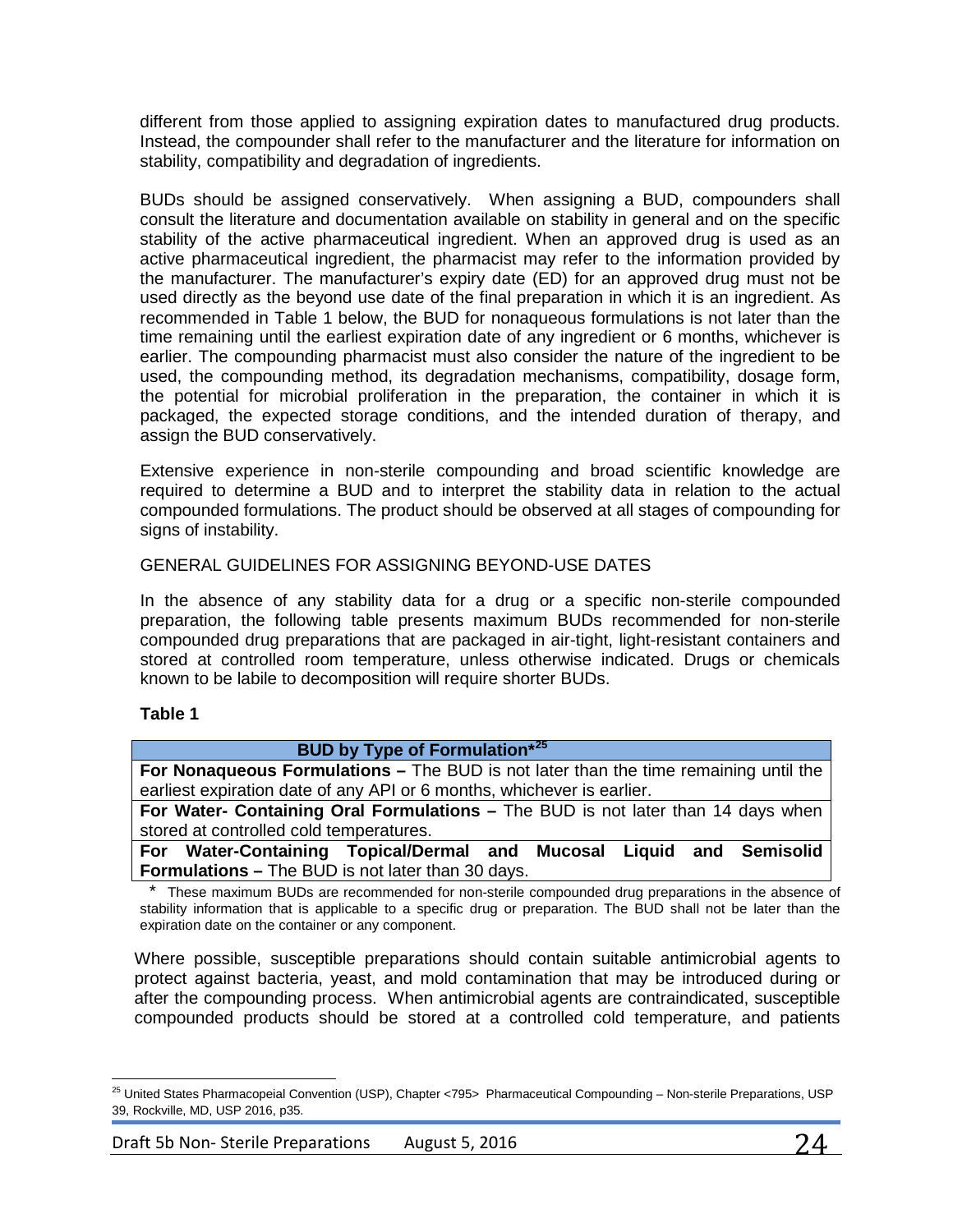different from those applied to assigning expiration dates to manufactured drug products. Instead, the compounder shall refer to the manufacturer and the literature for information on stability, compatibility and degradation of ingredients.

BUDs should be assigned conservatively. When assigning a BUD, compounders shall consult the literature and documentation available on stability in general and on the specific stability of the active pharmaceutical ingredient. When an approved drug is used as an active pharmaceutical ingredient, the pharmacist may refer to the information provided by the manufacturer. The manufacturer's expiry date (ED) for an approved drug must not be used directly as the beyond use date of the final preparation in which it is an ingredient. As recommended in Table 1 below, the BUD for nonaqueous formulations is not later than the time remaining until the earliest expiration date of any ingredient or 6 months, whichever is earlier. The compounding pharmacist must also consider the nature of the ingredient to be used, the compounding method, its degradation mechanisms, compatibility, dosage form, the potential for microbial proliferation in the preparation, the container in which it is packaged, the expected storage conditions, and the intended duration of therapy, and assign the BUD conservatively.

Extensive experience in non-sterile compounding and broad scientific knowledge are required to determine a BUD and to interpret the stability data in relation to the actual compounded formulations. The product should be observed at all stages of compounding for signs of instability.

GENERAL GUIDELINES FOR ASSIGNING BEYOND-USE DATES

In the absence of any stability data for a drug or a specific non-sterile compounded preparation, the following table presents maximum BUDs recommended for non-sterile compounded drug preparations that are packaged in air-tight, light-resistant containers and stored at controlled room temperature, unless otherwise indicated. Drugs or chemicals known to be labile to decomposition will require shorter BUDs.

**Table 1**

| **BUD by Type of Formulation*[25]** |
|---|
| **For Nonaqueous Formulations –** The BUD is not later than the time remaining until the earliest expiration date of any API or 6 months, whichever is earlier. |
| **For Water- Containing Oral Formulations –** The BUD is not later than 14 days when stored at controlled cold temperatures. |
| **For Water-Containing Topical/Dermal and Mucosal Liquid and Semisolid Formulations –** The BUD is not later than 30 days. |

\* These maximum BUDs are recommended for non-sterile compounded drug preparations in the absence of stability information that is applicable to a specific drug or preparation. The BUD shall not be later than the expiration date on the container or any component.

Where possible, susceptible preparations should contain suitable antimicrobial agents to protect against bacteria, yeast, and mold contamination that may be introduced during or after the compounding process. When antimicrobial agents are contraindicated, susceptible compounded products should be stored at a controlled cold temperature, and patients

[25] United States Pharmacopeial Convention (USP), Chapter <795> Pharmaceutical Compounding – Non-sterile Preparations, USP 39, Rockville, MD, USP 2016, p35.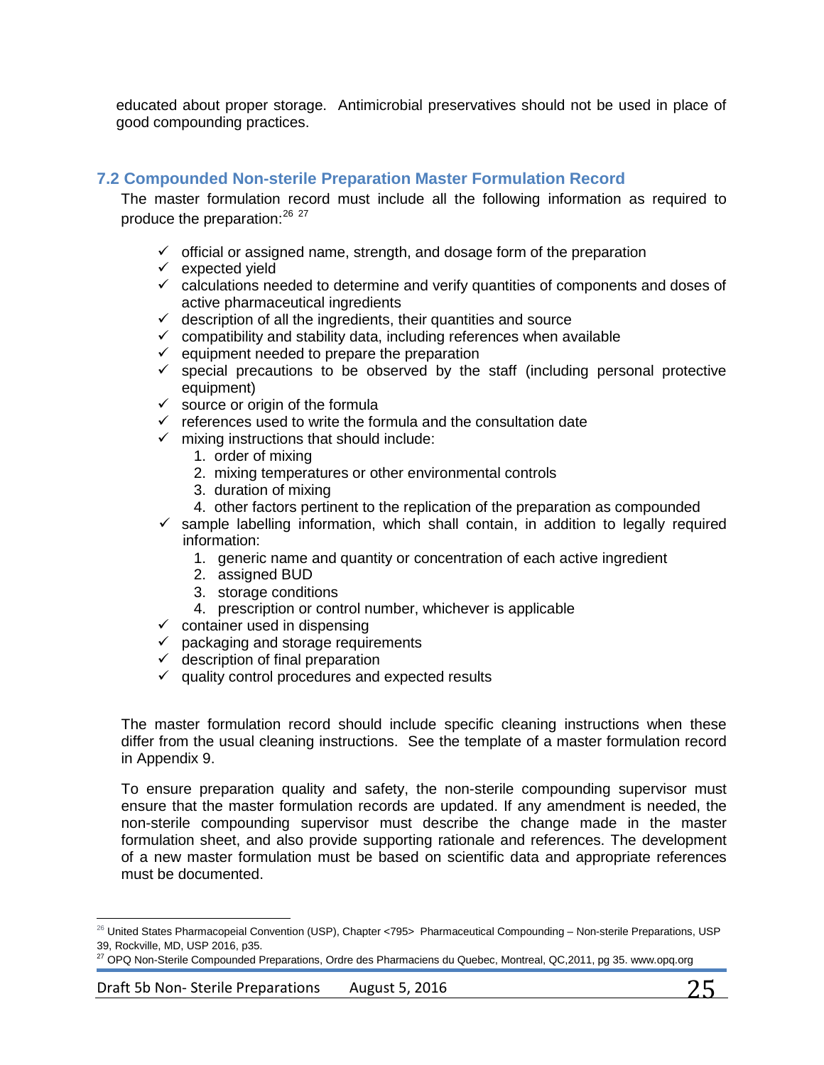educated about proper storage. Antimicrobial preservatives should not be used in place of good compounding practices.

## 7.2 Compounded Non-sterile Preparation Master Formulation Record

The master formulation record must include all the following information as required to produce the preparation:[26] [27]

- ✓ official or assigned name, strength, and dosage form of the preparation
- ✓ expected yield
- ✓ calculations needed to determine and verify quantities of components and doses of active pharmaceutical ingredients
- ✓ description of all the ingredients, their quantities and source
- ✓ compatibility and stability data, including references when available
- ✓ equipment needed to prepare the preparation
- ✓ special precautions to be observed by the staff (including personal protective equipment)
- ✓ source or origin of the formula
- ✓ references used to write the formula and the consultation date
- ✓ mixing instructions that should include:
    1. order of mixing
    2. mixing temperatures or other environmental controls
    3. duration of mixing
    4. other factors pertinent to the replication of the preparation as compounded
- ✓ sample labelling information, which shall contain, in addition to legally required information:
    1. generic name and quantity or concentration of each active ingredient
    2. assigned BUD
    3. storage conditions
    4. prescription or control number, whichever is applicable
- ✓ container used in dispensing
- ✓ packaging and storage requirements
- ✓ description of final preparation
- ✓ quality control procedures and expected results

The master formulation record should include specific cleaning instructions when these differ from the usual cleaning instructions. See the template of a master formulation record in Appendix 9.

To ensure preparation quality and safety, the non-sterile compounding supervisor must ensure that the master formulation records are updated. If any amendment is needed, the non-sterile compounding supervisor must describe the change made in the master formulation sheet, and also provide supporting rationale and references. The development of a new master formulation must be based on scientific data and appropriate references must be documented.

---

[26] United States Pharmacopeial Convention (USP), Chapter <795> Pharmaceutical Compounding – Non-sterile Preparations, USP 39, Rockville, MD, USP 2016, p35.

[27] OPQ Non-Sterile Compounded Preparations, Ordre des Pharmaciens du Quebec, Montreal, QC,2011, pg 35. www.opq.org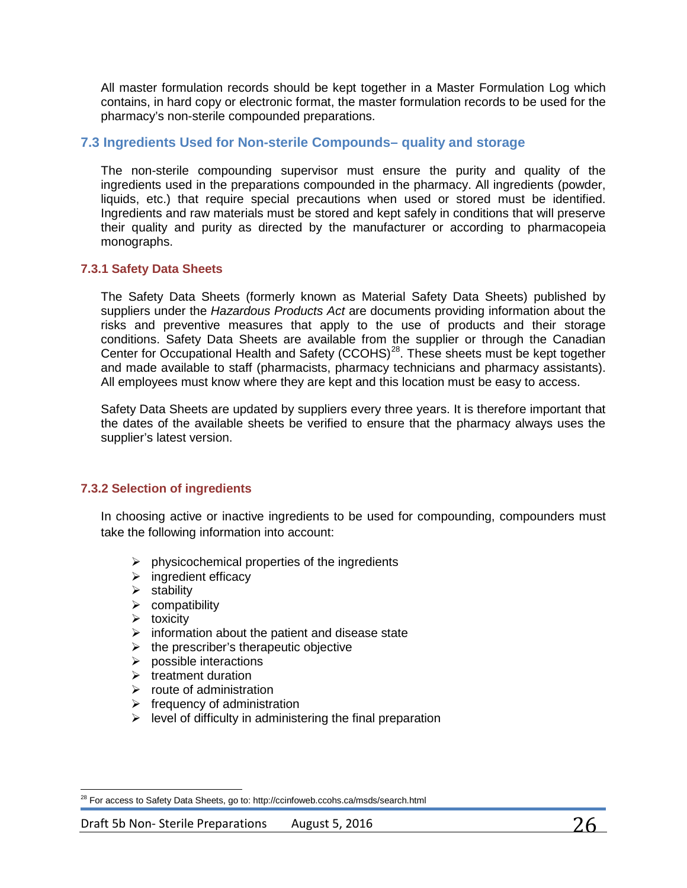All master formulation records should be kept together in a Master Formulation Log which contains, in hard copy or electronic format, the master formulation records to be used for the pharmacy's non-sterile compounded preparations.

## 7.3 Ingredients Used for Non-sterile Compounds– quality and storage

The non-sterile compounding supervisor must ensure the purity and quality of the ingredients used in the preparations compounded in the pharmacy. All ingredients (powder, liquids, etc.) that require special precautions when used or stored must be identified. Ingredients and raw materials must be stored and kept safely in conditions that will preserve their quality and purity as directed by the manufacturer or according to pharmacopeia monographs.

### 7.3.1 Safety Data Sheets

The Safety Data Sheets (formerly known as Material Safety Data Sheets) published by suppliers under the *Hazardous Products Act* are documents providing information about the risks and preventive measures that apply to the use of products and their storage conditions. Safety Data Sheets are available from the supplier or through the Canadian Center for Occupational Health and Safety (CCOHS)[28]. These sheets must be kept together and made available to staff (pharmacists, pharmacy technicians and pharmacy assistants). All employees must know where they are kept and this location must be easy to access.

Safety Data Sheets are updated by suppliers every three years. It is therefore important that the dates of the available sheets be verified to ensure that the pharmacy always uses the supplier's latest version.

### 7.3.2 Selection of ingredients

In choosing active or inactive ingredients to be used for compounding, compounders must take the following information into account:

- physicochemical properties of the ingredients
- ingredient efficacy
- stability
- compatibility
- toxicity
- information about the patient and disease state
- the prescriber's therapeutic objective
- possible interactions
- treatment duration
- route of administration
- frequency of administration
- level of difficulty in administering the final preparation

[28] For access to Safety Data Sheets, go to: http://ccinfoweb.ccohs.ca/msds/search.html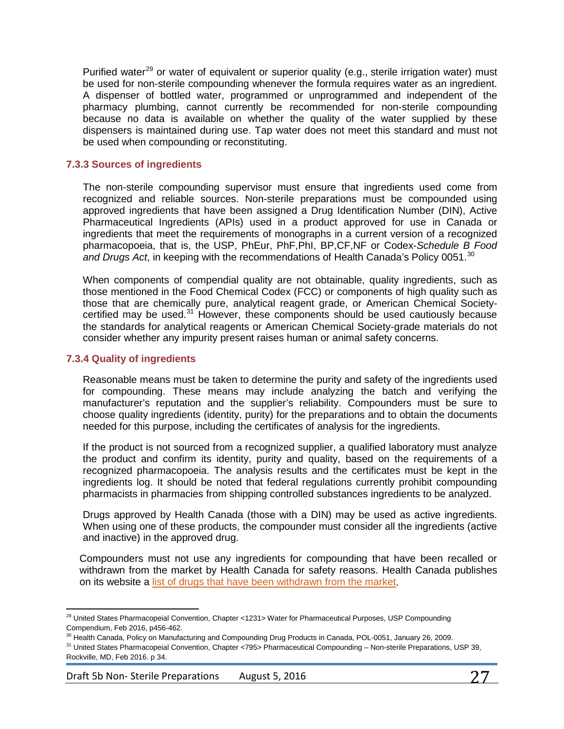Purified water[29] or water of equivalent or superior quality (e.g., sterile irrigation water) must be used for non-sterile compounding whenever the formula requires water as an ingredient. A dispenser of bottled water, programmed or unprogrammed and independent of the pharmacy plumbing, cannot currently be recommended for non-sterile compounding because no data is available on whether the quality of the water supplied by these dispensers is maintained during use. Tap water does not meet this standard and must not be used when compounding or reconstituting.

### 7.3.3 Sources of ingredients

The non-sterile compounding supervisor must ensure that ingredients used come from recognized and reliable sources. Non-sterile preparations must be compounded using approved ingredients that have been assigned a Drug Identification Number (DIN), Active Pharmaceutical Ingredients (APIs) used in a product approved for use in Canada or ingredients that meet the requirements of monographs in a current version of a recognized pharmacopoeia, that is, the USP, PhEur, PhF,PhI, BP,CF,NF or Codex-*Schedule B Food and Drugs Act*, in keeping with the recommendations of Health Canada's Policy 0051.[30]

When components of compendial quality are not obtainable, quality ingredients, such as those mentioned in the Food Chemical Codex (FCC) or components of high quality such as those that are chemically pure, analytical reagent grade, or American Chemical Society-certified may be used.[31] However, these components should be used cautiously because the standards for analytical reagents or American Chemical Society-grade materials do not consider whether any impurity present raises human or animal safety concerns.

### 7.3.4 Quality of ingredients

Reasonable means must be taken to determine the purity and safety of the ingredients used for compounding. These means may include analyzing the batch and verifying the manufacturer's reputation and the supplier's reliability. Compounders must be sure to choose quality ingredients (identity, purity) for the preparations and to obtain the documents needed for this purpose, including the certificates of analysis for the ingredients.

If the product is not sourced from a recognized supplier, a qualified laboratory must analyze the product and confirm its identity, purity and quality, based on the requirements of a recognized pharmacopoeia. The analysis results and the certificates must be kept in the ingredients log. It should be noted that federal regulations currently prohibit compounding pharmacists in pharmacies from shipping controlled substances ingredients to be analyzed.

Drugs approved by Health Canada (those with a DIN) may be used as active ingredients. When using one of these products, the compounder must consider all the ingredients (active and inactive) in the approved drug.

Compounders must not use any ingredients for compounding that have been recalled or withdrawn from the market by Health Canada for safety reasons. Health Canada publishes on its website a list of drugs that have been withdrawn from the market.

---

[29] United States Pharmacopeial Convention, Chapter <1231> Water for Pharmaceutical Purposes, USP Compounding Compendium, Feb 2016, p456-462.

[30] Health Canada, Policy on Manufacturing and Compounding Drug Products in Canada, POL-0051, January 26, 2009.

[31] United States Pharmacopeial Convention, Chapter <795> Pharmaceutical Compounding – Non-sterile Preparations, USP 39, Rockville, MD, Feb 2016. p 34.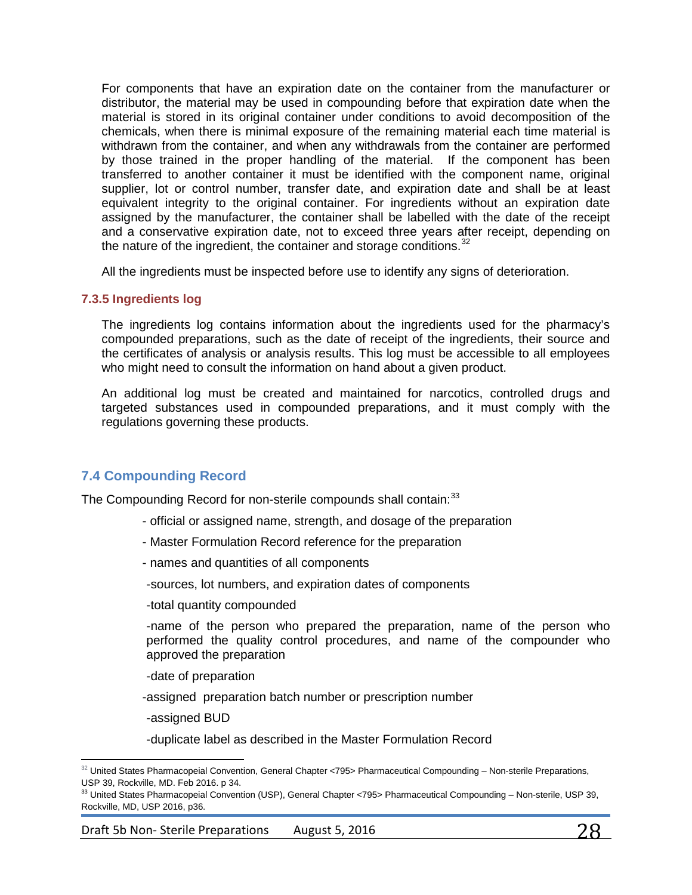For components that have an expiration date on the container from the manufacturer or distributor, the material may be used in compounding before that expiration date when the material is stored in its original container under conditions to avoid decomposition of the chemicals, when there is minimal exposure of the remaining material each time material is withdrawn from the container, and when any withdrawals from the container are performed by those trained in the proper handling of the material. If the component has been transferred to another container it must be identified with the component name, original supplier, lot or control number, transfer date, and expiration date and shall be at least equivalent integrity to the original container. For ingredients without an expiration date assigned by the manufacturer, the container shall be labelled with the date of the receipt and a conservative expiration date, not to exceed three years after receipt, depending on the nature of the ingredient, the container and storage conditions.[32]

All the ingredients must be inspected before use to identify any signs of deterioration.

### 7.3.5 Ingredients log

The ingredients log contains information about the ingredients used for the pharmacy's compounded preparations, such as the date of receipt of the ingredients, their source and the certificates of analysis or analysis results. This log must be accessible to all employees who might need to consult the information on hand about a given product.

An additional log must be created and maintained for narcotics, controlled drugs and targeted substances used in compounded preparations, and it must comply with the regulations governing these products.

## 7.4 Compounding Record

The Compounding Record for non-sterile compounds shall contain:[33]

- official or assigned name, strength, and dosage of the preparation
- Master Formulation Record reference for the preparation
- names and quantities of all components
- sources, lot numbers, and expiration dates of components
- total quantity compounded
- name of the person who prepared the preparation, name of the person who performed the quality control procedures, and name of the compounder who approved the preparation
- date of preparation
- assigned preparation batch number or prescription number
- assigned BUD
- duplicate label as described in the Master Formulation Record

---

[32] United States Pharmacopeial Convention, General Chapter <795> Pharmaceutical Compounding – Non-sterile Preparations, USP 39, Rockville, MD. Feb 2016. p 34.

[33] United States Pharmacopeial Convention (USP), General Chapter <795> Pharmaceutical Compounding – Non-sterile, USP 39, Rockville, MD, USP 2016, p36.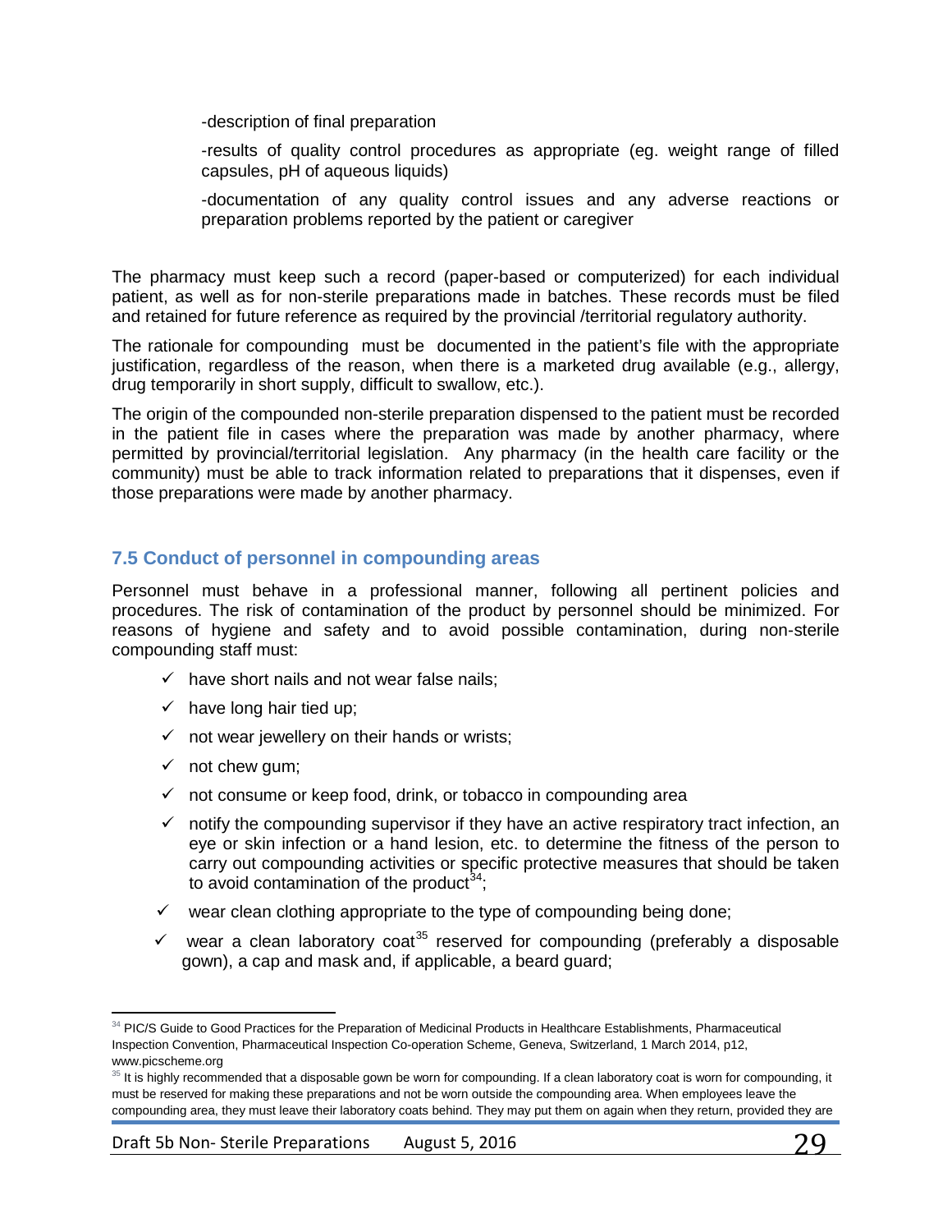-description of final preparation

-results of quality control procedures as appropriate (eg. weight range of filled capsules, pH of aqueous liquids)

-documentation of any quality control issues and any adverse reactions or preparation problems reported by the patient or caregiver

The pharmacy must keep such a record (paper-based or computerized) for each individual patient, as well as for non-sterile preparations made in batches. These records must be filed and retained for future reference as required by the provincial /territorial regulatory authority.

The rationale for compounding must be documented in the patient's file with the appropriate justification, regardless of the reason, when there is a marketed drug available (e.g., allergy, drug temporarily in short supply, difficult to swallow, etc.).

The origin of the compounded non-sterile preparation dispensed to the patient must be recorded in the patient file in cases where the preparation was made by another pharmacy, where permitted by provincial/territorial legislation. Any pharmacy (in the health care facility or the community) must be able to track information related to preparations that it dispenses, even if those preparations were made by another pharmacy.

## 7.5 Conduct of personnel in compounding areas

Personnel must behave in a professional manner, following all pertinent policies and procedures. The risk of contamination of the product by personnel should be minimized. For reasons of hygiene and safety and to avoid possible contamination, during non-sterile compounding staff must:

- ✓ have short nails and not wear false nails;
- ✓ have long hair tied up;
- ✓ not wear jewellery on their hands or wrists;
- ✓ not chew gum;
- ✓ not consume or keep food, drink, or tobacco in compounding area
- ✓ notify the compounding supervisor if they have an active respiratory tract infection, an eye or skin infection or a hand lesion, etc. to determine the fitness of the person to carry out compounding activities or specific protective measures that should be taken to avoid contamination of the product[34];
- ✓ wear clean clothing appropriate to the type of compounding being done;
- ✓ wear a clean laboratory coat[35] reserved for compounding (preferably a disposable gown), a cap and mask and, if applicable, a beard guard;

[34] PIC/S Guide to Good Practices for the Preparation of Medicinal Products in Healthcare Establishments, Pharmaceutical Inspection Convention, Pharmaceutical Inspection Co-operation Scheme, Geneva, Switzerland, 1 March 2014, p12, www.picscheme.org

[35] It is highly recommended that a disposable gown be worn for compounding. If a clean laboratory coat is worn for compounding, it must be reserved for making these preparations and not be worn outside the compounding area. When employees leave the compounding area, they must leave their laboratory coats behind. They may put them on again when they return, provided they are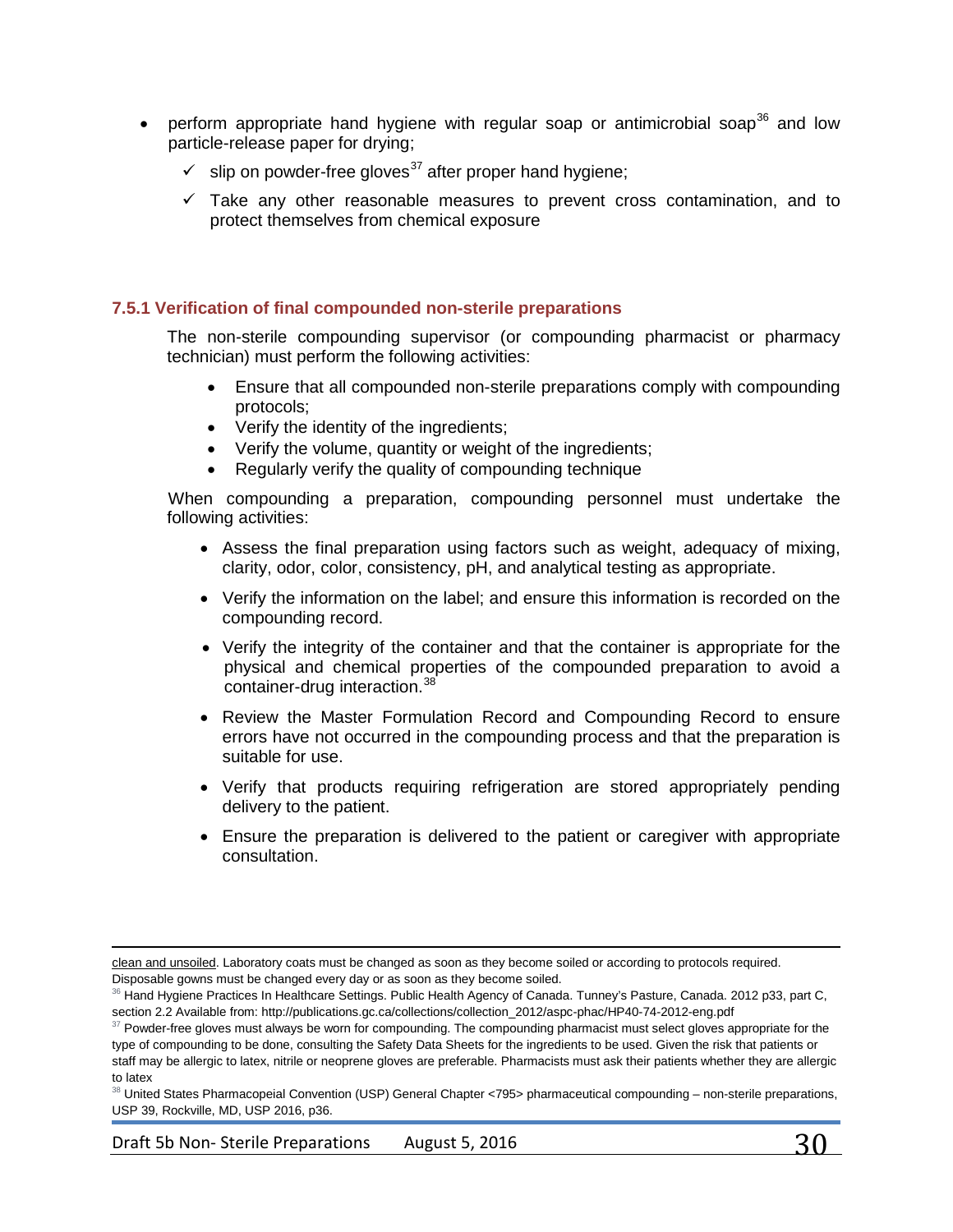- perform appropriate hand hygiene with regular soap or antimicrobial soap[36] and low particle-release paper for drying;
  - ✓ slip on powder-free gloves[37] after proper hand hygiene;
  - ✓ Take any other reasonable measures to prevent cross contamination, and to protect themselves from chemical exposure

### 7.5.1 Verification of final compounded non-sterile preparations

The non-sterile compounding supervisor (or compounding pharmacist or pharmacy technician) must perform the following activities:

- Ensure that all compounded non-sterile preparations comply with compounding protocols;
- Verify the identity of the ingredients;
- Verify the volume, quantity or weight of the ingredients;
- Regularly verify the quality of compounding technique

When compounding a preparation, compounding personnel must undertake the following activities:

- Assess the final preparation using factors such as weight, adequacy of mixing, clarity, odor, color, consistency, pH, and analytical testing as appropriate.
- Verify the information on the label; and ensure this information is recorded on the compounding record.
- Verify the integrity of the container and that the container is appropriate for the physical and chemical properties of the compounded preparation to avoid a container-drug interaction.[38]
- Review the Master Formulation Record and Compounding Record to ensure errors have not occurred in the compounding process and that the preparation is suitable for use.
- Verify that products requiring refrigeration are stored appropriately pending delivery to the patient.
- Ensure the preparation is delivered to the patient or caregiver with appropriate consultation.

---

clean and unsoiled. Laboratory coats must be changed as soon as they become soiled or according to protocols required. Disposable gowns must be changed every day or as soon as they become soiled.

[36] Hand Hygiene Practices In Healthcare Settings. Public Health Agency of Canada. Tunney's Pasture, Canada. 2012 p33, part C, section 2.2 Available from: http://publications.gc.ca/collections/collection_2012/aspc-phac/HP40-74-2012-eng.pdf

[37] Powder-free gloves must always be worn for compounding. The compounding pharmacist must select gloves appropriate for the type of compounding to be done, consulting the Safety Data Sheets for the ingredients to be used. Given the risk that patients or staff may be allergic to latex, nitrile or neoprene gloves are preferable. Pharmacists must ask their patients whether they are allergic to latex

[38] United States Pharmacopeial Convention (USP) General Chapter <795> pharmaceutical compounding – non-sterile preparations, USP 39, Rockville, MD, USP 2016, p36.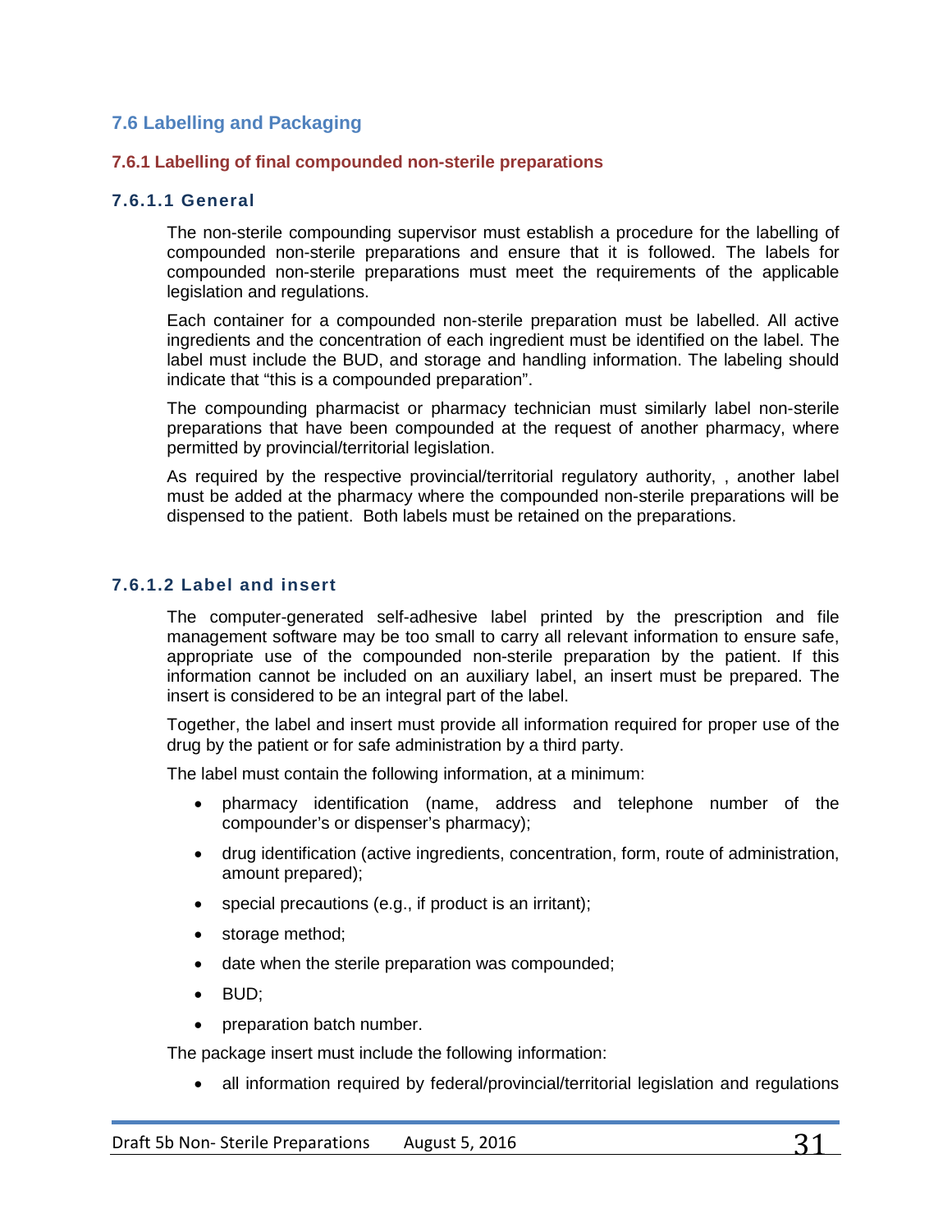## 7.6 Labelling and Packaging

### 7.6.1 Labelling of final compounded non-sterile preparations

#### 7.6.1.1 General

The non-sterile compounding supervisor must establish a procedure for the labelling of compounded non-sterile preparations and ensure that it is followed. The labels for compounded non-sterile preparations must meet the requirements of the applicable legislation and regulations.

Each container for a compounded non-sterile preparation must be labelled. All active ingredients and the concentration of each ingredient must be identified on the label. The label must include the BUD, and storage and handling information. The labeling should indicate that "this is a compounded preparation".

The compounding pharmacist or pharmacy technician must similarly label non-sterile preparations that have been compounded at the request of another pharmacy, where permitted by provincial/territorial legislation.

As required by the respective provincial/territorial regulatory authority, , another label must be added at the pharmacy where the compounded non-sterile preparations will be dispensed to the patient. Both labels must be retained on the preparations.

#### 7.6.1.2 Label and insert

The computer-generated self-adhesive label printed by the prescription and file management software may be too small to carry all relevant information to ensure safe, appropriate use of the compounded non-sterile preparation by the patient. If this information cannot be included on an auxiliary label, an insert must be prepared. The insert is considered to be an integral part of the label.

Together, the label and insert must provide all information required for proper use of the drug by the patient or for safe administration by a third party.

The label must contain the following information, at a minimum:

- pharmacy identification (name, address and telephone number of the compounder's or dispenser's pharmacy);
- drug identification (active ingredients, concentration, form, route of administration, amount prepared);
- special precautions (e.g., if product is an irritant);
- storage method;
- date when the sterile preparation was compounded;
- BUD;
- preparation batch number.

The package insert must include the following information:

- all information required by federal/provincial/territorial legislation and regulations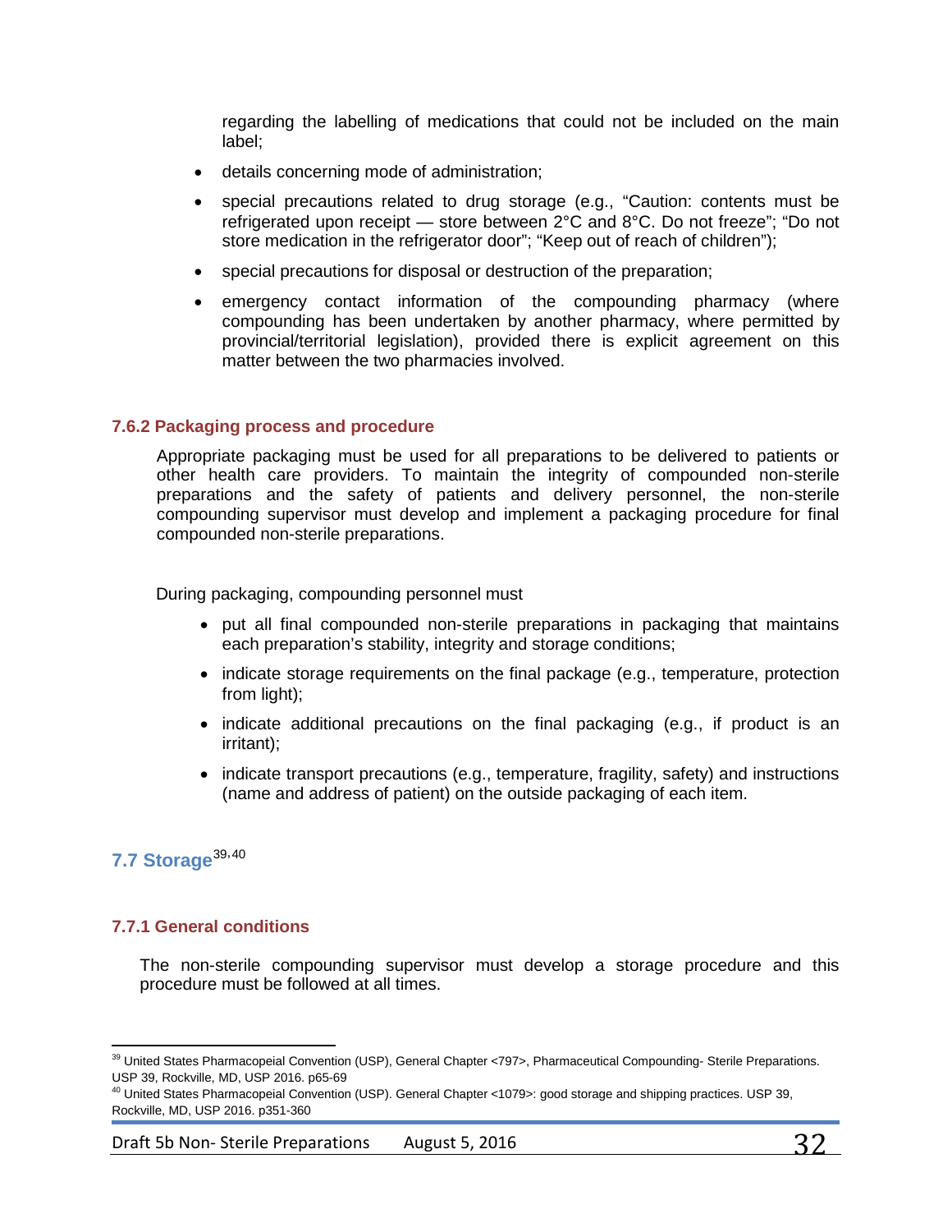regarding the labelling of medications that could not be included on the main label;

- details concerning mode of administration;
- special precautions related to drug storage (e.g., "Caution: contents must be refrigerated upon receipt — store between 2°C and 8°C. Do not freeze"; "Do not store medication in the refrigerator door"; "Keep out of reach of children");
- special precautions for disposal or destruction of the preparation;
- emergency contact information of the compounding pharmacy (where compounding has been undertaken by another pharmacy, where permitted by provincial/territorial legislation), provided there is explicit agreement on this matter between the two pharmacies involved.

### 7.6.2 Packaging process and procedure

Appropriate packaging must be used for all preparations to be delivered to patients or other health care providers. To maintain the integrity of compounded non-sterile preparations and the safety of patients and delivery personnel, the non-sterile compounding supervisor must develop and implement a packaging procedure for final compounded non-sterile preparations.

During packaging, compounding personnel must

- put all final compounded non-sterile preparations in packaging that maintains each preparation's stability, integrity and storage conditions;
- indicate storage requirements on the final package (e.g., temperature, protection from light);
- indicate additional precautions on the final packaging (e.g., if product is an irritant);
- indicate transport precautions (e.g., temperature, fragility, safety) and instructions (name and address of patient) on the outside packaging of each item.

## 7.7 Storage[39,40]

### 7.7.1 General conditions

The non-sterile compounding supervisor must develop a storage procedure and this procedure must be followed at all times.

---

[39] United States Pharmacopeial Convention (USP), General Chapter <797>, Pharmaceutical Compounding- Sterile Preparations. USP 39, Rockville, MD, USP 2016. p65-69

[40] United States Pharmacopeial Convention (USP). General Chapter <1079>: good storage and shipping practices. USP 39, Rockville, MD, USP 2016. p351-360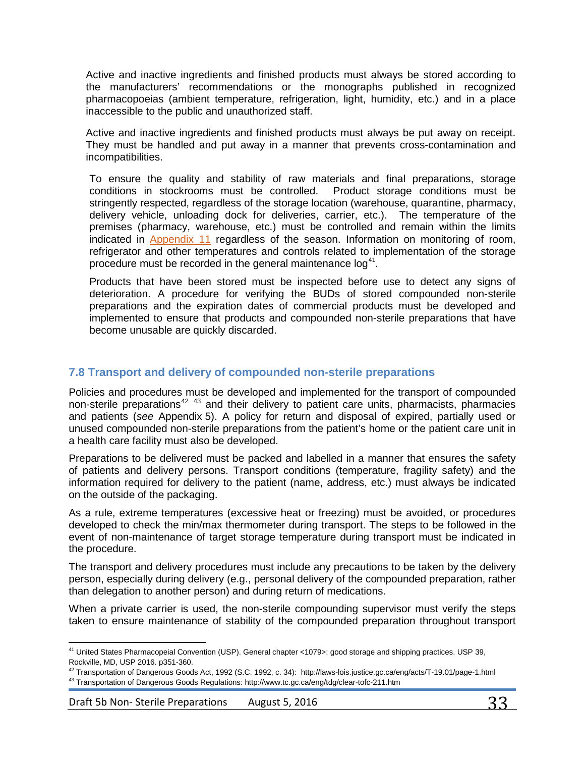Active and inactive ingredients and finished products must always be stored according to the manufacturers' recommendations or the monographs published in recognized pharmacopoeias (ambient temperature, refrigeration, light, humidity, etc.) and in a place inaccessible to the public and unauthorized staff.

Active and inactive ingredients and finished products must always be put away on receipt. They must be handled and put away in a manner that prevents cross-contamination and incompatibilities.

To ensure the quality and stability of raw materials and final preparations, storage conditions in stockrooms must be controlled. Product storage conditions must be stringently respected, regardless of the storage location (warehouse, quarantine, pharmacy, delivery vehicle, unloading dock for deliveries, carrier, etc.). The temperature of the premises (pharmacy, warehouse, etc.) must be controlled and remain within the limits indicated in Appendix 11 regardless of the season. Information on monitoring of room, refrigerator and other temperatures and controls related to implementation of the storage procedure must be recorded in the general maintenance log[41].

Products that have been stored must be inspected before use to detect any signs of deterioration. A procedure for verifying the BUDs of stored compounded non-sterile preparations and the expiration dates of commercial products must be developed and implemented to ensure that products and compounded non-sterile preparations that have become unusable are quickly discarded.

## 7.8 Transport and delivery of compounded non-sterile preparations

Policies and procedures must be developed and implemented for the transport of compounded non-sterile preparations[42] [43] and their delivery to patient care units, pharmacists, pharmacies and patients (*see* Appendix 5). A policy for return and disposal of expired, partially used or unused compounded non-sterile preparations from the patient's home or the patient care unit in a health care facility must also be developed.

Preparations to be delivered must be packed and labelled in a manner that ensures the safety of patients and delivery persons. Transport conditions (temperature, fragility safety) and the information required for delivery to the patient (name, address, etc.) must always be indicated on the outside of the packaging.

As a rule, extreme temperatures (excessive heat or freezing) must be avoided, or procedures developed to check the min/max thermometer during transport. The steps to be followed in the event of non-maintenance of target storage temperature during transport must be indicated in the procedure.

The transport and delivery procedures must include any precautions to be taken by the delivery person, especially during delivery (e.g., personal delivery of the compounded preparation, rather than delegation to another person) and during return of medications.

When a private carrier is used, the non-sterile compounding supervisor must verify the steps taken to ensure maintenance of stability of the compounded preparation throughout transport

---

[41] United States Pharmacopeial Convention (USP). General chapter <1079>: good storage and shipping practices. USP 39, Rockville, MD, USP 2016. p351-360.

[42] Transportation of Dangerous Goods Act, 1992 (S.C. 1992, c. 34): http://laws-lois.justice.gc.ca/eng/acts/T-19.01/page-1.html

[43] Transportation of Dangerous Goods Regulations: http://www.tc.gc.ca/eng/tdg/clear-tofc-211.htm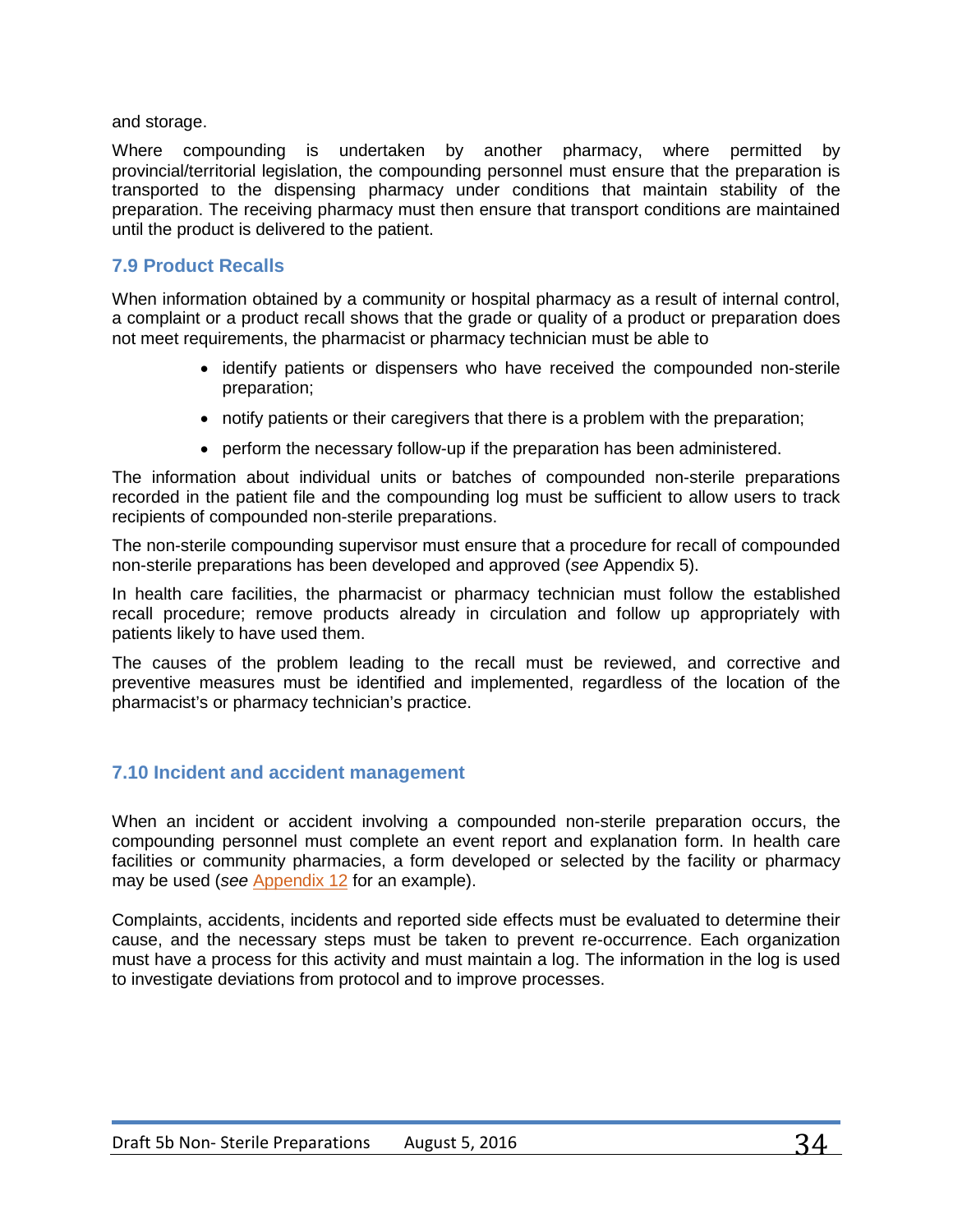and storage.

Where compounding is undertaken by another pharmacy, where permitted by provincial/territorial legislation, the compounding personnel must ensure that the preparation is transported to the dispensing pharmacy under conditions that maintain stability of the preparation. The receiving pharmacy must then ensure that transport conditions are maintained until the product is delivered to the patient.

### 7.9 Product Recalls

When information obtained by a community or hospital pharmacy as a result of internal control, a complaint or a product recall shows that the grade or quality of a product or preparation does not meet requirements, the pharmacist or pharmacy technician must be able to

- identify patients or dispensers who have received the compounded non-sterile preparation;
- notify patients or their caregivers that there is a problem with the preparation;
- perform the necessary follow-up if the preparation has been administered.

The information about individual units or batches of compounded non-sterile preparations recorded in the patient file and the compounding log must be sufficient to allow users to track recipients of compounded non-sterile preparations.

The non-sterile compounding supervisor must ensure that a procedure for recall of compounded non-sterile preparations has been developed and approved (*see* Appendix 5).

In health care facilities, the pharmacist or pharmacy technician must follow the established recall procedure; remove products already in circulation and follow up appropriately with patients likely to have used them.

The causes of the problem leading to the recall must be reviewed, and corrective and preventive measures must be identified and implemented, regardless of the location of the pharmacist's or pharmacy technician's practice.

### 7.10 Incident and accident management

When an incident or accident involving a compounded non-sterile preparation occurs, the compounding personnel must complete an event report and explanation form. In health care facilities or community pharmacies, a form developed or selected by the facility or pharmacy may be used (*see* Appendix 12 for an example).

Complaints, accidents, incidents and reported side effects must be evaluated to determine their cause, and the necessary steps must be taken to prevent re-occurrence. Each organization must have a process for this activity and must maintain a log. The information in the log is used to investigate deviations from protocol and to improve processes.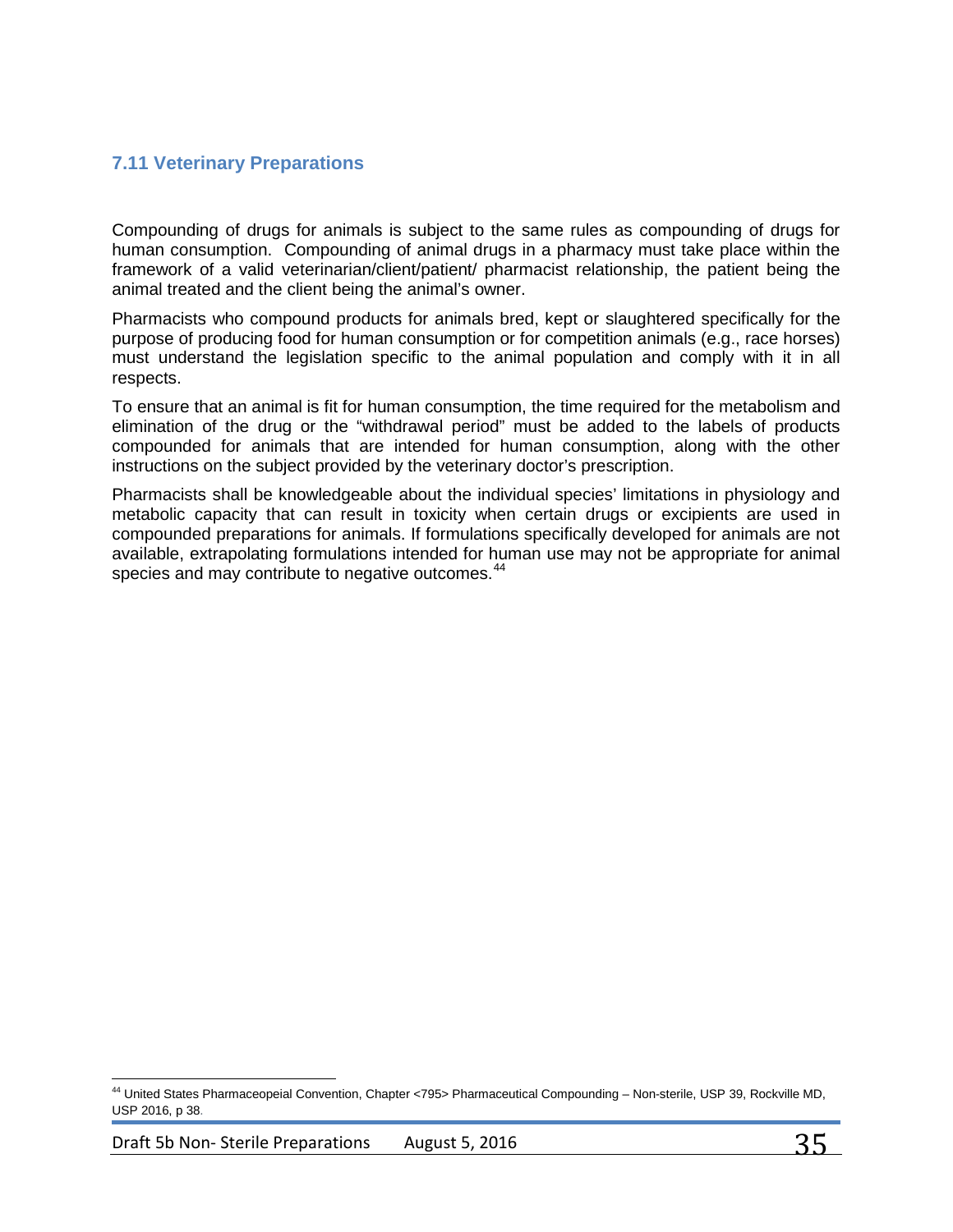## 7.11 Veterinary Preparations

Compounding of drugs for animals is subject to the same rules as compounding of drugs for human consumption. Compounding of animal drugs in a pharmacy must take place within the framework of a valid veterinarian/client/patient/ pharmacist relationship, the patient being the animal treated and the client being the animal's owner.

Pharmacists who compound products for animals bred, kept or slaughtered specifically for the purpose of producing food for human consumption or for competition animals (e.g., race horses) must understand the legislation specific to the animal population and comply with it in all respects.

To ensure that an animal is fit for human consumption, the time required for the metabolism and elimination of the drug or the "withdrawal period" must be added to the labels of products compounded for animals that are intended for human consumption, along with the other instructions on the subject provided by the veterinary doctor's prescription.

Pharmacists shall be knowledgeable about the individual species' limitations in physiology and metabolic capacity that can result in toxicity when certain drugs or excipients are used in compounded preparations for animals. If formulations specifically developed for animals are not available, extrapolating formulations intended for human use may not be appropriate for animal species and may contribute to negative outcomes.[44]

[44] United States Pharmaceopeial Convention, Chapter <795> Pharmaceutical Compounding – Non-sterile, USP 39, Rockville MD, USP 2016, p 38.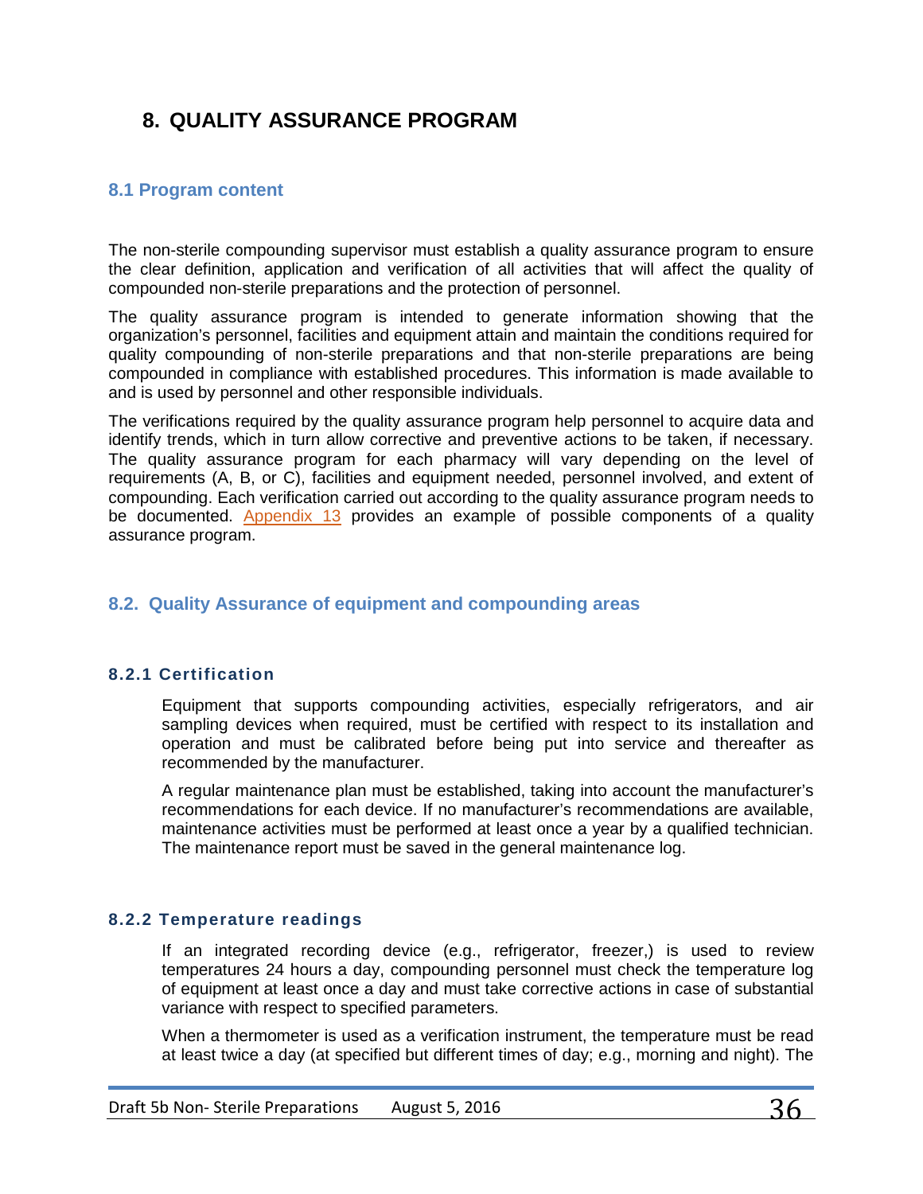# 8. QUALITY ASSURANCE PROGRAM

## 8.1 Program content

The non-sterile compounding supervisor must establish a quality assurance program to ensure the clear definition, application and verification of all activities that will affect the quality of compounded non-sterile preparations and the protection of personnel.

The quality assurance program is intended to generate information showing that the organization's personnel, facilities and equipment attain and maintain the conditions required for quality compounding of non-sterile preparations and that non-sterile preparations are being compounded in compliance with established procedures. This information is made available to and is used by personnel and other responsible individuals.

The verifications required by the quality assurance program help personnel to acquire data and identify trends, which in turn allow corrective and preventive actions to be taken, if necessary. The quality assurance program for each pharmacy will vary depending on the level of requirements (A, B, or C), facilities and equipment needed, personnel involved, and extent of compounding. Each verification carried out according to the quality assurance program needs to be documented. Appendix 13 provides an example of possible components of a quality assurance program.

## 8.2. Quality Assurance of equipment and compounding areas

### 8.2.1 Certification

Equipment that supports compounding activities, especially refrigerators, and air sampling devices when required, must be certified with respect to its installation and operation and must be calibrated before being put into service and thereafter as recommended by the manufacturer.

A regular maintenance plan must be established, taking into account the manufacturer's recommendations for each device. If no manufacturer's recommendations are available, maintenance activities must be performed at least once a year by a qualified technician. The maintenance report must be saved in the general maintenance log.

### 8.2.2 Temperature readings

If an integrated recording device (e.g., refrigerator, freezer,) is used to review temperatures 24 hours a day, compounding personnel must check the temperature log of equipment at least once a day and must take corrective actions in case of substantial variance with respect to specified parameters.

When a thermometer is used as a verification instrument, the temperature must be read at least twice a day (at specified but different times of day; e.g., morning and night). The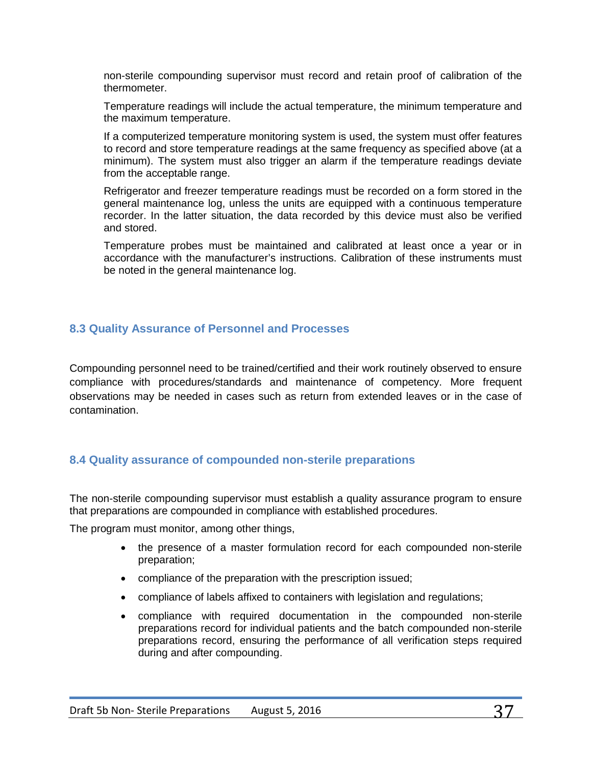non-sterile compounding supervisor must record and retain proof of calibration of the thermometer.

Temperature readings will include the actual temperature, the minimum temperature and the maximum temperature.

If a computerized temperature monitoring system is used, the system must offer features to record and store temperature readings at the same frequency as specified above (at a minimum). The system must also trigger an alarm if the temperature readings deviate from the acceptable range.

Refrigerator and freezer temperature readings must be recorded on a form stored in the general maintenance log, unless the units are equipped with a continuous temperature recorder. In the latter situation, the data recorded by this device must also be verified and stored.

Temperature probes must be maintained and calibrated at least once a year or in accordance with the manufacturer's instructions. Calibration of these instruments must be noted in the general maintenance log.

### 8.3 Quality Assurance of Personnel and Processes

Compounding personnel need to be trained/certified and their work routinely observed to ensure compliance with procedures/standards and maintenance of competency. More frequent observations may be needed in cases such as return from extended leaves or in the case of contamination.

### 8.4 Quality assurance of compounded non-sterile preparations

The non-sterile compounding supervisor must establish a quality assurance program to ensure that preparations are compounded in compliance with established procedures.

The program must monitor, among other things,

- the presence of a master formulation record for each compounded non-sterile preparation;
- compliance of the preparation with the prescription issued;
- compliance of labels affixed to containers with legislation and regulations;
- compliance with required documentation in the compounded non-sterile preparations record for individual patients and the batch compounded non-sterile preparations record, ensuring the performance of all verification steps required during and after compounding.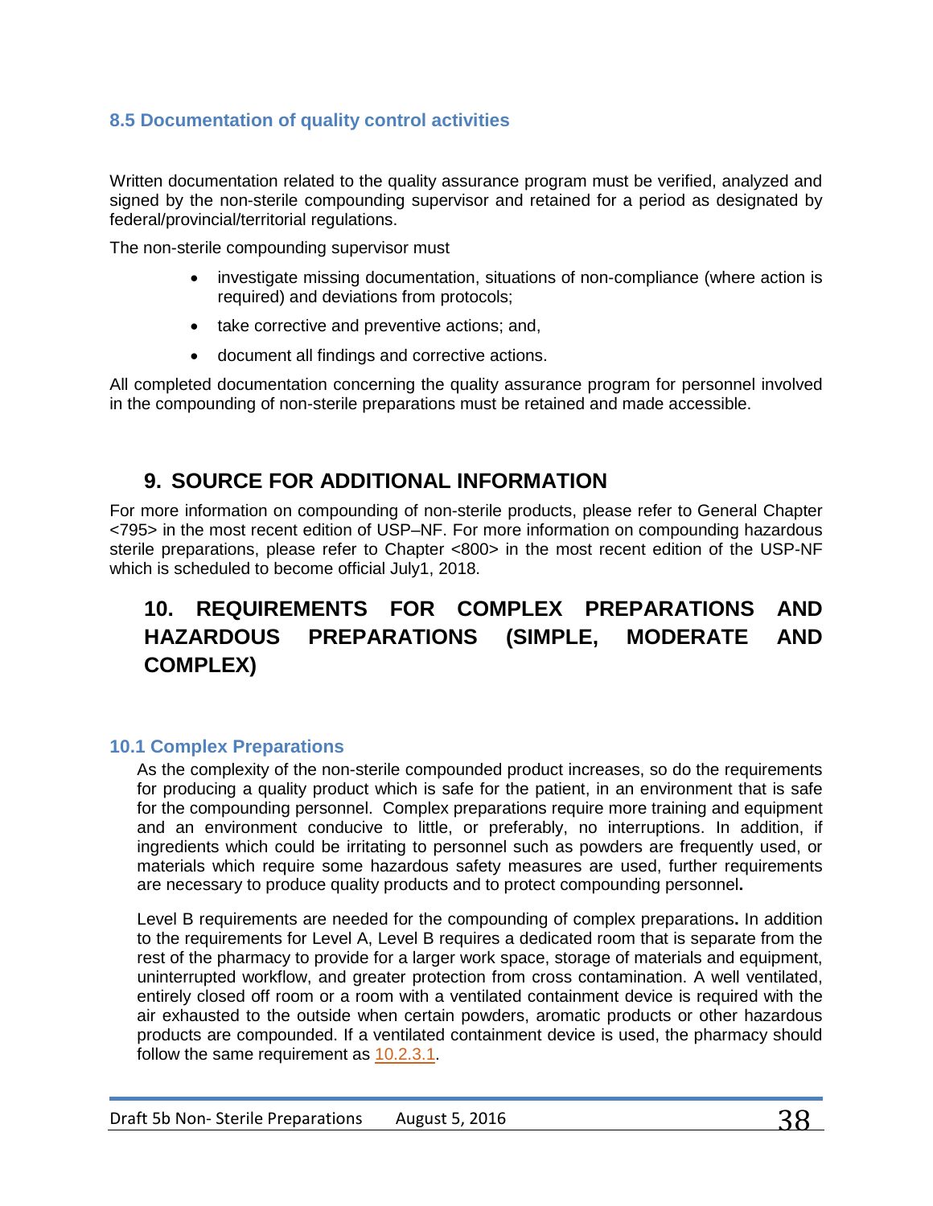### 8.5 Documentation of quality control activities

Written documentation related to the quality assurance program must be verified, analyzed and signed by the non-sterile compounding supervisor and retained for a period as designated by federal/provincial/territorial regulations.

The non-sterile compounding supervisor must

- investigate missing documentation, situations of non-compliance (where action is required) and deviations from protocols;
- take corrective and preventive actions; and,
- document all findings and corrective actions.

All completed documentation concerning the quality assurance program for personnel involved in the compounding of non-sterile preparations must be retained and made accessible.

## 9. SOURCE FOR ADDITIONAL INFORMATION

For more information on compounding of non-sterile products, please refer to General Chapter <795> in the most recent edition of USP–NF. For more information on compounding hazardous sterile preparations, please refer to Chapter <800> in the most recent edition of the USP-NF which is scheduled to become official July1, 2018.

## 10. REQUIREMENTS FOR COMPLEX PREPARATIONS AND HAZARDOUS PREPARATIONS (SIMPLE, MODERATE AND COMPLEX)

### 10.1 Complex Preparations

As the complexity of the non-sterile compounded product increases, so do the requirements for producing a quality product which is safe for the patient, in an environment that is safe for the compounding personnel. Complex preparations require more training and equipment and an environment conducive to little, or preferably, no interruptions. In addition, if ingredients which could be irritating to personnel such as powders are frequently used, or materials which require some hazardous safety measures are used, further requirements are necessary to produce quality products and to protect compounding personnel.

Level B requirements are needed for the compounding of complex preparations. In addition to the requirements for Level A, Level B requires a dedicated room that is separate from the rest of the pharmacy to provide for a larger work space, storage of materials and equipment, uninterrupted workflow, and greater protection from cross contamination. A well ventilated, entirely closed off room or a room with a ventilated containment device is required with the air exhausted to the outside when certain powders, aromatic products or other hazardous products are compounded. If a ventilated containment device is used, the pharmacy should follow the same requirement as 10.2.3.1.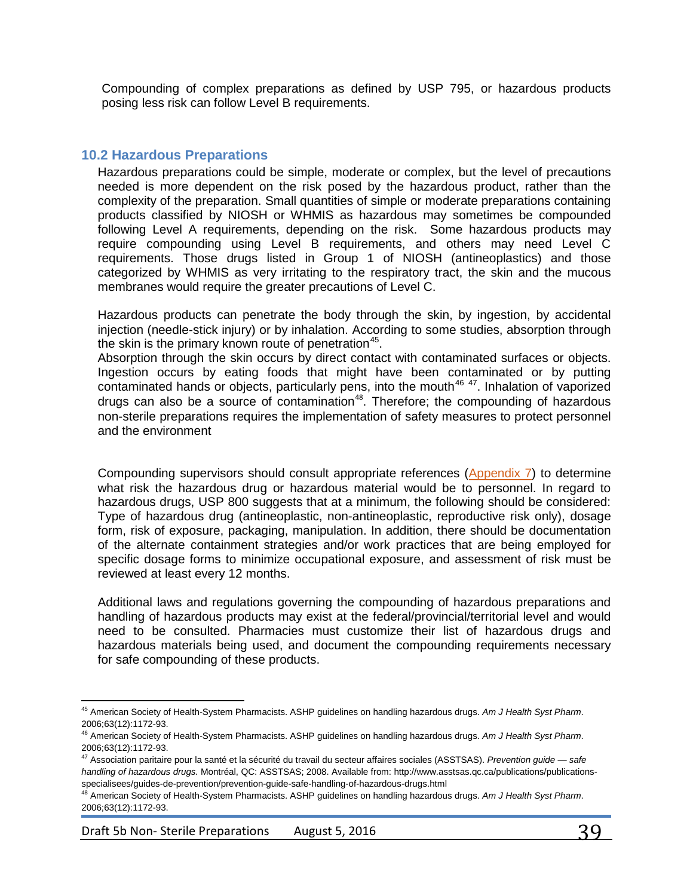Compounding of complex preparations as defined by USP 795, or hazardous products posing less risk can follow Level B requirements.

## 10.2 Hazardous Preparations

Hazardous preparations could be simple, moderate or complex, but the level of precautions needed is more dependent on the risk posed by the hazardous product, rather than the complexity of the preparation. Small quantities of simple or moderate preparations containing products classified by NIOSH or WHMIS as hazardous may sometimes be compounded following Level A requirements, depending on the risk. Some hazardous products may require compounding using Level B requirements, and others may need Level C requirements. Those drugs listed in Group 1 of NIOSH (antineoplastics) and those categorized by WHMIS as very irritating to the respiratory tract, the skin and the mucous membranes would require the greater precautions of Level C.

Hazardous products can penetrate the body through the skin, by ingestion, by accidental injection (needle-stick injury) or by inhalation. According to some studies, absorption through the skin is the primary known route of penetration[45].

Absorption through the skin occurs by direct contact with contaminated surfaces or objects. Ingestion occurs by eating foods that might have been contaminated or by putting contaminated hands or objects, particularly pens, into the mouth[46] [47]. Inhalation of vaporized drugs can also be a source of contamination[48]. Therefore; the compounding of hazardous non-sterile preparations requires the implementation of safety measures to protect personnel and the environment

Compounding supervisors should consult appropriate references (Appendix 7) to determine what risk the hazardous drug or hazardous material would be to personnel. In regard to hazardous drugs, USP 800 suggests that at a minimum, the following should be considered: Type of hazardous drug (antineoplastic, non-antineoplastic, reproductive risk only), dosage form, risk of exposure, packaging, manipulation. In addition, there should be documentation of the alternate containment strategies and/or work practices that are being employed for specific dosage forms to minimize occupational exposure, and assessment of risk must be reviewed at least every 12 months.

Additional laws and regulations governing the compounding of hazardous preparations and handling of hazardous products may exist at the federal/provincial/territorial level and would need to be consulted. Pharmacies must customize their list of hazardous drugs and hazardous materials being used, and document the compounding requirements necessary for safe compounding of these products.

---

[45] American Society of Health-System Pharmacists. ASHP guidelines on handling hazardous drugs. *Am J Health Syst Pharm*. 2006;63(12):1172-93.

[46] American Society of Health-System Pharmacists. ASHP guidelines on handling hazardous drugs. *Am J Health Syst Pharm*. 2006;63(12):1172-93.

[47] Association paritaire pour la santé et la sécurité du travail du secteur affaires sociales (ASSTSAS). *Prevention guide — safe handling of hazardous drugs.* Montréal, QC: ASSTSAS; 2008. Available from: http://www.asstsas.qc.ca/publications/publications-specialisees/guides-de-prevention/prevention-guide-safe-handling-of-hazardous-drugs.html

[48] American Society of Health-System Pharmacists. ASHP guidelines on handling hazardous drugs. *Am J Health Syst Pharm*. 2006;63(12):1172-93.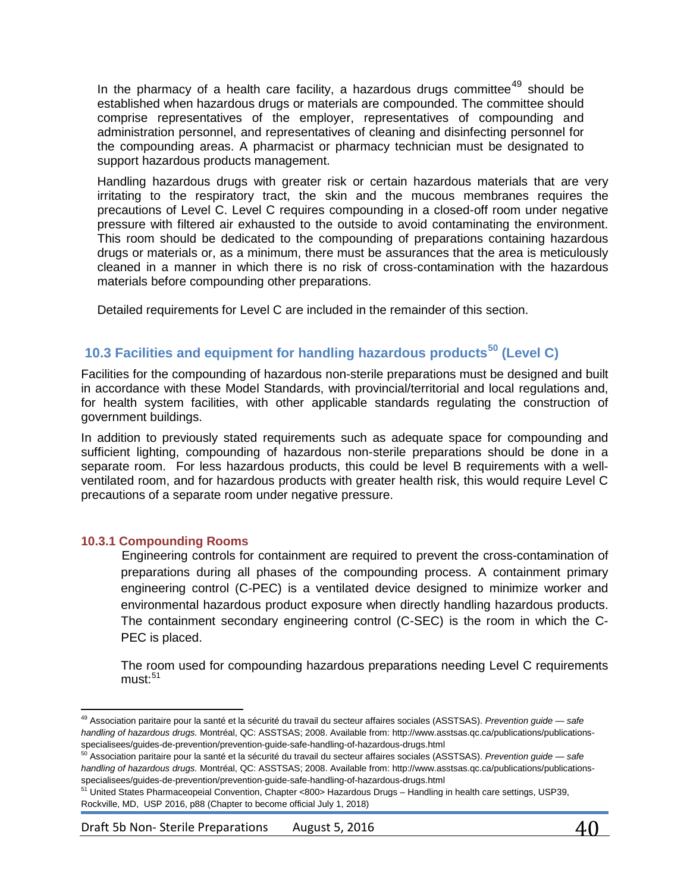In the pharmacy of a health care facility, a hazardous drugs committee[49] should be established when hazardous drugs or materials are compounded. The committee should comprise representatives of the employer, representatives of compounding and administration personnel, and representatives of cleaning and disinfecting personnel for the compounding areas. A pharmacist or pharmacy technician must be designated to support hazardous products management.

Handling hazardous drugs with greater risk or certain hazardous materials that are very irritating to the respiratory tract, the skin and the mucous membranes requires the precautions of Level C. Level C requires compounding in a closed-off room under negative pressure with filtered air exhausted to the outside to avoid contaminating the environment. This room should be dedicated to the compounding of preparations containing hazardous drugs or materials or, as a minimum, there must be assurances that the area is meticulously cleaned in a manner in which there is no risk of cross-contamination with the hazardous materials before compounding other preparations.

Detailed requirements for Level C are included in the remainder of this section.

## 10.3 Facilities and equipment for handling hazardous products[50] (Level C)

Facilities for the compounding of hazardous non-sterile preparations must be designed and built in accordance with these Model Standards, with provincial/territorial and local regulations and, for health system facilities, with other applicable standards regulating the construction of government buildings.

In addition to previously stated requirements such as adequate space for compounding and sufficient lighting, compounding of hazardous non-sterile preparations should be done in a separate room. For less hazardous products, this could be level B requirements with a well-ventilated room, and for hazardous products with greater health risk, this would require Level C precautions of a separate room under negative pressure.

### 10.3.1 Compounding Rooms

Engineering controls for containment are required to prevent the cross-contamination of preparations during all phases of the compounding process. A containment primary engineering control (C-PEC) is a ventilated device designed to minimize worker and environmental hazardous product exposure when directly handling hazardous products. The containment secondary engineering control (C-SEC) is the room in which the C-PEC is placed.

The room used for compounding hazardous preparations needing Level C requirements must:[51]

---

[49] Association paritaire pour la santé et la sécurité du travail du secteur affaires sociales (ASSTSAS). *Prevention guide — safe handling of hazardous drugs.* Montréal, QC: ASSTSAS; 2008. Available from: http://www.asstsas.qc.ca/publications/publications-specialisees/guides-de-prevention/prevention-guide-safe-handling-of-hazardous-drugs.html

[50] Association paritaire pour la santé et la sécurité du travail du secteur affaires sociales (ASSTSAS). *Prevention guide — safe handling of hazardous drugs.* Montréal, QC: ASSTSAS; 2008. Available from: http://www.asstsas.qc.ca/publications/publications-specialisees/guides-de-prevention/prevention-guide-safe-handling-of-hazardous-drugs.html

[51] United States Pharmaceopeial Convention, Chapter <800> Hazardous Drugs – Handling in health care settings, USP39, Rockville, MD, USP 2016, p88 (Chapter to become official July 1, 2018)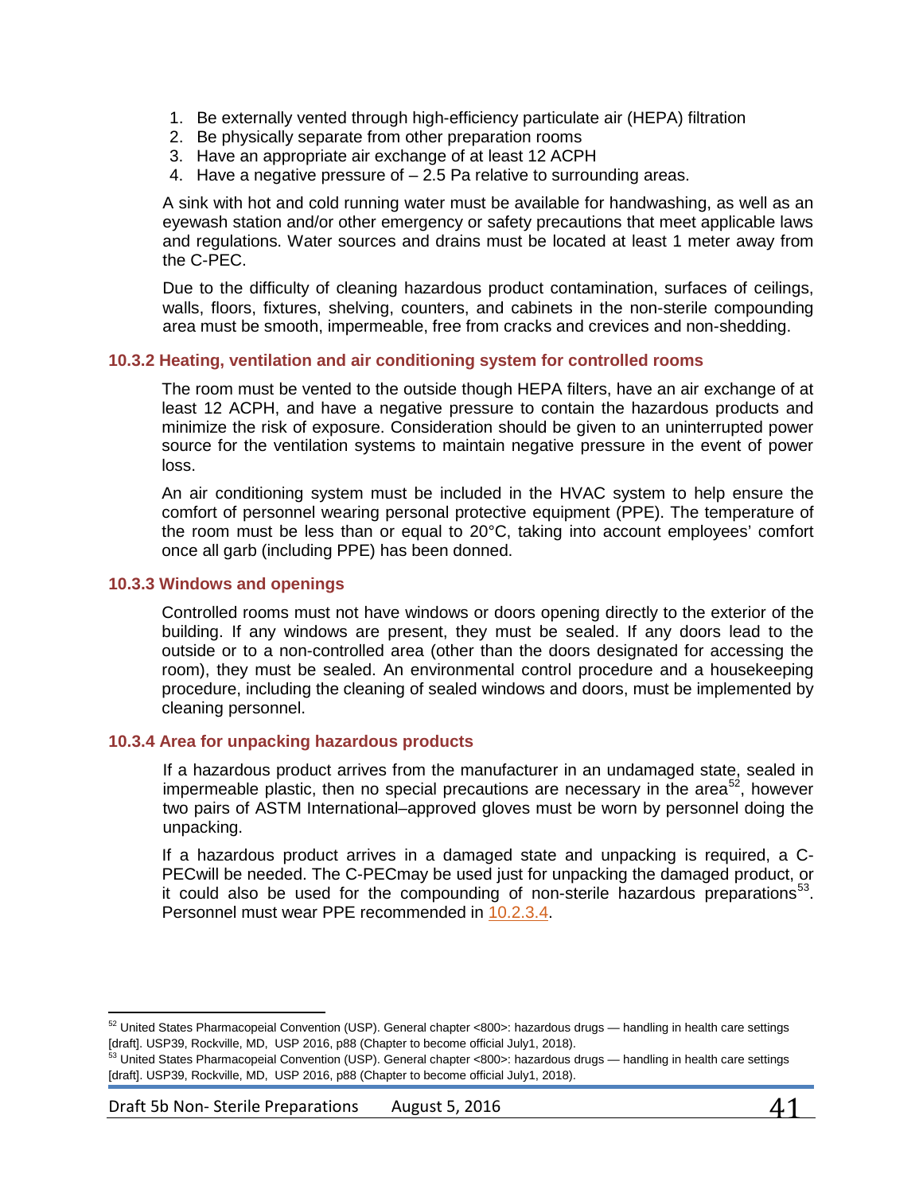1. Be externally vented through high-efficiency particulate air (HEPA) filtration
2. Be physically separate from other preparation rooms
3. Have an appropriate air exchange of at least 12 ACPH
4. Have a negative pressure of – 2.5 Pa relative to surrounding areas.

A sink with hot and cold running water must be available for handwashing, as well as an eyewash station and/or other emergency or safety precautions that meet applicable laws and regulations. Water sources and drains must be located at least 1 meter away from the C-PEC.

Due to the difficulty of cleaning hazardous product contamination, surfaces of ceilings, walls, floors, fixtures, shelving, counters, and cabinets in the non-sterile compounding area must be smooth, impermeable, free from cracks and crevices and non-shedding.

### 10.3.2 Heating, ventilation and air conditioning system for controlled rooms

The room must be vented to the outside though HEPA filters, have an air exchange of at least 12 ACPH, and have a negative pressure to contain the hazardous products and minimize the risk of exposure. Consideration should be given to an uninterrupted power source for the ventilation systems to maintain negative pressure in the event of power loss.

An air conditioning system must be included in the HVAC system to help ensure the comfort of personnel wearing personal protective equipment (PPE). The temperature of the room must be less than or equal to 20°C, taking into account employees' comfort once all garb (including PPE) has been donned.

### 10.3.3 Windows and openings

Controlled rooms must not have windows or doors opening directly to the exterior of the building. If any windows are present, they must be sealed. If any doors lead to the outside or to a non-controlled area (other than the doors designated for accessing the room), they must be sealed. An environmental control procedure and a housekeeping procedure, including the cleaning of sealed windows and doors, must be implemented by cleaning personnel.

### 10.3.4 Area for unpacking hazardous products

If a hazardous product arrives from the manufacturer in an undamaged state, sealed in impermeable plastic, then no special precautions are necessary in the area[52], however two pairs of ASTM International–approved gloves must be worn by personnel doing the unpacking.

If a hazardous product arrives in a damaged state and unpacking is required, a C-PECwill be needed. The C-PECmay be used just for unpacking the damaged product, or it could also be used for the compounding of non-sterile hazardous preparations[53]. Personnel must wear PPE recommended in 10.2.3.4.

---

[52] United States Pharmacopeial Convention (USP). General chapter <800>: hazardous drugs — handling in health care settings [draft]. USP39, Rockville, MD, USP 2016, p88 (Chapter to become official July1, 2018).

[53] United States Pharmacopeial Convention (USP). General chapter <800>: hazardous drugs — handling in health care settings [draft]. USP39, Rockville, MD, USP 2016, p88 (Chapter to become official July1, 2018).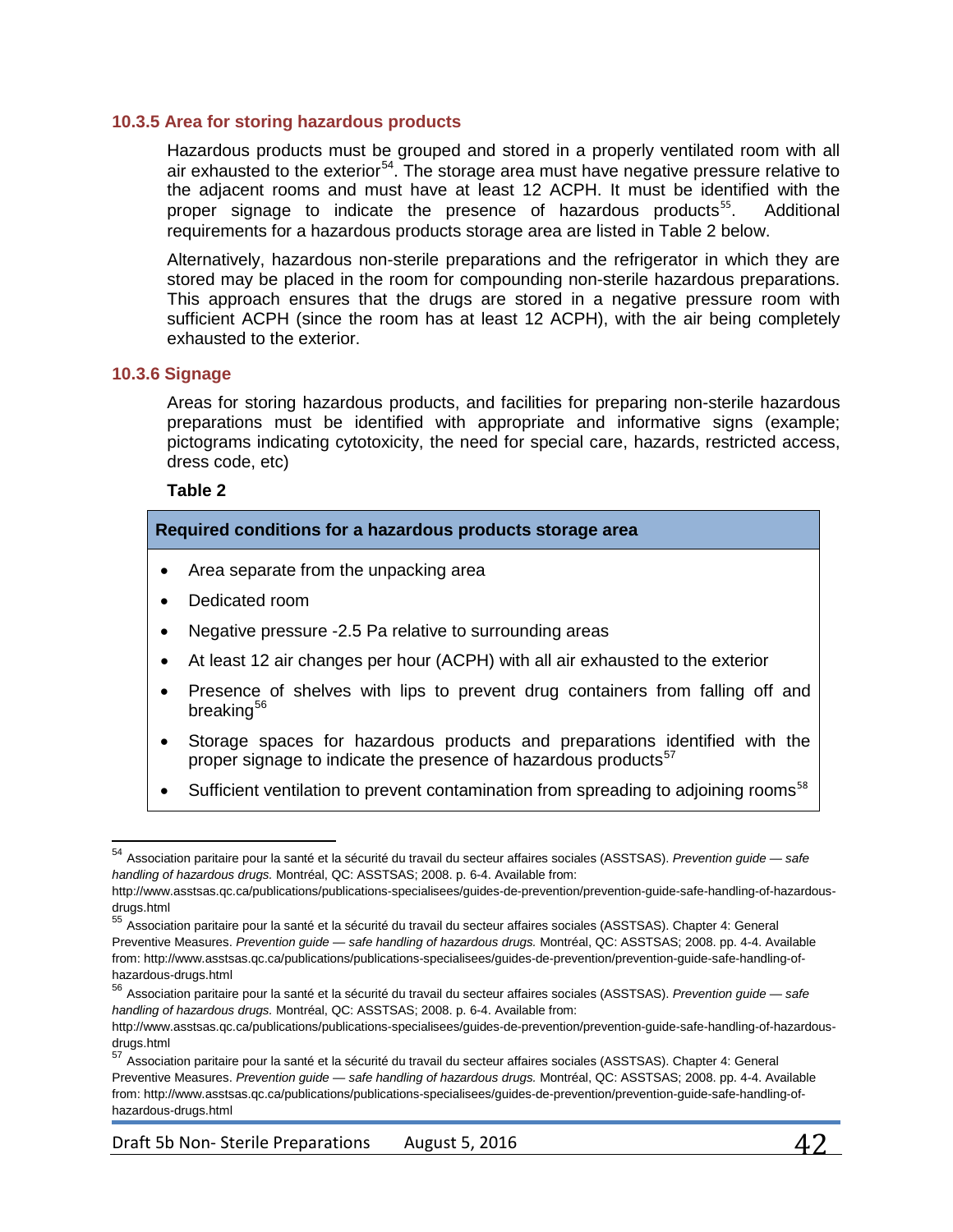### 10.3.5 Area for storing hazardous products

Hazardous products must be grouped and stored in a properly ventilated room with all air exhausted to the exterior[54]. The storage area must have negative pressure relative to the adjacent rooms and must have at least 12 ACPH. It must be identified with the proper signage to indicate the presence of hazardous products[55]. Additional requirements for a hazardous products storage area are listed in Table 2 below.

Alternatively, hazardous non-sterile preparations and the refrigerator in which they are stored may be placed in the room for compounding non-sterile hazardous preparations. This approach ensures that the drugs are stored in a negative pressure room with sufficient ACPH (since the room has at least 12 ACPH), with the air being completely exhausted to the exterior.

### 10.3.6 Signage

Areas for storing hazardous products, and facilities for preparing non-sterile hazardous preparations must be identified with appropriate and informative signs (example; pictograms indicating cytotoxicity, the need for special care, hazards, restricted access, dress code, etc)

**Table 2**

| Required conditions for a hazardous products storage area |
|---|
| • Area separate from the unpacking area<br>• Dedicated room<br>• Negative pressure -2.5 Pa relative to surrounding areas<br>• At least 12 air changes per hour (ACPH) with all air exhausted to the exterior<br>• Presence of shelves with lips to prevent drug containers from falling off and breaking[56]<br>• Storage spaces for hazardous products and preparations identified with the proper signage to indicate the presence of hazardous products[57]<br>• Sufficient ventilation to prevent contamination from spreading to adjoining rooms[58] |

---

[54] Association paritaire pour la santé et la sécurité du travail du secteur affaires sociales (ASSTSAS). *Prevention guide — safe handling of hazardous drugs.* Montréal, QC: ASSTSAS; 2008. p. 6-4. Available from: http://www.asstsas.qc.ca/publications/publications-specialisees/guides-de-prevention/prevention-guide-safe-handling-of-hazardous-drugs.html

[55] Association paritaire pour la santé et la sécurité du travail du secteur affaires sociales (ASSTSAS). Chapter 4: General Preventive Measures. *Prevention guide — safe handling of hazardous drugs.* Montréal, QC: ASSTSAS; 2008. pp. 4-4. Available from: http://www.asstsas.qc.ca/publications/publications-specialisees/guides-de-prevention/prevention-guide-safe-handling-of-hazardous-drugs.html

[56] Association paritaire pour la santé et la sécurité du travail du secteur affaires sociales (ASSTSAS). *Prevention guide — safe handling of hazardous drugs.* Montréal, QC: ASSTSAS; 2008. p. 6-4. Available from: http://www.asstsas.qc.ca/publications/publications-specialisees/guides-de-prevention/prevention-guide-safe-handling-of-hazardous-drugs.html

[57] Association paritaire pour la santé et la sécurité du travail du secteur affaires sociales (ASSTSAS). Chapter 4: General Preventive Measures. *Prevention guide — safe handling of hazardous drugs.* Montréal, QC: ASSTSAS; 2008. pp. 4-4. Available from: http://www.asstsas.qc.ca/publications/publications-specialisees/guides-de-prevention/prevention-guide-safe-handling-of-hazardous-drugs.html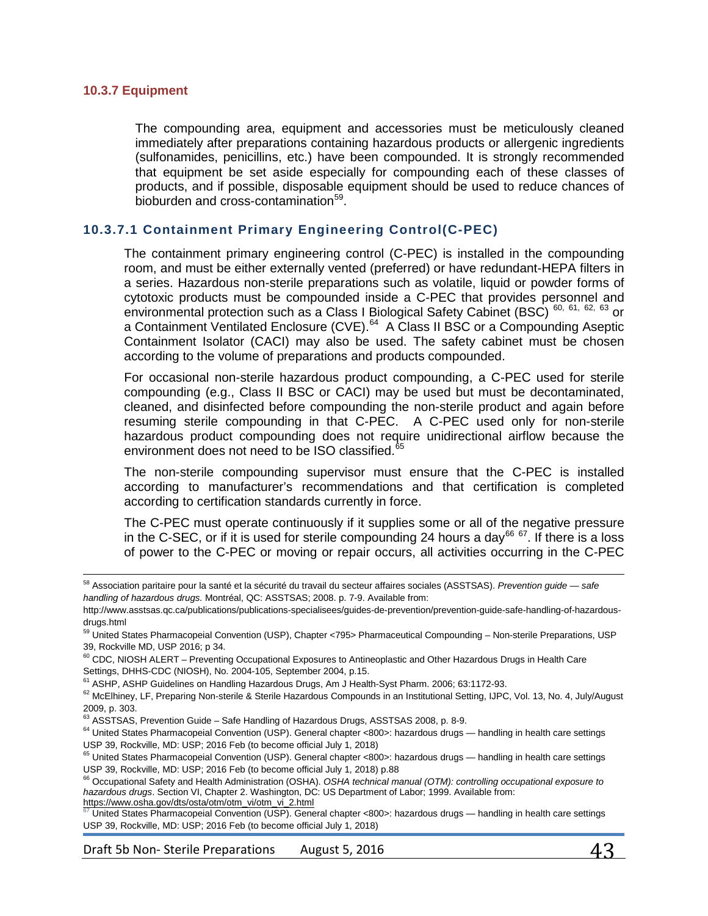### 10.3.7 Equipment

The compounding area, equipment and accessories must be meticulously cleaned immediately after preparations containing hazardous products or allergenic ingredients (sulfonamides, penicillins, etc.) have been compounded. It is strongly recommended that equipment be set aside especially for compounding each of these classes of products, and if possible, disposable equipment should be used to reduce chances of bioburden and cross-contamination[59].

#### 10.3.7.1 Containment Primary Engineering Control(C-PEC)

The containment primary engineering control (C-PEC) is installed in the compounding room, and must be either externally vented (preferred) or have redundant-HEPA filters in a series. Hazardous non-sterile preparations such as volatile, liquid or powder forms of cytotoxic products must be compounded inside a C-PEC that provides personnel and environmental protection such as a Class I Biological Safety Cabinet (BSC) [60, 61, 62, 63] or a Containment Ventilated Enclosure (CVE).[64] A Class II BSC or a Compounding Aseptic Containment Isolator (CACI) may also be used. The safety cabinet must be chosen according to the volume of preparations and products compounded.

For occasional non-sterile hazardous product compounding, a C-PEC used for sterile compounding (e.g., Class II BSC or CACI) may be used but must be decontaminated, cleaned, and disinfected before compounding the non-sterile product and again before resuming sterile compounding in that C-PEC. A C-PEC used only for non-sterile hazardous product compounding does not require unidirectional airflow because the environment does not need to be ISO classified.[65]

The non-sterile compounding supervisor must ensure that the C-PEC is installed according to manufacturer's recommendations and that certification is completed according to certification standards currently in force.

The C-PEC must operate continuously if it supplies some or all of the negative pressure in the C-SEC, or if it is used for sterile compounding 24 hours a day[66] [67]. If there is a loss of power to the C-PEC or moving or repair occurs, all activities occurring in the C-PEC

---

[58] Association paritaire pour la santé et la sécurité du travail du secteur affaires sociales (ASSTSAS). *Prevention guide — safe handling of hazardous drugs.* Montréal, QC: ASSTSAS; 2008. p. 7-9. Available from: http://www.asstsas.qc.ca/publications/publications-specialisees/guides-de-prevention/prevention-guide-safe-handling-of-hazardous-drugs.html

[59] United States Pharmacopeial Convention (USP), Chapter <795> Pharmaceutical Compounding – Non-sterile Preparations, USP 39, Rockville MD, USP 2016; p 34.

[60] CDC, NIOSH ALERT – Preventing Occupational Exposures to Antineoplastic and Other Hazardous Drugs in Health Care Settings, DHHS-CDC (NIOSH), No. 2004-105, September 2004, p.15.

[61] ASHP, ASHP Guidelines on Handling Hazardous Drugs, Am J Health-Syst Pharm. 2006; 63:1172-93.

[62] McElhiney, LF, Preparing Non-sterile & Sterile Hazardous Compounds in an Institutional Setting, IJPC, Vol. 13, No. 4, July/August 2009, p. 303.

[63] ASSTSAS, Prevention Guide – Safe Handling of Hazardous Drugs, ASSTSAS 2008, p. 8-9.

[64] United States Pharmacopeial Convention (USP). General chapter <800>: hazardous drugs — handling in health care settings USP 39, Rockville, MD: USP; 2016 Feb (to become official July 1, 2018)

[65] United States Pharmacopeial Convention (USP). General chapter <800>: hazardous drugs — handling in health care settings USP 39, Rockville, MD: USP; 2016 Feb (to become official July 1, 2018) p.88

[66] Occupational Safety and Health Administration (OSHA). *OSHA technical manual (OTM): controlling occupational exposure to hazardous drugs*. Section VI, Chapter 2. Washington, DC: US Department of Labor; 1999. Available from: https://www.osha.gov/dts/osta/otm/otm_vi/otm_vi_2.html

[67] United States Pharmacopeial Convention (USP). General chapter <800>: hazardous drugs — handling in health care settings USP 39, Rockville, MD: USP; 2016 Feb (to become official July 1, 2018)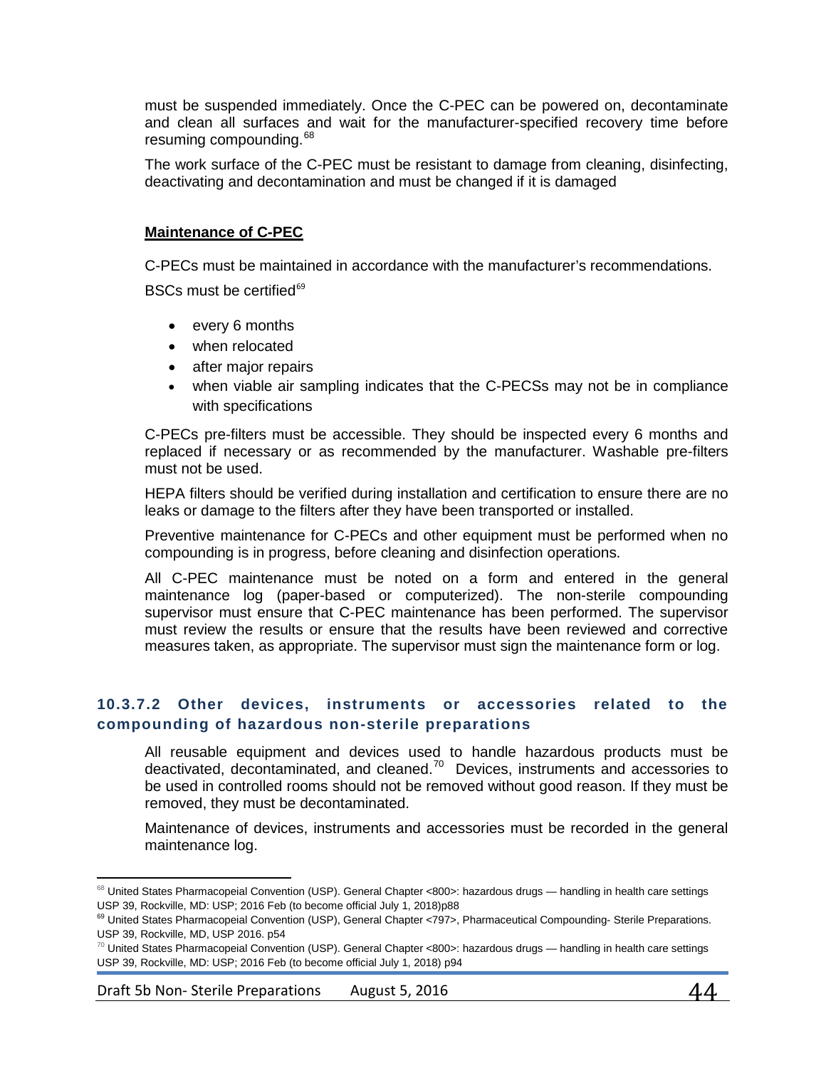must be suspended immediately. Once the C-PEC can be powered on, decontaminate and clean all surfaces and wait for the manufacturer-specified recovery time before resuming compounding.[68]

The work surface of the C-PEC must be resistant to damage from cleaning, disinfecting, deactivating and decontamination and must be changed if it is damaged

**Maintenance of C-PEC**

C-PECs must be maintained in accordance with the manufacturer's recommendations.

BSCs must be certified[69]

- every 6 months
- when relocated
- after major repairs
- when viable air sampling indicates that the C-PECSs may not be in compliance with specifications

C-PECs pre-filters must be accessible. They should be inspected every 6 months and replaced if necessary or as recommended by the manufacturer. Washable pre-filters must not be used.

HEPA filters should be verified during installation and certification to ensure there are no leaks or damage to the filters after they have been transported or installed.

Preventive maintenance for C-PECs and other equipment must be performed when no compounding is in progress, before cleaning and disinfection operations.

All C-PEC maintenance must be noted on a form and entered in the general maintenance log (paper-based or computerized). The non-sterile compounding supervisor must ensure that C-PEC maintenance has been performed. The supervisor must review the results or ensure that the results have been reviewed and corrective measures taken, as appropriate. The supervisor must sign the maintenance form or log.

#### 10.3.7.2 Other devices, instruments or accessories related to the compounding of hazardous non-sterile preparations

All reusable equipment and devices used to handle hazardous products must be deactivated, decontaminated, and cleaned.[70] Devices, instruments and accessories to be used in controlled rooms should not be removed without good reason. If they must be removed, they must be decontaminated.

Maintenance of devices, instruments and accessories must be recorded in the general maintenance log.

---

[68] United States Pharmacopeial Convention (USP). General Chapter <800>: hazardous drugs — handling in health care settings USP 39, Rockville, MD: USP; 2016 Feb (to become official July 1, 2018)p88

[69] United States Pharmacopeial Convention (USP), General Chapter <797>, Pharmaceutical Compounding- Sterile Preparations. USP 39, Rockville, MD, USP 2016. p54

[70] United States Pharmacopeial Convention (USP). General Chapter <800>: hazardous drugs — handling in health care settings USP 39, Rockville, MD: USP; 2016 Feb (to become official July 1, 2018) p94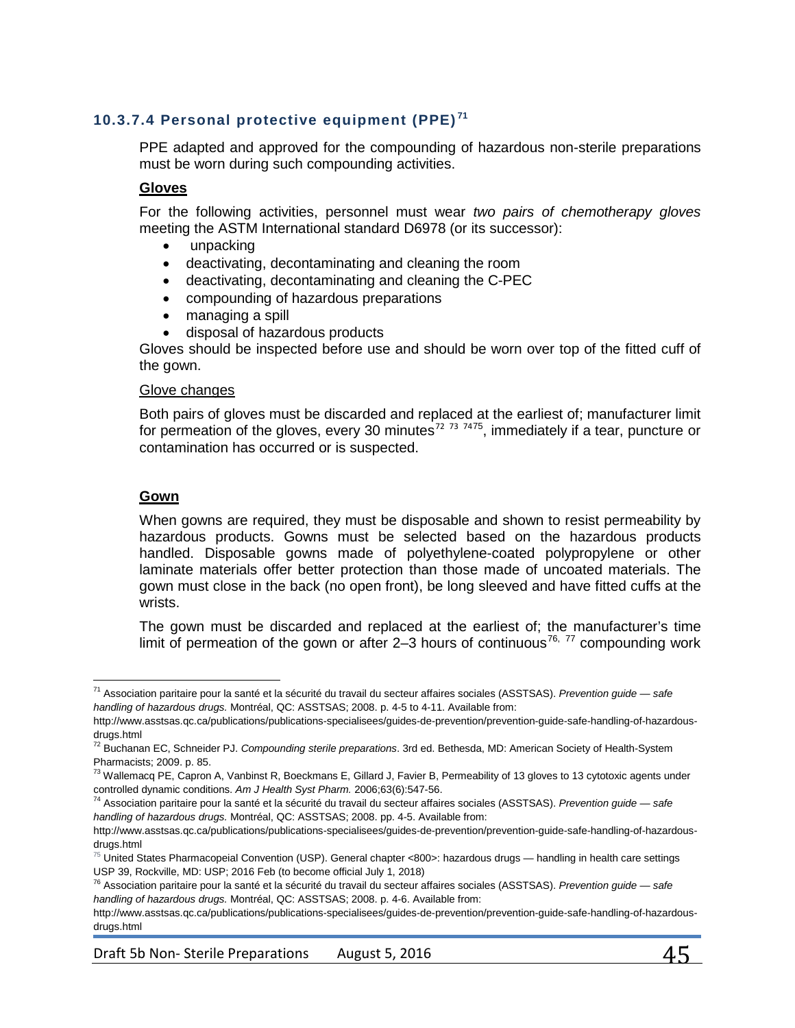#### 10.3.7.4 Personal protective equipment (PPE)[71]

PPE adapted and approved for the compounding of hazardous non-sterile preparations must be worn during such compounding activities.

**Gloves**

For the following activities, personnel must wear *two pairs of chemotherapy gloves* meeting the ASTM International standard D6978 (or its successor):

- unpacking
- deactivating, decontaminating and cleaning the room
- deactivating, decontaminating and cleaning the C-PEC
- compounding of hazardous preparations
- managing a spill
- disposal of hazardous products

Gloves should be inspected before use and should be worn over top of the fitted cuff of the gown.

Glove changes

Both pairs of gloves must be discarded and replaced at the earliest of; manufacturer limit for permeation of the gloves, every 30 minutes[72 73 74 75], immediately if a tear, puncture or contamination has occurred or is suspected.

**Gown**

When gowns are required, they must be disposable and shown to resist permeability by hazardous products. Gowns must be selected based on the hazardous products handled. Disposable gowns made of polyethylene-coated polypropylene or other laminate materials offer better protection than those made of uncoated materials. The gown must close in the back (no open front), be long sleeved and have fitted cuffs at the wrists.

The gown must be discarded and replaced at the earliest of; the manufacturer's time limit of permeation of the gown or after 2–3 hours of continuous[76, 77] compounding work

---

[71] Association paritaire pour la santé et la sécurité du travail du secteur affaires sociales (ASSTSAS). *Prevention guide — safe handling of hazardous drugs.* Montréal, QC: ASSTSAS; 2008. p. 4-5 to 4-11. Available from: http://www.asstsas.qc.ca/publications/publications-specialisees/guides-de-prevention/prevention-guide-safe-handling-of-hazardous-drugs.html

[72] Buchanan EC, Schneider PJ. *Compounding sterile preparations*. 3rd ed. Bethesda, MD: American Society of Health-System Pharmacists; 2009. p. 85.

[73] Wallemacq PE, Capron A, Vanbinst R, Boeckmans E, Gillard J, Favier B, Permeability of 13 gloves to 13 cytotoxic agents under controlled dynamic conditions. *Am J Health Syst Pharm.* 2006;63(6):547-56.

[74] Association paritaire pour la santé et la sécurité du travail du secteur affaires sociales (ASSTSAS). *Prevention guide — safe handling of hazardous drugs.* Montréal, QC: ASSTSAS; 2008. pp. 4-5. Available from: http://www.asstsas.qc.ca/publications/publications-specialisees/guides-de-prevention/prevention-guide-safe-handling-of-hazardous-drugs.html

[75] United States Pharmacopeial Convention (USP). General chapter <800>: hazardous drugs — handling in health care settings USP 39, Rockville, MD: USP; 2016 Feb (to become official July 1, 2018)

[76] Association paritaire pour la santé et la sécurité du travail du secteur affaires sociales (ASSTSAS). *Prevention guide — safe handling of hazardous drugs.* Montréal, QC: ASSTSAS; 2008. p. 4-6. Available from: http://www.asstsas.qc.ca/publications/publications-specialisees/guides-de-prevention/prevention-guide-safe-handling-of-hazardous-drugs.html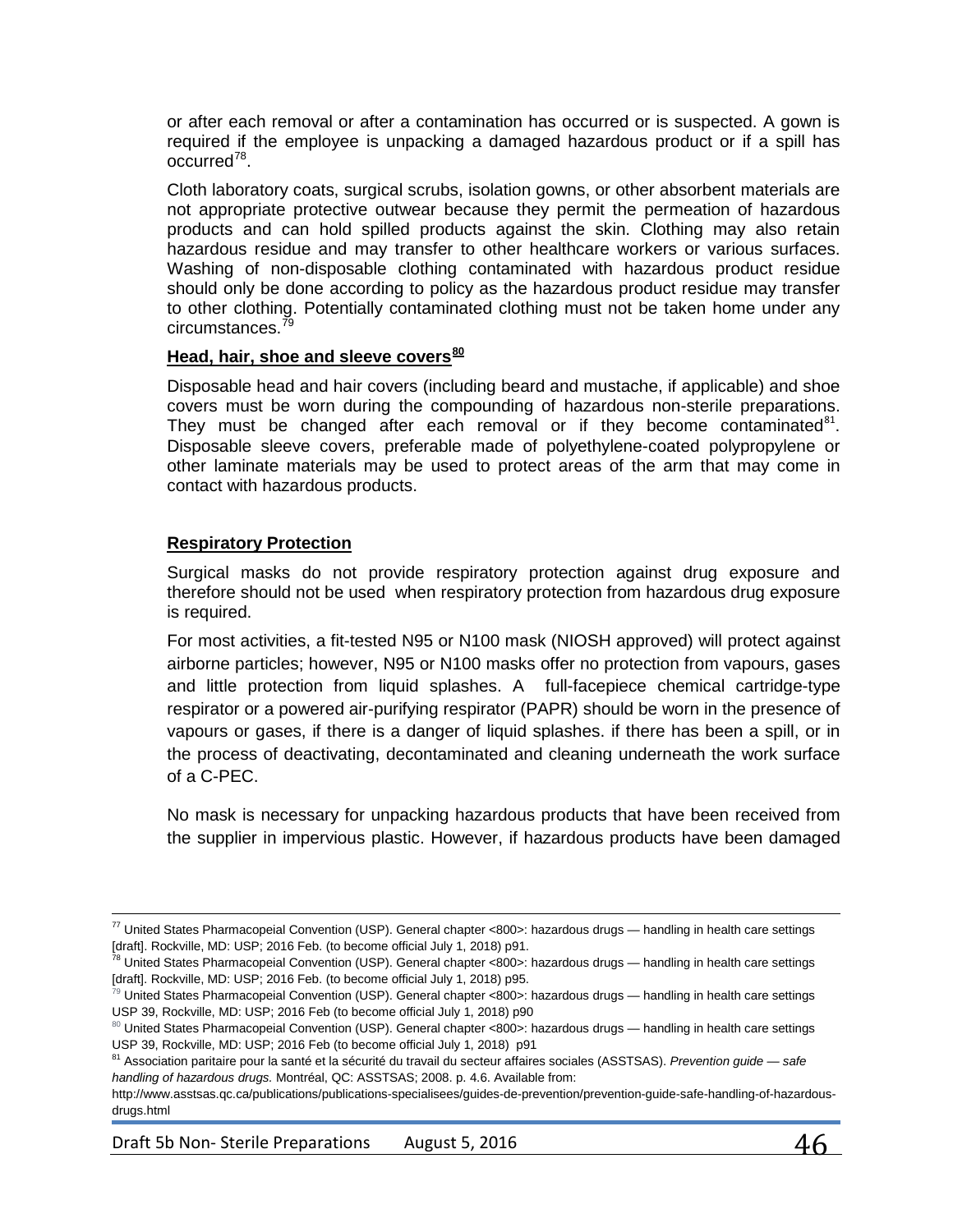or after each removal or after a contamination has occurred or is suspected. A gown is required if the employee is unpacking a damaged hazardous product or if a spill has occurred[78].

Cloth laboratory coats, surgical scrubs, isolation gowns, or other absorbent materials are not appropriate protective outwear because they permit the permeation of hazardous products and can hold spilled products against the skin. Clothing may also retain hazardous residue and may transfer to other healthcare workers or various surfaces. Washing of non-disposable clothing contaminated with hazardous product residue should only be done according to policy as the hazardous product residue may transfer to other clothing. Potentially contaminated clothing must not be taken home under any circumstances.[79]

**Head, hair, shoe and sleeve covers[80]**

Disposable head and hair covers (including beard and mustache, if applicable) and shoe covers must be worn during the compounding of hazardous non-sterile preparations. They must be changed after each removal or if they become contaminated[81]. Disposable sleeve covers, preferable made of polyethylene-coated polypropylene or other laminate materials may be used to protect areas of the arm that may come in contact with hazardous products.

**Respiratory Protection**

Surgical masks do not provide respiratory protection against drug exposure and therefore should not be used when respiratory protection from hazardous drug exposure is required.

For most activities, a fit-tested N95 or N100 mask (NIOSH approved) will protect against airborne particles; however, N95 or N100 masks offer no protection from vapours, gases and little protection from liquid splashes. A full-facepiece chemical cartridge-type respirator or a powered air-purifying respirator (PAPR) should be worn in the presence of vapours or gases, if there is a danger of liquid splashes. if there has been a spill, or in the process of deactivating, decontaminated and cleaning underneath the work surface of a C-PEC.

No mask is necessary for unpacking hazardous products that have been received from the supplier in impervious plastic. However, if hazardous products have been damaged

---

[77] United States Pharmacopeial Convention (USP). General chapter <800>: hazardous drugs — handling in health care settings [draft]. Rockville, MD: USP; 2016 Feb. (to become official July 1, 2018) p91.

[78] United States Pharmacopeial Convention (USP). General chapter <800>: hazardous drugs — handling in health care settings [draft]. Rockville, MD: USP; 2016 Feb. (to become official July 1, 2018) p95.

[79] United States Pharmacopeial Convention (USP). General chapter <800>: hazardous drugs — handling in health care settings USP 39, Rockville, MD: USP; 2016 Feb (to become official July 1, 2018) p90

[80] United States Pharmacopeial Convention (USP). General chapter <800>: hazardous drugs — handling in health care settings USP 39, Rockville, MD: USP; 2016 Feb (to become official July 1, 2018) p91

[81] Association paritaire pour la santé et la sécurité du travail du secteur affaires sociales (ASSTSAS). *Prevention guide — safe handling of hazardous drugs.* Montréal, QC: ASSTSAS; 2008. p. 4.6. Available from: http://www.asstsas.qc.ca/publications/publications-specialisees/guides-de-prevention/prevention-guide-safe-handling-of-hazardous-drugs.html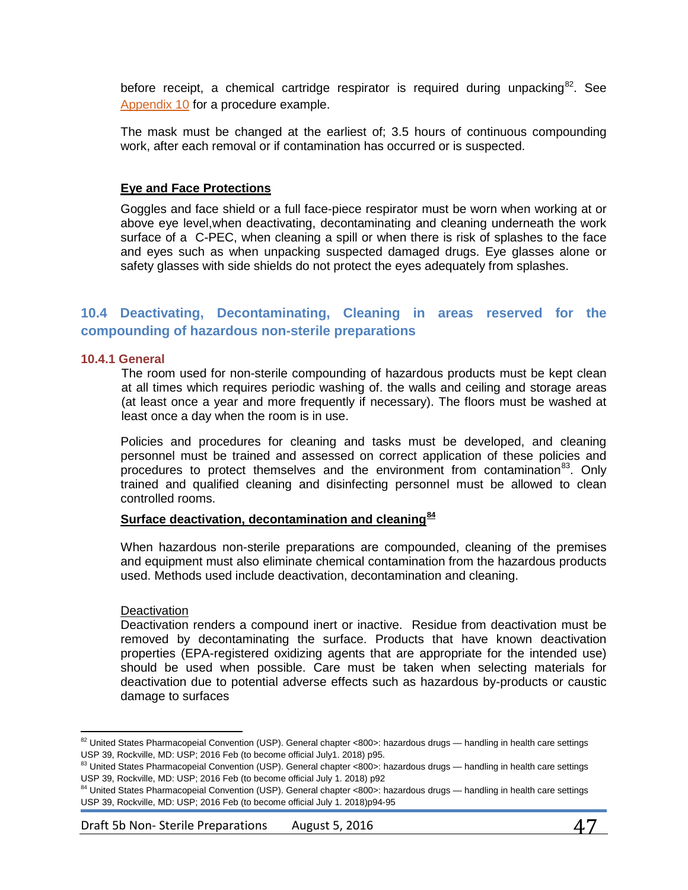before receipt, a chemical cartridge respirator is required during unpacking[82]. See Appendix 10 for a procedure example.

The mask must be changed at the earliest of; 3.5 hours of continuous compounding work, after each removal or if contamination has occurred or is suspected.

**Eye and Face Protections**

Goggles and face shield or a full face-piece respirator must be worn when working at or above eye level,when deactivating, decontaminating and cleaning underneath the work surface of a C-PEC, when cleaning a spill or when there is risk of splashes to the face and eyes such as when unpacking suspected damaged drugs. Eye glasses alone or safety glasses with side shields do not protect the eyes adequately from splashes.

## 10.4 Deactivating, Decontaminating, Cleaning in areas reserved for the compounding of hazardous non-sterile preparations

### 10.4.1 General

The room used for non-sterile compounding of hazardous products must be kept clean at all times which requires periodic washing of. the walls and ceiling and storage areas (at least once a year and more frequently if necessary). The floors must be washed at least once a day when the room is in use.

Policies and procedures for cleaning and tasks must be developed, and cleaning personnel must be trained and assessed on correct application of these policies and procedures to protect themselves and the environment from contamination[83]. Only trained and qualified cleaning and disinfecting personnel must be allowed to clean controlled rooms.

**Surface deactivation, decontamination and cleaning[84]**

When hazardous non-sterile preparations are compounded, cleaning of the premises and equipment must also eliminate chemical contamination from the hazardous products used. Methods used include deactivation, decontamination and cleaning.

Deactivation

Deactivation renders a compound inert or inactive. Residue from deactivation must be removed by decontaminating the surface. Products that have known deactivation properties (EPA-registered oxidizing agents that are appropriate for the intended use) should be used when possible. Care must be taken when selecting materials for deactivation due to potential adverse effects such as hazardous by-products or caustic damage to surfaces

---

[82] United States Pharmacopeial Convention (USP). General chapter <800>: hazardous drugs — handling in health care settings USP 39, Rockville, MD: USP; 2016 Feb (to become official July1. 2018) p95.

[83] United States Pharmacopeial Convention (USP). General chapter <800>: hazardous drugs — handling in health care settings USP 39, Rockville, MD: USP; 2016 Feb (to become official July 1. 2018) p92

[84] United States Pharmacopeial Convention (USP). General chapter <800>: hazardous drugs — handling in health care settings USP 39, Rockville, MD: USP; 2016 Feb (to become official July 1. 2018)p94-95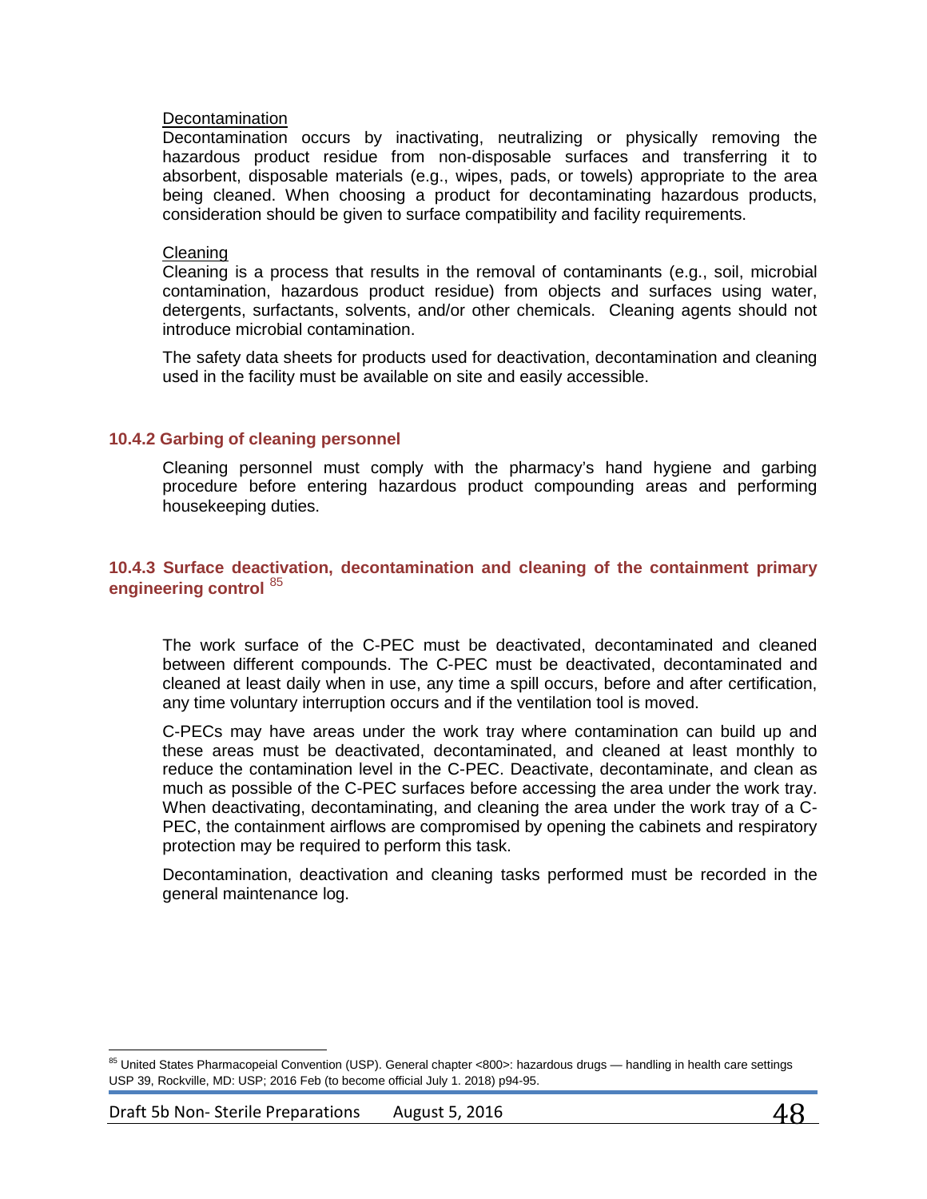Decontamination

Decontamination occurs by inactivating, neutralizing or physically removing the hazardous product residue from non-disposable surfaces and transferring it to absorbent, disposable materials (e.g., wipes, pads, or towels) appropriate to the area being cleaned. When choosing a product for decontaminating hazardous products, consideration should be given to surface compatibility and facility requirements.

Cleaning

Cleaning is a process that results in the removal of contaminants (e.g., soil, microbial contamination, hazardous product residue) from objects and surfaces using water, detergents, surfactants, solvents, and/or other chemicals. Cleaning agents should not introduce microbial contamination.

The safety data sheets for products used for deactivation, decontamination and cleaning used in the facility must be available on site and easily accessible.

### 10.4.2 Garbing of cleaning personnel

Cleaning personnel must comply with the pharmacy's hand hygiene and garbing procedure before entering hazardous product compounding areas and performing housekeeping duties.

### 10.4.3 Surface deactivation, decontamination and cleaning of the containment primary engineering control [85]

The work surface of the C-PEC must be deactivated, decontaminated and cleaned between different compounds. The C-PEC must be deactivated, decontaminated and cleaned at least daily when in use, any time a spill occurs, before and after certification, any time voluntary interruption occurs and if the ventilation tool is moved.

C-PECs may have areas under the work tray where contamination can build up and these areas must be deactivated, decontaminated, and cleaned at least monthly to reduce the contamination level in the C-PEC. Deactivate, decontaminate, and clean as much as possible of the C-PEC surfaces before accessing the area under the work tray. When deactivating, decontaminating, and cleaning the area under the work tray of a C-PEC, the containment airflows are compromised by opening the cabinets and respiratory protection may be required to perform this task.

Decontamination, deactivation and cleaning tasks performed must be recorded in the general maintenance log.

[85] United States Pharmacopeial Convention (USP). General chapter <800>: hazardous drugs — handling in health care settings USP 39, Rockville, MD: USP; 2016 Feb (to become official July 1. 2018) p94-95.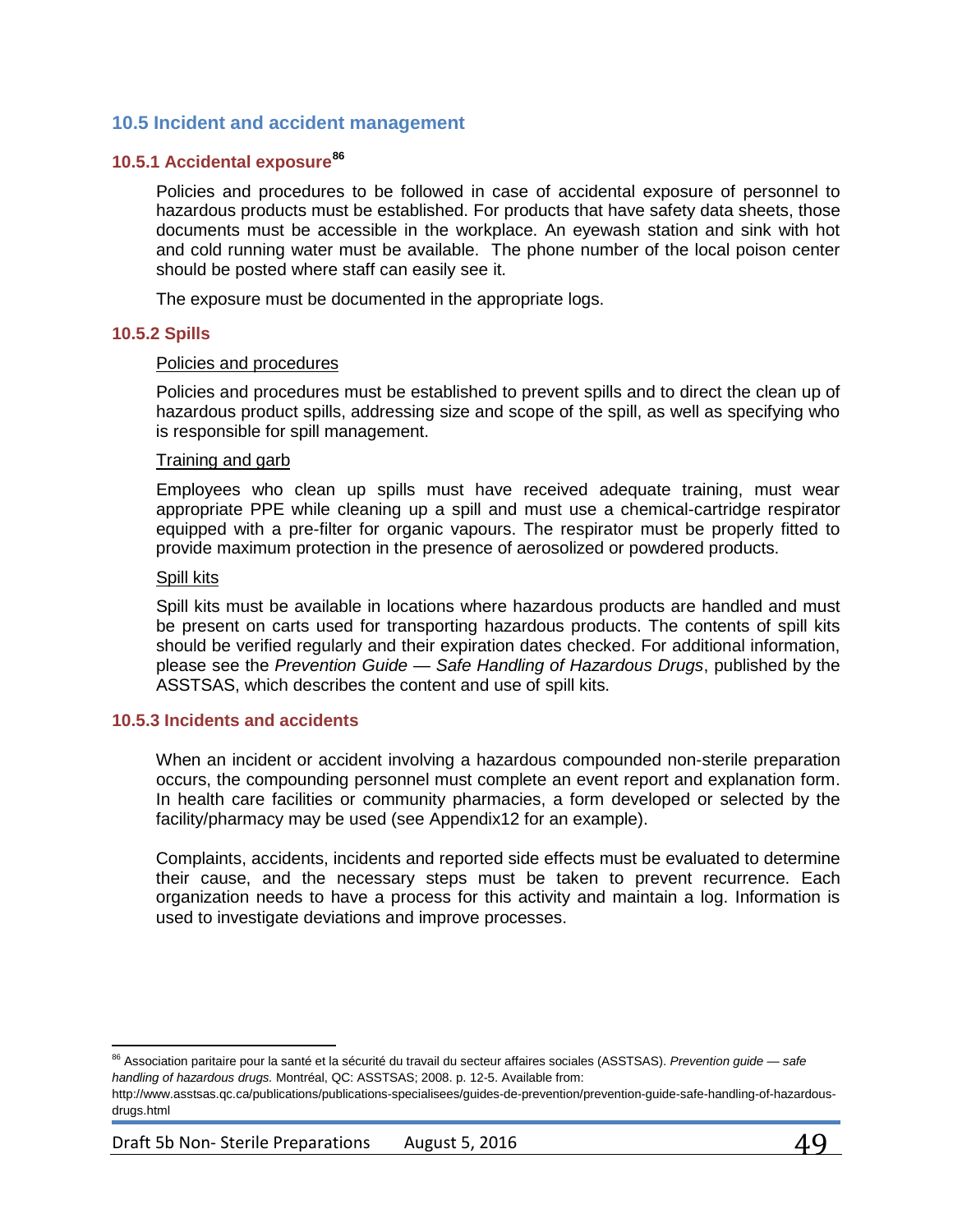## 10.5 Incident and accident management

### 10.5.1 Accidental exposure[86]

Policies and procedures to be followed in case of accidental exposure of personnel to hazardous products must be established. For products that have safety data sheets, those documents must be accessible in the workplace. An eyewash station and sink with hot and cold running water must be available. The phone number of the local poison center should be posted where staff can easily see it.

The exposure must be documented in the appropriate logs.

### 10.5.2 Spills

Policies and procedures

Policies and procedures must be established to prevent spills and to direct the clean up of hazardous product spills, addressing size and scope of the spill, as well as specifying who is responsible for spill management.

Training and garb

Employees who clean up spills must have received adequate training, must wear appropriate PPE while cleaning up a spill and must use a chemical-cartridge respirator equipped with a pre-filter for organic vapours. The respirator must be properly fitted to provide maximum protection in the presence of aerosolized or powdered products.

Spill kits

Spill kits must be available in locations where hazardous products are handled and must be present on carts used for transporting hazardous products. The contents of spill kits should be verified regularly and their expiration dates checked. For additional information, please see the *Prevention Guide — Safe Handling of Hazardous Drugs*, published by the ASSTSAS, which describes the content and use of spill kits.

### 10.5.3 Incidents and accidents

When an incident or accident involving a hazardous compounded non-sterile preparation occurs, the compounding personnel must complete an event report and explanation form. In health care facilities or community pharmacies, a form developed or selected by the facility/pharmacy may be used (see Appendix12 for an example).

Complaints, accidents, incidents and reported side effects must be evaluated to determine their cause, and the necessary steps must be taken to prevent recurrence. Each organization needs to have a process for this activity and maintain a log. Information is used to investigate deviations and improve processes.

---

[86] Association paritaire pour la santé et la sécurité du travail du secteur affaires sociales (ASSTSAS). *Prevention guide — safe handling of hazardous drugs.* Montréal, QC: ASSTSAS; 2008. p. 12-5. Available from: http://www.asstsas.qc.ca/publications/publications-specialisees/guides-de-prevention/prevention-guide-safe-handling-of-hazardous-drugs.html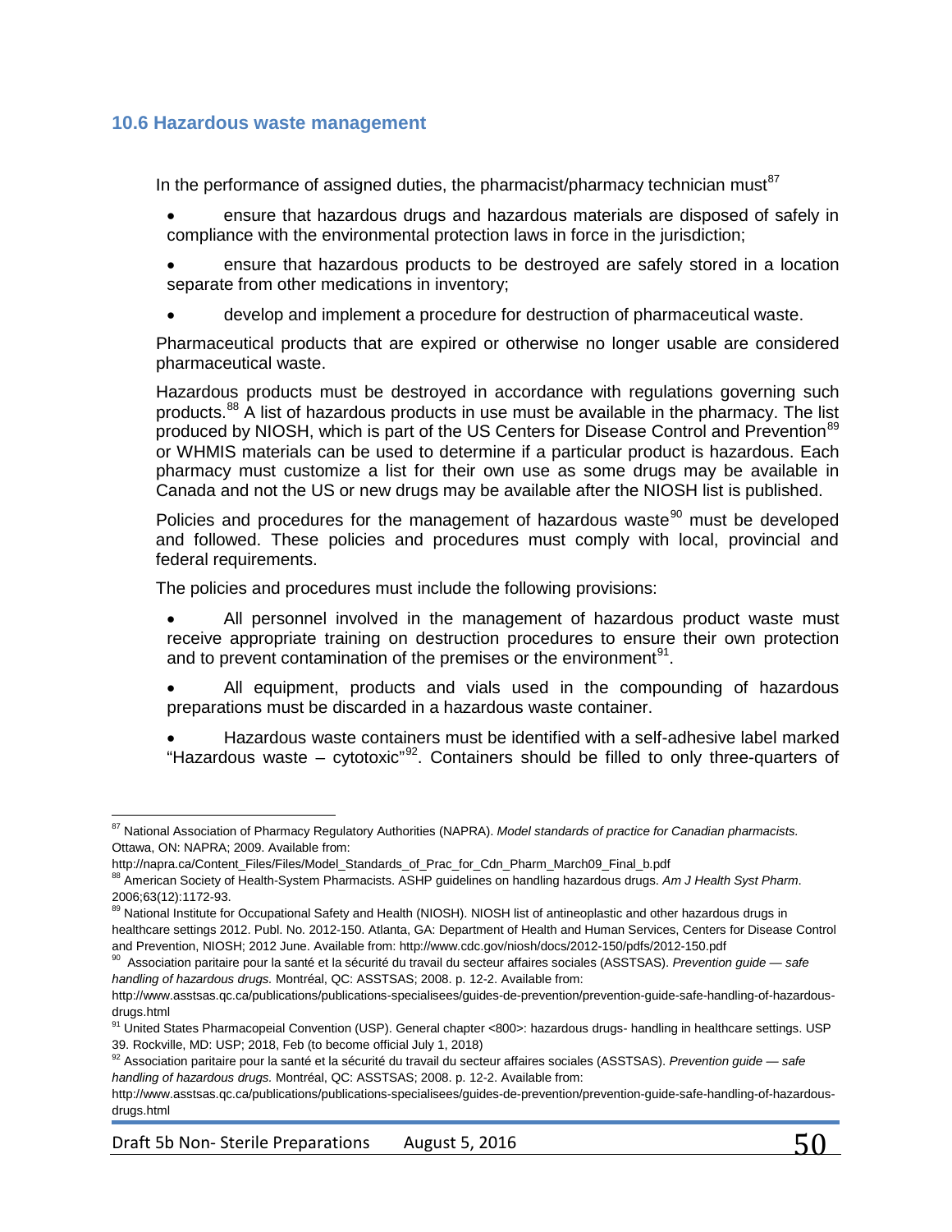## 10.6 Hazardous waste management

In the performance of assigned duties, the pharmacist/pharmacy technician must[87]

- ensure that hazardous drugs and hazardous materials are disposed of safely in compliance with the environmental protection laws in force in the jurisdiction;
- ensure that hazardous products to be destroyed are safely stored in a location separate from other medications in inventory;
- develop and implement a procedure for destruction of pharmaceutical waste.

Pharmaceutical products that are expired or otherwise no longer usable are considered pharmaceutical waste.

Hazardous products must be destroyed in accordance with regulations governing such products.[88] A list of hazardous products in use must be available in the pharmacy. The list produced by NIOSH, which is part of the US Centers for Disease Control and Prevention[89] or WHMIS materials can be used to determine if a particular product is hazardous. Each pharmacy must customize a list for their own use as some drugs may be available in Canada and not the US or new drugs may be available after the NIOSH list is published.

Policies and procedures for the management of hazardous waste[90] must be developed and followed. These policies and procedures must comply with local, provincial and federal requirements.

The policies and procedures must include the following provisions:

- All personnel involved in the management of hazardous product waste must receive appropriate training on destruction procedures to ensure their own protection and to prevent contamination of the premises or the environment[91].
- All equipment, products and vials used in the compounding of hazardous preparations must be discarded in a hazardous waste container.
- Hazardous waste containers must be identified with a self-adhesive label marked "Hazardous waste – cytotoxic"[92]. Containers should be filled to only three-quarters of

---

[87] National Association of Pharmacy Regulatory Authorities (NAPRA). *Model standards of practice for Canadian pharmacists.* Ottawa, ON: NAPRA; 2009. Available from: http://napra.ca/Content_Files/Files/Model_Standards_of_Prac_for_Cdn_Pharm_March09_Final_b.pdf

[88] American Society of Health-System Pharmacists. ASHP guidelines on handling hazardous drugs. *Am J Health Syst Pharm*. 2006;63(12):1172-93.

[89] National Institute for Occupational Safety and Health (NIOSH). NIOSH list of antineoplastic and other hazardous drugs in healthcare settings 2012. Publ. No. 2012-150. Atlanta, GA: Department of Health and Human Services, Centers for Disease Control and Prevention, NIOSH; 2012 June. Available from: http://www.cdc.gov/niosh/docs/2012-150/pdfs/2012-150.pdf

[90] Association paritaire pour la santé et la sécurité du travail du secteur affaires sociales (ASSTSAS). *Prevention guide — safe handling of hazardous drugs.* Montréal, QC: ASSTSAS; 2008. p. 12-2. Available from: http://www.asstsas.qc.ca/publications/publications-specialisees/guides-de-prevention/prevention-guide-safe-handling-of-hazardous-drugs.html

[91] United States Pharmacopeial Convention (USP). General chapter <800>: hazardous drugs- handling in healthcare settings. USP 39. Rockville, MD: USP; 2018, Feb (to become official July 1, 2018)

[92] Association paritaire pour la santé et la sécurité du travail du secteur affaires sociales (ASSTSAS). *Prevention guide — safe handling of hazardous drugs.* Montréal, QC: ASSTSAS; 2008. p. 12-2. Available from: http://www.asstsas.qc.ca/publications/publications-specialisees/guides-de-prevention/prevention-guide-safe-handling-of-hazardous-drugs.html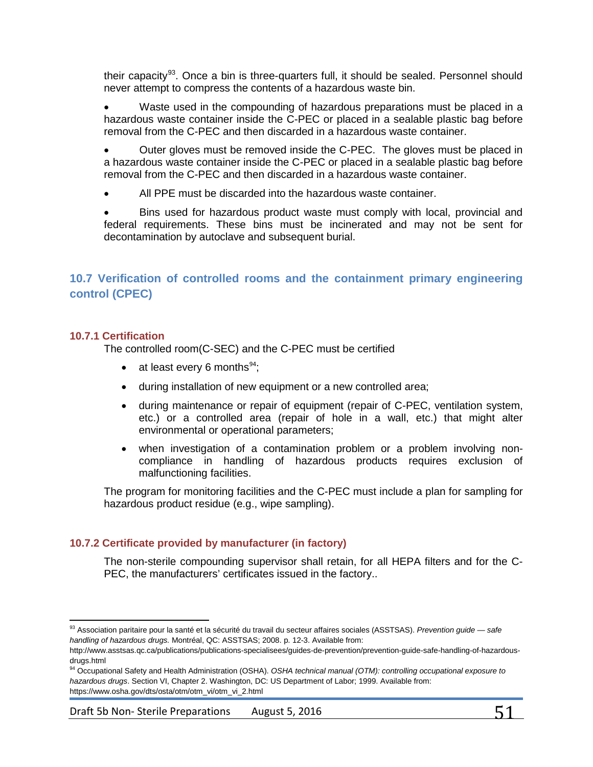their capacity[93]. Once a bin is three-quarters full, it should be sealed. Personnel should never attempt to compress the contents of a hazardous waste bin.

- Waste used in the compounding of hazardous preparations must be placed in a hazardous waste container inside the C-PEC or placed in a sealable plastic bag before removal from the C-PEC and then discarded in a hazardous waste container.
- Outer gloves must be removed inside the C-PEC. The gloves must be placed in a hazardous waste container inside the C-PEC or placed in a sealable plastic bag before removal from the C-PEC and then discarded in a hazardous waste container.
- All PPE must be discarded into the hazardous waste container.
- Bins used for hazardous product waste must comply with local, provincial and federal requirements. These bins must be incinerated and may not be sent for decontamination by autoclave and subsequent burial.

## 10.7 Verification of controlled rooms and the containment primary engineering control (CPEC)

### 10.7.1 Certification

The controlled room(C-SEC) and the C-PEC must be certified

- at least every 6 months[94];
- during installation of new equipment or a new controlled area;
- during maintenance or repair of equipment (repair of C-PEC, ventilation system, etc.) or a controlled area (repair of hole in a wall, etc.) that might alter environmental or operational parameters;
- when investigation of a contamination problem or a problem involving non-compliance in handling of hazardous products requires exclusion of malfunctioning facilities.

The program for monitoring facilities and the C-PEC must include a plan for sampling for hazardous product residue (e.g., wipe sampling).

### 10.7.2 Certificate provided by manufacturer (in factory)

The non-sterile compounding supervisor shall retain, for all HEPA filters and for the C-PEC, the manufacturers' certificates issued in the factory..

---

[93] Association paritaire pour la santé et la sécurité du travail du secteur affaires sociales (ASSTSAS). *Prevention guide — safe handling of hazardous drugs.* Montréal, QC: ASSTSAS; 2008. p. 12-3. Available from: http://www.asstsas.qc.ca/publications/publications-specialisees/guides-de-prevention/prevention-guide-safe-handling-of-hazardous-drugs.html

[94] Occupational Safety and Health Administration (OSHA). *OSHA technical manual (OTM): controlling occupational exposure to hazardous drugs*. Section VI, Chapter 2. Washington, DC: US Department of Labor; 1999. Available from: https://www.osha.gov/dts/osta/otm/otm_vi/otm_vi_2.html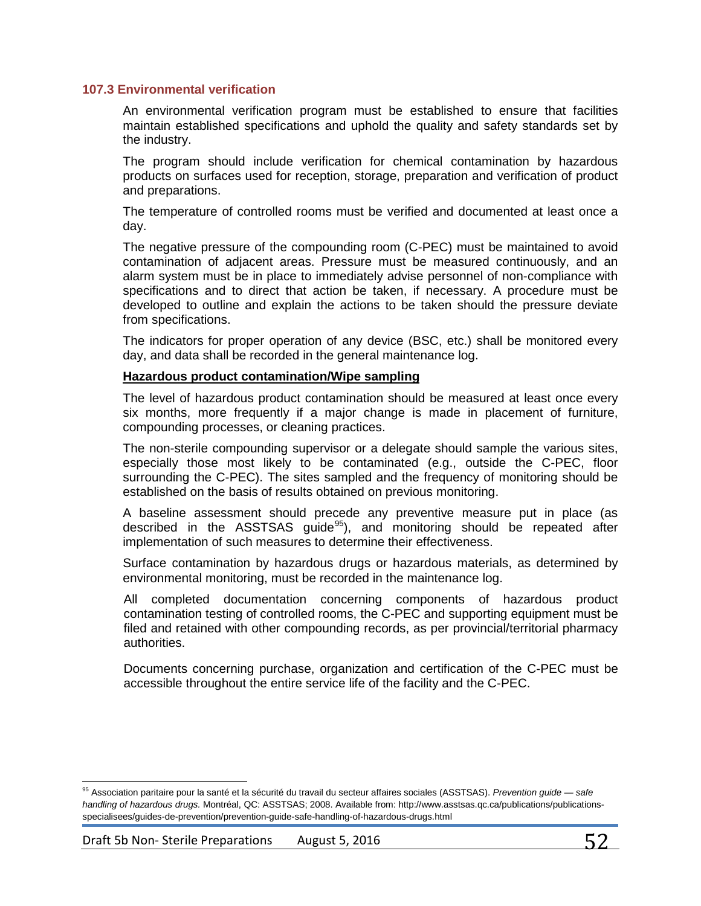### 107.3 Environmental verification

An environmental verification program must be established to ensure that facilities maintain established specifications and uphold the quality and safety standards set by the industry.

The program should include verification for chemical contamination by hazardous products on surfaces used for reception, storage, preparation and verification of product and preparations.

The temperature of controlled rooms must be verified and documented at least once a day.

The negative pressure of the compounding room (C-PEC) must be maintained to avoid contamination of adjacent areas. Pressure must be measured continuously, and an alarm system must be in place to immediately advise personnel of non-compliance with specifications and to direct that action be taken, if necessary. A procedure must be developed to outline and explain the actions to be taken should the pressure deviate from specifications.

The indicators for proper operation of any device (BSC, etc.) shall be monitored every day, and data shall be recorded in the general maintenance log.

**Hazardous product contamination/Wipe sampling**

The level of hazardous product contamination should be measured at least once every six months, more frequently if a major change is made in placement of furniture, compounding processes, or cleaning practices.

The non-sterile compounding supervisor or a delegate should sample the various sites, especially those most likely to be contaminated (e.g., outside the C-PEC, floor surrounding the C-PEC). The sites sampled and the frequency of monitoring should be established on the basis of results obtained on previous monitoring.

A baseline assessment should precede any preventive measure put in place (as described in the ASSTSAS guide[95]), and monitoring should be repeated after implementation of such measures to determine their effectiveness.

Surface contamination by hazardous drugs or hazardous materials, as determined by environmental monitoring, must be recorded in the maintenance log.

All completed documentation concerning components of hazardous product contamination testing of controlled rooms, the C-PEC and supporting equipment must be filed and retained with other compounding records, as per provincial/territorial pharmacy authorities.

Documents concerning purchase, organization and certification of the C-PEC must be accessible throughout the entire service life of the facility and the C-PEC.

---

[95] Association paritaire pour la santé et la sécurité du travail du secteur affaires sociales (ASSTSAS). *Prevention guide — safe handling of hazardous drugs.* Montréal, QC: ASSTSAS; 2008. Available from: http://www.asstsas.qc.ca/publications/publications-specialisees/guides-de-prevention/prevention-guide-safe-handling-of-hazardous-drugs.html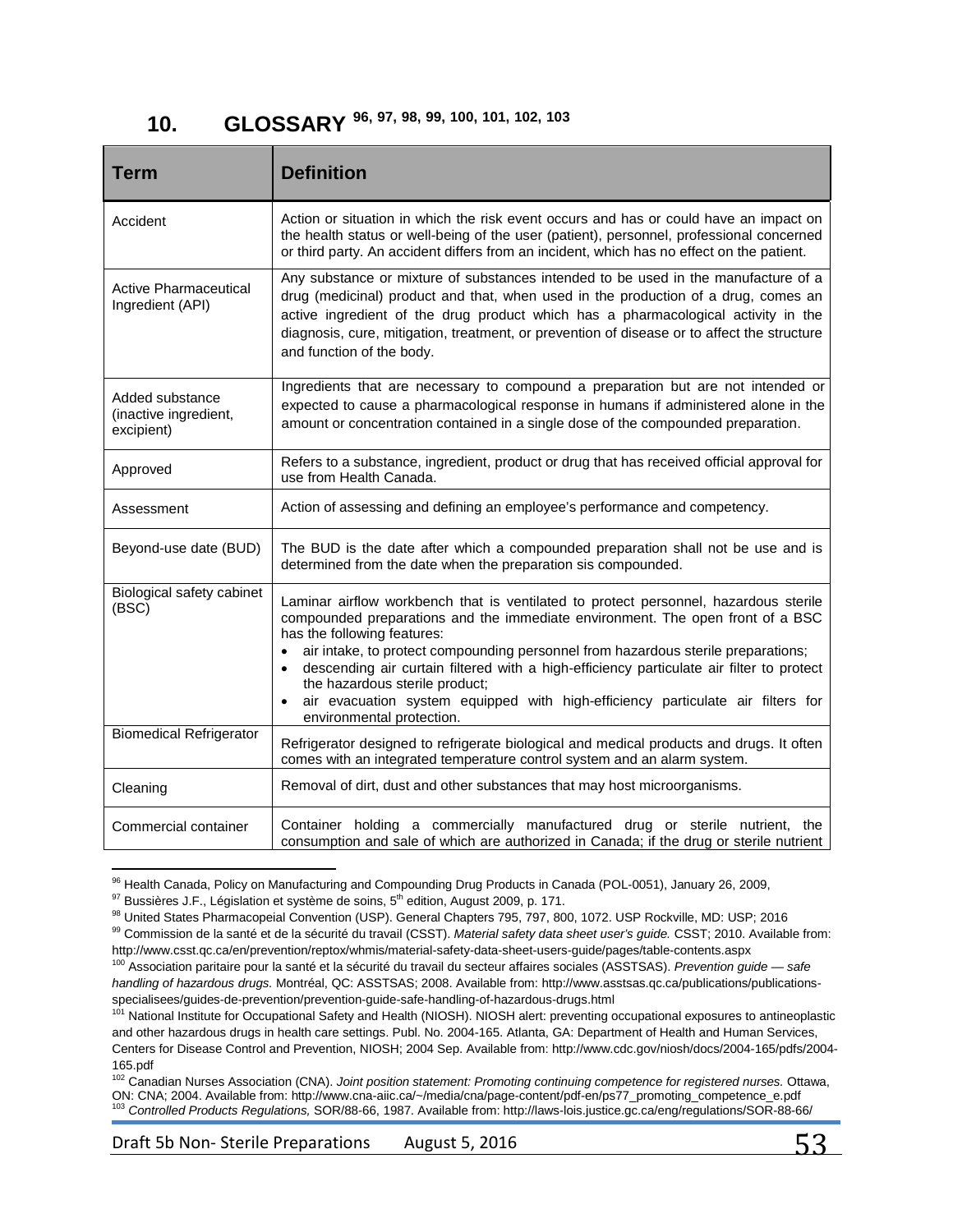# 10. GLOSSARY [96, 97, 98, 99, 100, 101, 102, 103]

| Term | Definition |
|---|---|
| Accident | Action or situation in which the risk event occurs and has or could have an impact on the health status or well-being of the user (patient), personnel, professional concerned or third party. An accident differs from an incident, which has no effect on the patient. |
| Active Pharmaceutical Ingredient (API) | Any substance or mixture of substances intended to be used in the manufacture of a drug (medicinal) product and that, when used in the production of a drug, comes an active ingredient of the drug product which has a pharmacological activity in the diagnosis, cure, mitigation, treatment, or prevention of disease or to affect the structure and function of the body. |
| Added substance (inactive ingredient, excipient) | Ingredients that are necessary to compound a preparation but are not intended or expected to cause a pharmacological response in humans if administered alone in the amount or concentration contained in a single dose of the compounded preparation. |
| Approved | Refers to a substance, ingredient, product or drug that has received official approval for use from Health Canada. |
| Assessment | Action of assessing and defining an employee's performance and competency. |
| Beyond-use date (BUD) | The BUD is the date after which a compounded preparation shall not be use and is determined from the date when the preparation sis compounded. |
| Biological safety cabinet (BSC) | Laminar airflow workbench that is ventilated to protect personnel, hazardous sterile compounded preparations and the immediate environment. The open front of a BSC has the following features:<br>• air intake, to protect compounding personnel from hazardous sterile preparations;<br>• descending air curtain filtered with a high-efficiency particulate air filter to protect the hazardous sterile product;<br>• air evacuation system equipped with high-efficiency particulate air filters for environmental protection. |
| Biomedical Refrigerator | Refrigerator designed to refrigerate biological and medical products and drugs. It often comes with an integrated temperature control system and an alarm system. |
| Cleaning | Removal of dirt, dust and other substances that may host microorganisms. |
| Commercial container | Container holding a commercially manufactured drug or sterile nutrient, the consumption and sale of which are authorized in Canada; if the drug or sterile nutrient |

[96] Health Canada, Policy on Manufacturing and Compounding Drug Products in Canada (POL-0051), January 26, 2009,

[97] Bussières J.F., Législation et système de soins, 5th edition, August 2009, p. 171.

[98] United States Pharmacopeial Convention (USP). General Chapters 795, 797, 800, 1072. USP Rockville, MD: USP; 2016

[99] Commission de la santé et de la sécurité du travail (CSST). *Material safety data sheet user's guide.* CSST; 2010. Available from: http://www.csst.qc.ca/en/prevention/reptox/whmis/material-safety-data-sheet-users-guide/pages/table-contents.aspx

[100] Association paritaire pour la santé et la sécurité du travail du secteur affaires sociales (ASSTSAS). *Prevention guide — safe handling of hazardous drugs.* Montréal, QC: ASSTSAS; 2008. Available from: http://www.asstsas.qc.ca/publications/publications-specialisees/guides-de-prevention/prevention-guide-safe-handling-of-hazardous-drugs.html

[101] National Institute for Occupational Safety and Health (NIOSH). NIOSH alert: preventing occupational exposures to antineoplastic and other hazardous drugs in health care settings. Publ. No. 2004-165. Atlanta, GA: Department of Health and Human Services, Centers for Disease Control and Prevention, NIOSH; 2004 Sep. Available from: http://www.cdc.gov/niosh/docs/2004-165/pdfs/2004-165.pdf

[102] Canadian Nurses Association (CNA). *Joint position statement: Promoting continuing competence for registered nurses.* Ottawa, ON: CNA; 2004. Available from: http://www.cna-aiic.ca/~/media/cna/page-content/pdf-en/ps77_promoting_competence_e.pdf

[103] *Controlled Products Regulations,* SOR/88-66, 1987. Available from: http://laws-lois.justice.gc.ca/eng/regulations/SOR-88-66/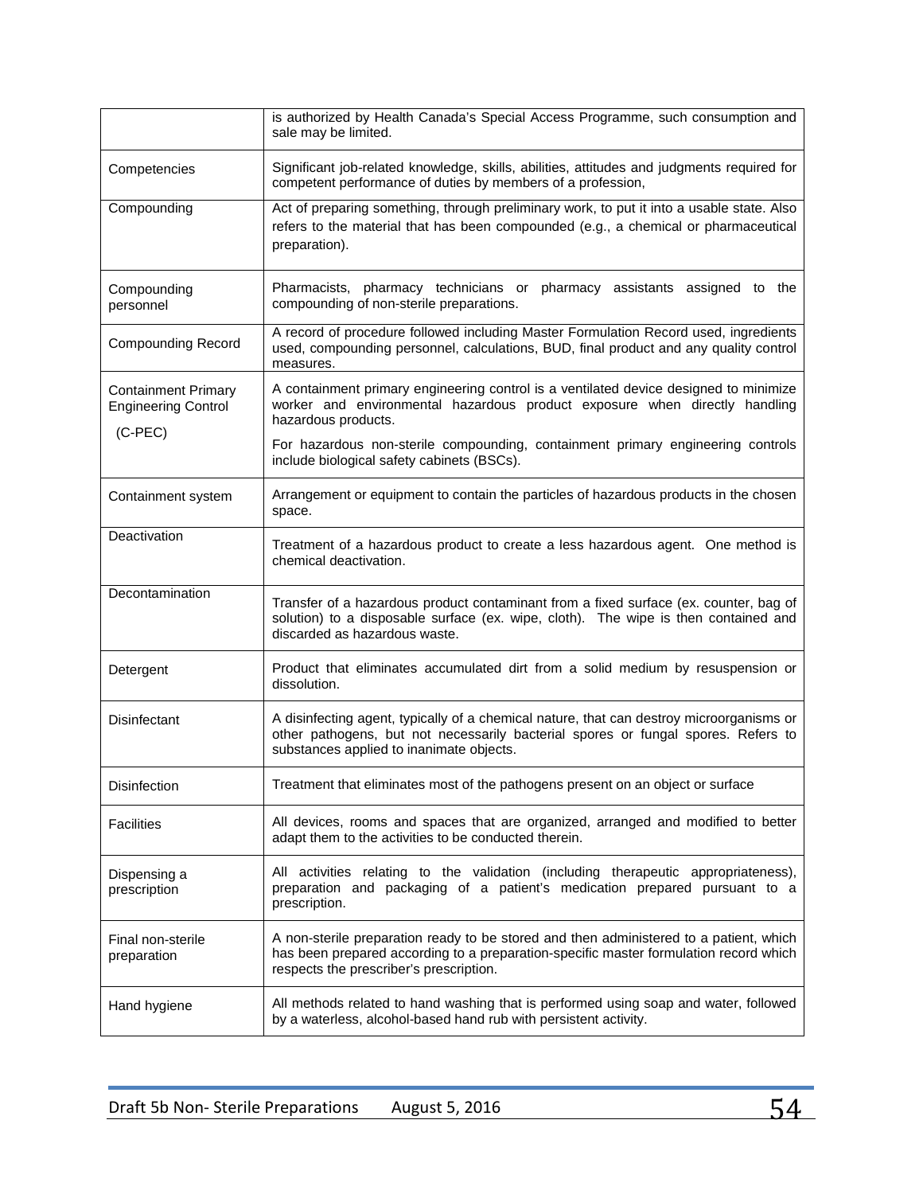| | |
|---|---|
| | is authorized by Health Canada's Special Access Programme, such consumption and sale may be limited. |
| Competencies | Significant job-related knowledge, skills, abilities, attitudes and judgments required for competent performance of duties by members of a profession, |
| Compounding | Act of preparing something, through preliminary work, to put it into a usable state. Also refers to the material that has been compounded (e.g., a chemical or pharmaceutical preparation). |
| Compounding personnel | Pharmacists, pharmacy technicians or pharmacy assistants assigned to the compounding of non-sterile preparations. |
| Compounding Record | A record of procedure followed including Master Formulation Record used, ingredients used, compounding personnel, calculations, BUD, final product and any quality control measures. |
| Containment Primary Engineering Control (C-PEC) | A containment primary engineering control is a ventilated device designed to minimize worker and environmental hazardous product exposure when directly handling hazardous products.<br><br>For hazardous non-sterile compounding, containment primary engineering controls include biological safety cabinets (BSCs). |
| Containment system | Arrangement or equipment to contain the particles of hazardous products in the chosen space. |
| Deactivation | Treatment of a hazardous product to create a less hazardous agent. One method is chemical deactivation. |
| Decontamination | Transfer of a hazardous product contaminant from a fixed surface (ex. counter, bag of solution) to a disposable surface (ex. wipe, cloth). The wipe is then contained and discarded as hazardous waste. |
| Detergent | Product that eliminates accumulated dirt from a solid medium by resuspension or dissolution. |
| Disinfectant | A disinfecting agent, typically of a chemical nature, that can destroy microorganisms or other pathogens, but not necessarily bacterial spores or fungal spores. Refers to substances applied to inanimate objects. |
| Disinfection | Treatment that eliminates most of the pathogens present on an object or surface |
| Facilities | All devices, rooms and spaces that are organized, arranged and modified to better adapt them to the activities to be conducted therein. |
| Dispensing a prescription | All activities relating to the validation (including therapeutic appropriateness), preparation and packaging of a patient's medication prepared pursuant to a prescription. |
| Final non-sterile preparation | A non-sterile preparation ready to be stored and then administered to a patient, which has been prepared according to a preparation-specific master formulation record which respects the prescriber's prescription. |
| Hand hygiene | All methods related to hand washing that is performed using soap and water, followed by a waterless, alcohol-based hand rub with persistent activity. |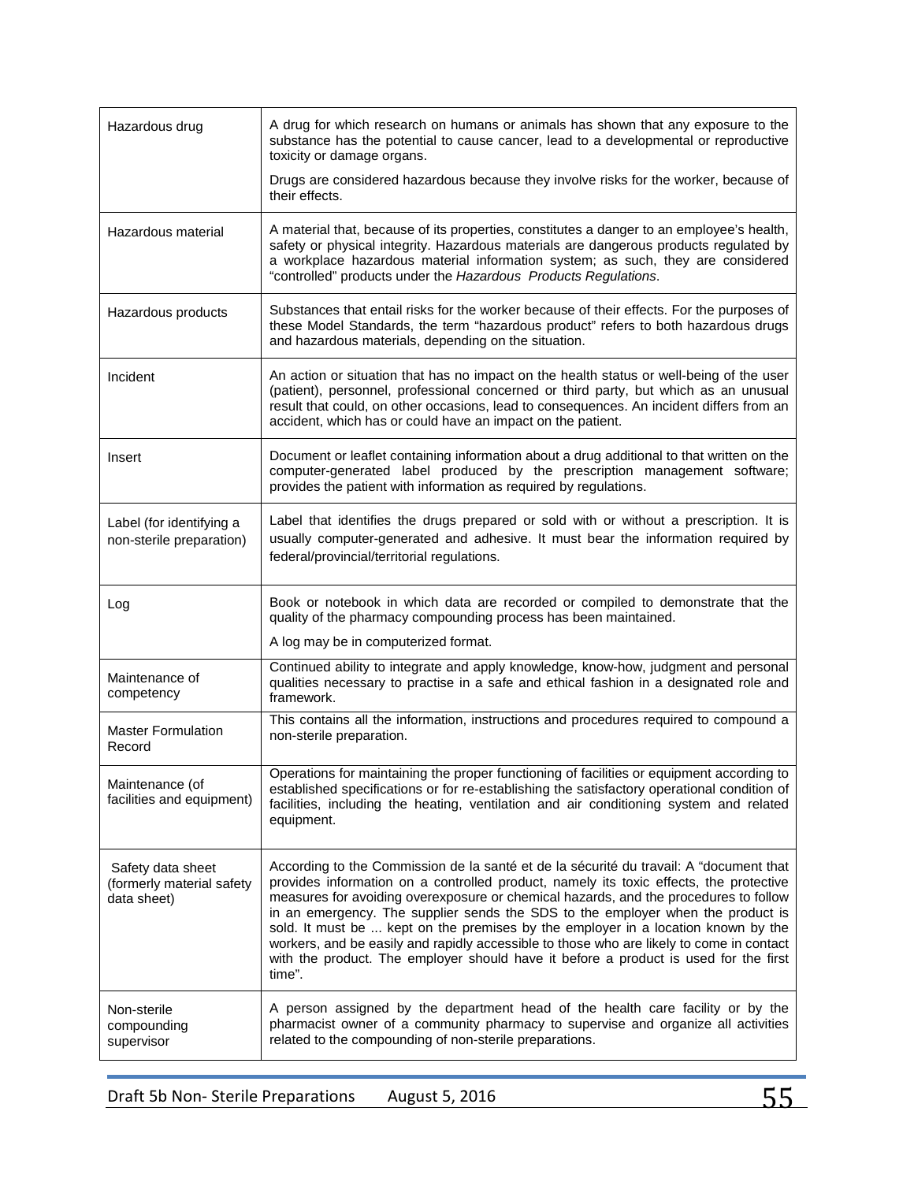| | |
|---|---|
| Hazardous drug | A drug for which research on humans or animals has shown that any exposure to the substance has the potential to cause cancer, lead to a developmental or reproductive toxicity or damage organs.<br><br>Drugs are considered hazardous because they involve risks for the worker, because of their effects. |
| Hazardous material | A material that, because of its properties, constitutes a danger to an employee's health, safety or physical integrity. Hazardous materials are dangerous products regulated by a workplace hazardous material information system; as such, they are considered "controlled" products under the *Hazardous Products Regulations*. |
| Hazardous products | Substances that entail risks for the worker because of their effects. For the purposes of these Model Standards, the term "hazardous product" refers to both hazardous drugs and hazardous materials, depending on the situation. |
| Incident | An action or situation that has no impact on the health status or well-being of the user (patient), personnel, professional concerned or third party, but which as an unusual result that could, on other occasions, lead to consequences. An incident differs from an accident, which has or could have an impact on the patient. |
| Insert | Document or leaflet containing information about a drug additional to that written on the computer-generated label produced by the prescription management software; provides the patient with information as required by regulations. |
| Label (for identifying a non-sterile preparation) | Label that identifies the drugs prepared or sold with or without a prescription. It is usually computer-generated and adhesive. It must bear the information required by federal/provincial/territorial regulations. |
| Log | Book or notebook in which data are recorded or compiled to demonstrate that the quality of the pharmacy compounding process has been maintained.<br><br>A log may be in computerized format. |
| Maintenance of competency | Continued ability to integrate and apply knowledge, know-how, judgment and personal qualities necessary to practise in a safe and ethical fashion in a designated role and framework. |
| Master Formulation Record | This contains all the information, instructions and procedures required to compound a non-sterile preparation. |
| Maintenance (of facilities and equipment) | Operations for maintaining the proper functioning of facilities or equipment according to established specifications or for re-establishing the satisfactory operational condition of facilities, including the heating, ventilation and air conditioning system and related equipment. |
| Safety data sheet (formerly material safety data sheet) | According to the Commission de la santé et de la sécurité du travail: A "document that provides information on a controlled product, namely its toxic effects, the protective measures for avoiding overexposure or chemical hazards, and the procedures to follow in an emergency. The supplier sends the SDS to the employer when the product is sold. It must be ... kept on the premises by the employer in a location known by the workers, and be easily and rapidly accessible to those who are likely to come in contact with the product. The employer should have it before a product is used for the first time". |
| Non-sterile compounding supervisor | A person assigned by the department head of the health care facility or by the pharmacist owner of a community pharmacy to supervise and organize all activities related to the compounding of non-sterile preparations. |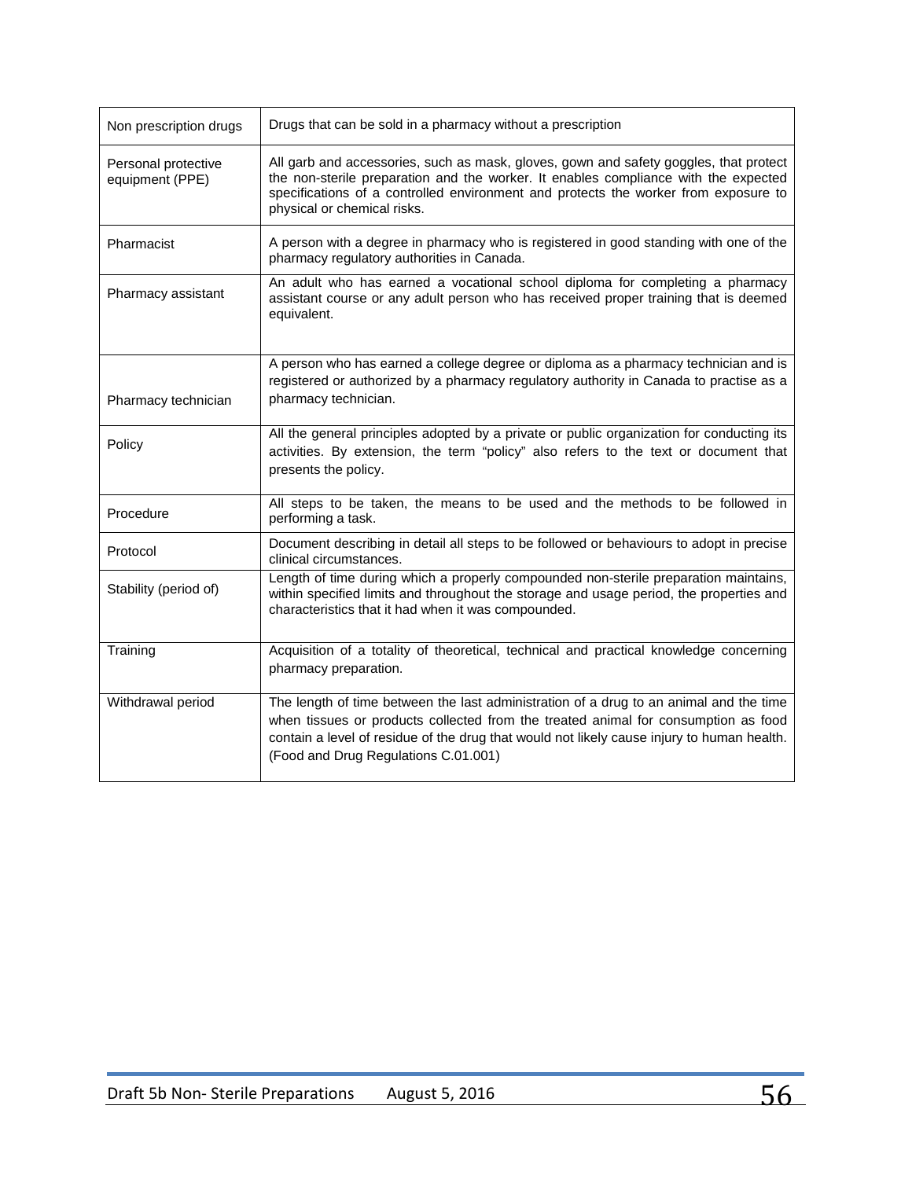| | |
|---|---|
| Non prescription drugs | Drugs that can be sold in a pharmacy without a prescription |
| Personal protective equipment (PPE) | All garb and accessories, such as mask, gloves, gown and safety goggles, that protect the non-sterile preparation and the worker. It enables compliance with the expected specifications of a controlled environment and protects the worker from exposure to physical or chemical risks. |
| Pharmacist | A person with a degree in pharmacy who is registered in good standing with one of the pharmacy regulatory authorities in Canada. |
| Pharmacy assistant | An adult who has earned a vocational school diploma for completing a pharmacy assistant course or any adult person who has received proper training that is deemed equivalent. |
| Pharmacy technician | A person who has earned a college degree or diploma as a pharmacy technician and is registered or authorized by a pharmacy regulatory authority in Canada to practise as a pharmacy technician. |
| Policy | All the general principles adopted by a private or public organization for conducting its activities. By extension, the term "policy" also refers to the text or document that presents the policy. |
| Procedure | All steps to be taken, the means to be used and the methods to be followed in performing a task. |
| Protocol | Document describing in detail all steps to be followed or behaviours to adopt in precise clinical circumstances. |
| Stability (period of) | Length of time during which a properly compounded non-sterile preparation maintains, within specified limits and throughout the storage and usage period, the properties and characteristics that it had when it was compounded. |
| Training | Acquisition of a totality of theoretical, technical and practical knowledge concerning pharmacy preparation. |
| Withdrawal period | The length of time between the last administration of a drug to an animal and the time when tissues or products collected from the treated animal for consumption as food contain a level of residue of the drug that would not likely cause injury to human health. (Food and Drug Regulations C.01.001) |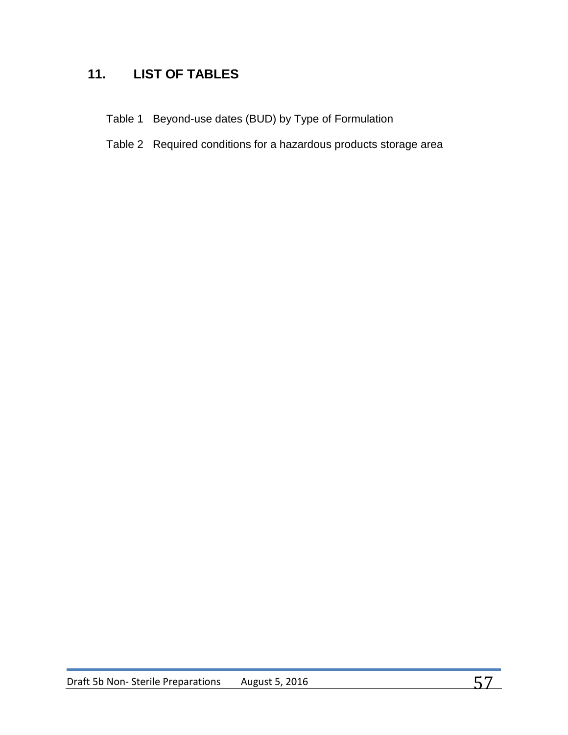# 11. LIST OF TABLES

Table 1 Beyond-use dates (BUD) by Type of Formulation

Table 2 Required conditions for a hazardous products storage area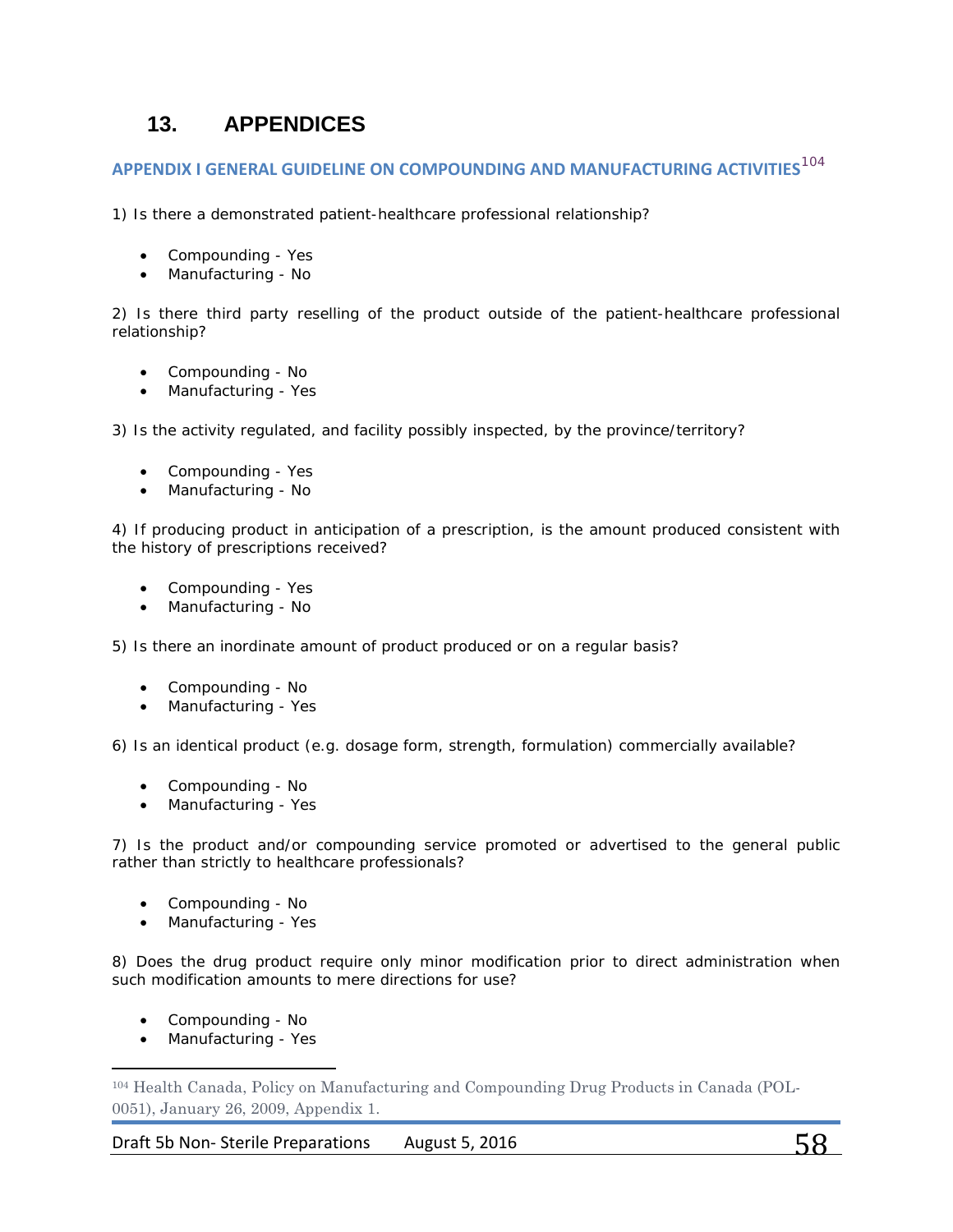# 13. APPENDICES

## APPENDIX I GENERAL GUIDELINE ON COMPOUNDING AND MANUFACTURING ACTIVITIES[104]

1) Is there a demonstrated patient-healthcare professional relationship?

- Compounding - Yes
- Manufacturing - No

2) Is there third party reselling of the product outside of the patient-healthcare professional relationship?

- Compounding - No
- Manufacturing - Yes

3) Is the activity regulated, and facility possibly inspected, by the province/territory?

- Compounding - Yes
- Manufacturing - No

4) If producing product in anticipation of a prescription, is the amount produced consistent with the history of prescriptions received?

- Compounding - Yes
- Manufacturing - No

5) Is there an inordinate amount of product produced or on a regular basis?

- Compounding - No
- Manufacturing - Yes

6) Is an identical product (e.g. dosage form, strength, formulation) commercially available?

- Compounding - No
- Manufacturing - Yes

7) Is the product and/or compounding service promoted or advertised to the general public rather than strictly to healthcare professionals?

- Compounding - No
- Manufacturing - Yes

8) Does the drug product require only minor modification prior to direct administration when such modification amounts to mere directions for use?

- Compounding - No
- Manufacturing - Yes

---

[104] Health Canada, Policy on Manufacturing and Compounding Drug Products in Canada (POL-0051), January 26, 2009, Appendix 1.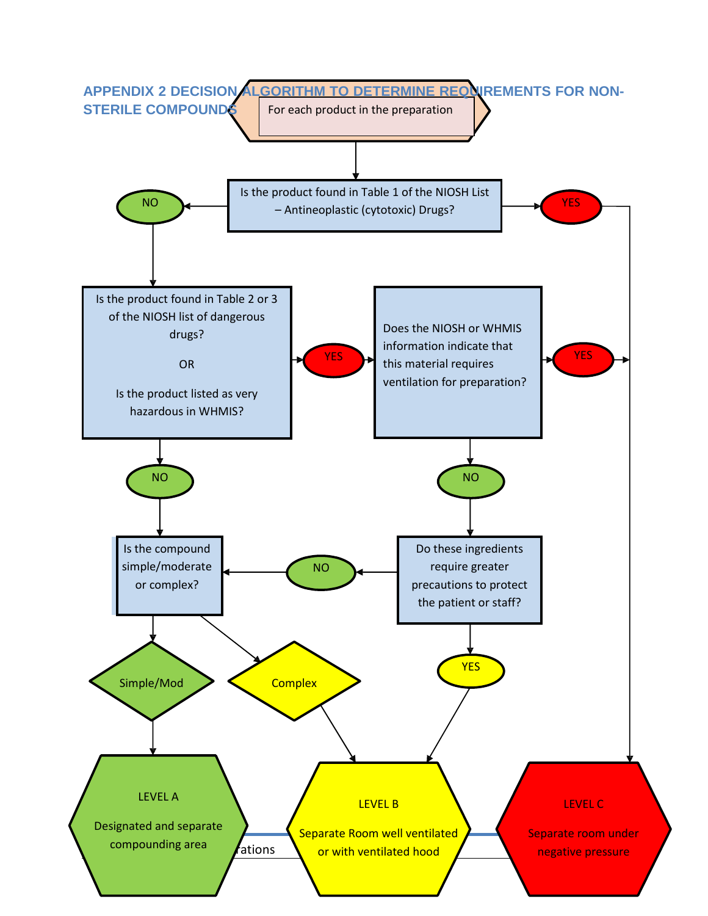## APPENDIX 2 DECISION ALGORITHM TO DETERMINE REQUIREMENTS FOR NON-STERILE COMPOUNDS

For each product in the preparation

Is the product found in Table 1 of the NIOSH List – Antineoplastic (cytotoxic) Drugs?

- YES → LEVEL C
- NO → Is the product found in Table 2 or 3 of the NIOSH list of dangerous drugs? OR Is the product listed as very hazardous in WHMIS?
  - YES → Does the NIOSH or WHMIS information indicate that this material requires ventilation for preparation?
    - YES → LEVEL C
    - NO → Do these ingredients require greater precautions to protect the patient or staff?
      - YES → LEVEL B
      - NO → Is the compound simple/moderate or complex?
  - NO → Is the compound simple/moderate or complex?
    - Simple/Mod → LEVEL A
    - Complex → LEVEL B

**LEVEL A**
Designated and separate compounding area

**LEVEL B**
Separate Room well ventilated or with ventilated hood

**LEVEL C**
Separate room under negative pressure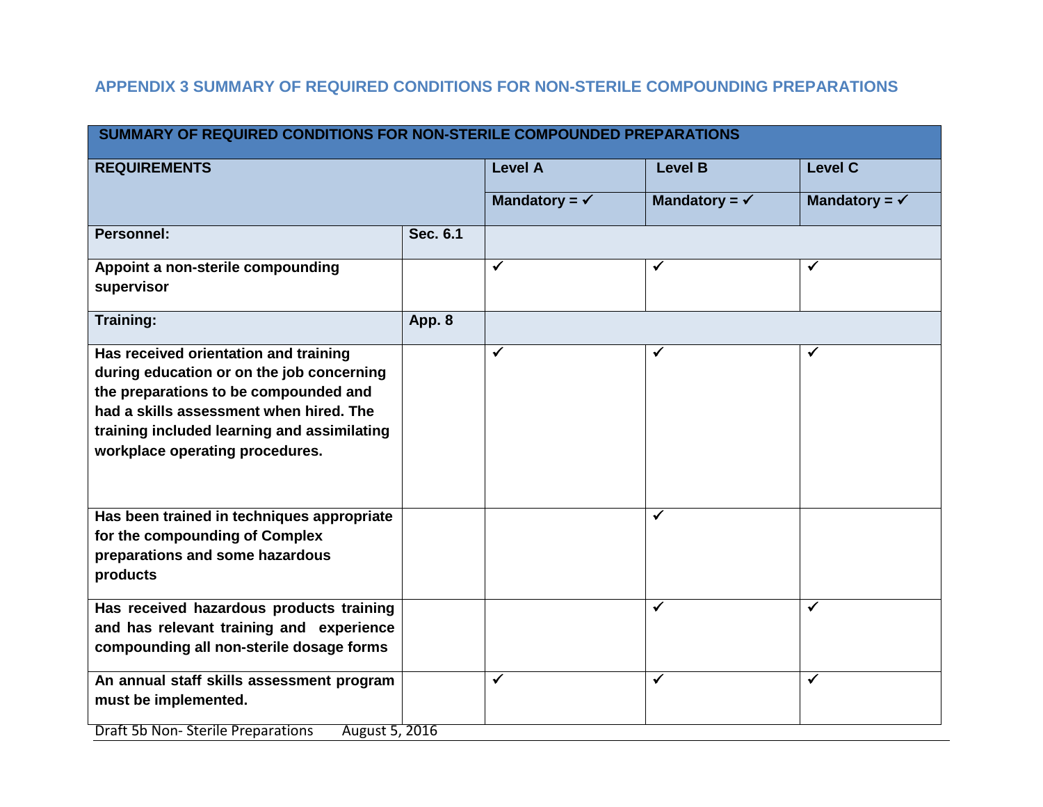## APPENDIX 3 SUMMARY OF REQUIRED CONDITIONS FOR NON-STERILE COMPOUNDING PREPARATIONS

| SUMMARY OF REQUIRED CONDITIONS FOR NON-STERILE COMPOUNDED PREPARATIONS | | | | |
|---|---|---|---|---|
| **REQUIREMENTS** | | **Level A** | **Level B** | **Level C** |
| | | **Mandatory = ✓** | **Mandatory = ✓** | **Mandatory = ✓** |
| **Personnel:** | **Sec. 6.1** | | | |
| **Appoint a non-sterile compounding supervisor** | | ✓ | ✓ | ✓ |
| **Training:** | **App. 8** | | | |
| **Has received orientation and training during education or on the job concerning the preparations to be compounded and had a skills assessment when hired. The training included learning and assimilating workplace operating procedures.** | | ✓ | ✓ | ✓ |
| **Has been trained in techniques appropriate for the compounding of Complex preparations and some hazardous products** | | | ✓ | |
| **Has received hazardous products training and has relevant training and experience compounding all non-sterile dosage forms** | | | ✓ | ✓ |
| **An annual staff skills assessment program must be implemented.** | | ✓ | ✓ | ✓ |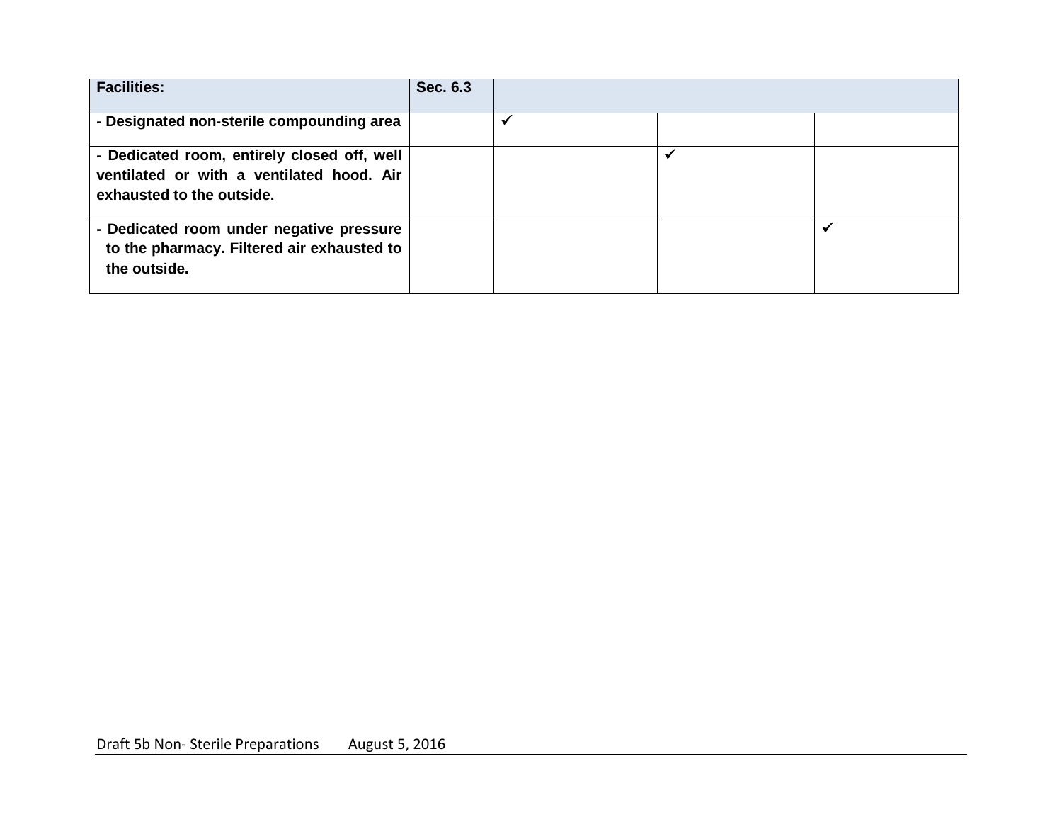| **Facilities:** | **Sec. 6.3** | | | |
|---|---|---|---|---|
| **- Designated non-sterile compounding area** | | ✓ | | |
| **- Dedicated room, entirely closed off, well ventilated or with a ventilated hood. Air exhausted to the outside.** | | | ✓ | |
| **- Dedicated room under negative pressure to the pharmacy. Filtered air exhausted to the outside.** | | | | ✓ |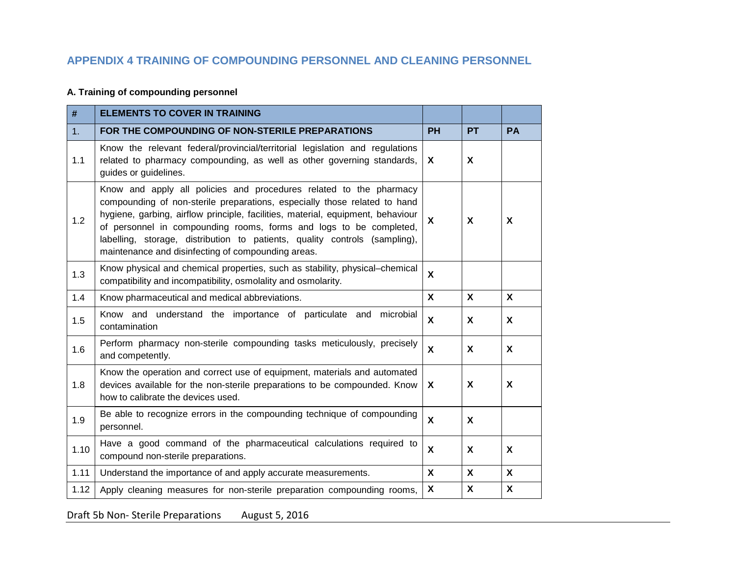## APPENDIX 4 TRAINING OF COMPOUNDING PERSONNEL AND CLEANING PERSONNEL

### A. Training of compounding personnel

| # | ELEMENTS TO COVER IN TRAINING | | | |
|---|---|---|---|---|
| 1. | **FOR THE COMPOUNDING OF NON-STERILE PREPARATIONS** | **PH** | **PT** | **PA** |
| 1.1 | Know the relevant federal/provincial/territorial legislation and regulations related to pharmacy compounding, as well as other governing standards, guides or guidelines. | X | X | |
| 1.2 | Know and apply all policies and procedures related to the pharmacy compounding of non-sterile preparations, especially those related to hand hygiene, garbing, airflow principle, facilities, material, equipment, behaviour of personnel in compounding rooms, forms and logs to be completed, labelling, storage, distribution to patients, quality controls (sampling), maintenance and disinfecting of compounding areas. | X | X | X |
| 1.3 | Know physical and chemical properties, such as stability, physical–chemical compatibility and incompatibility, osmolality and osmolarity. | X | | |
| 1.4 | Know pharmaceutical and medical abbreviations. | X | X | X |
| 1.5 | Know and understand the importance of particulate and microbial contamination | X | X | X |
| 1.6 | Perform pharmacy non-sterile compounding tasks meticulously, precisely and competently. | X | X | X |
| 1.8 | Know the operation and correct use of equipment, materials and automated devices available for the non-sterile preparations to be compounded. Know how to calibrate the devices used. | X | X | X |
| 1.9 | Be able to recognize errors in the compounding technique of compounding personnel. | X | X | |
| 1.10 | Have a good command of the pharmaceutical calculations required to compound non-sterile preparations. | X | X | X |
| 1.11 | Understand the importance of and apply accurate measurements. | X | X | X |
| 1.12 | Apply cleaning measures for non-sterile preparation compounding rooms, | X | X | X |

Draft 5b Non- Sterile Preparations August 5, 2016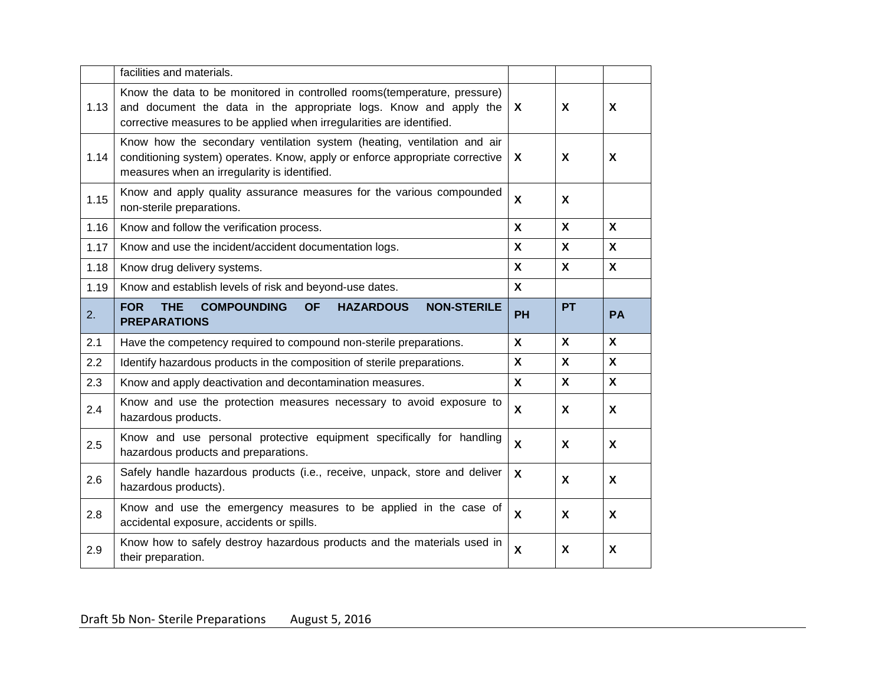| | | | | |
|---|---|---|---|---|
| | facilities and materials. | | | |
| 1.13 | Know the data to be monitored in controlled rooms(temperature, pressure) and document the data in the appropriate logs. Know and apply the corrective measures to be applied when irregularities are identified. | **X** | **X** | **X** |
| 1.14 | Know how the secondary ventilation system (heating, ventilation and air conditioning system) operates. Know, apply or enforce appropriate corrective measures when an irregularity is identified. | **X** | **X** | **X** |
| 1.15 | Know and apply quality assurance measures for the various compounded non-sterile preparations. | **X** | **X** | |
| 1.16 | Know and follow the verification process. | **X** | **X** | **X** |
| 1.17 | Know and use the incident/accident documentation logs. | **X** | **X** | **X** |
| 1.18 | Know drug delivery systems. | **X** | **X** | **X** |
| 1.19 | Know and establish levels of risk and beyond-use dates. | **X** | | |
| 2. | **FOR THE COMPOUNDING OF HAZARDOUS NON-STERILE PREPARATIONS** | **PH** | **PT** | **PA** |
| 2.1 | Have the competency required to compound non-sterile preparations. | **X** | **X** | **X** |
| 2.2 | Identify hazardous products in the composition of sterile preparations. | **X** | **X** | **X** |
| 2.3 | Know and apply deactivation and decontamination measures. | **X** | **X** | **X** |
| 2.4 | Know and use the protection measures necessary to avoid exposure to hazardous products. | **X** | **X** | **X** |
| 2.5 | Know and use personal protective equipment specifically for handling hazardous products and preparations. | **X** | **X** | **X** |
| 2.6 | Safely handle hazardous products (i.e., receive, unpack, store and deliver hazardous products). | **X** | **X** | **X** |
| 2.8 | Know and use the emergency measures to be applied in the case of accidental exposure, accidents or spills. | **X** | **X** | **X** |
| 2.9 | Know how to safely destroy hazardous products and the materials used in their preparation. | **X** | **X** | **X** |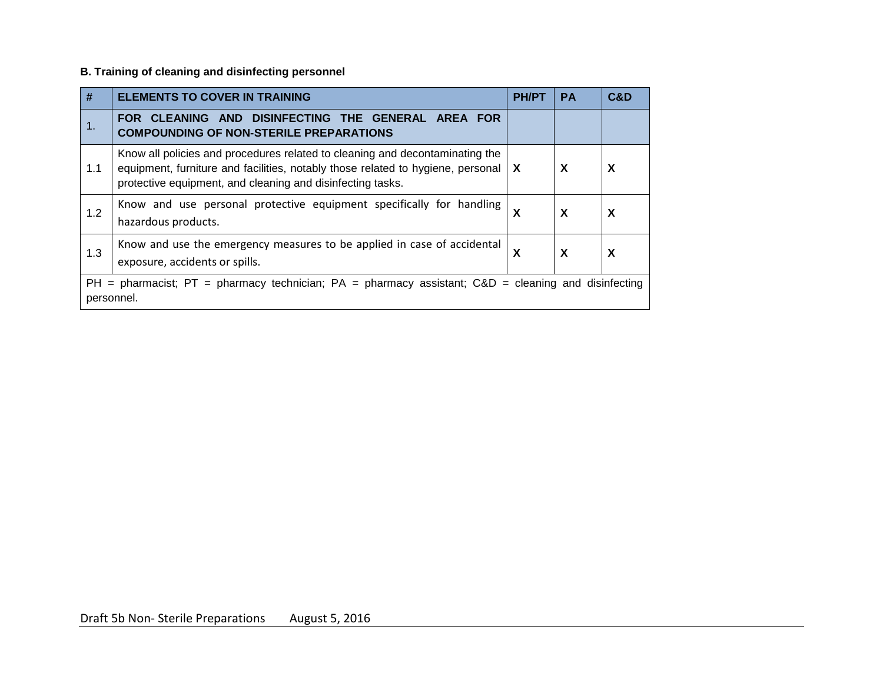**B. Training of cleaning and disinfecting personnel**

| # | ELEMENTS TO COVER IN TRAINING | PH/PT | PA | C&D |
|---|---|---|---|---|
| 1. | **FOR CLEANING AND DISINFECTING THE GENERAL AREA FOR COMPOUNDING OF NON-STERILE PREPARATIONS** | | | |
| 1.1 | Know all policies and procedures related to cleaning and decontaminating the equipment, furniture and facilities, notably those related to hygiene, personal protective equipment, and cleaning and disinfecting tasks. | X | X | X |
| 1.2 | Know and use personal protective equipment specifically for handling hazardous products. | X | X | X |
| 1.3 | Know and use the emergency measures to be applied in case of accidental exposure, accidents or spills. | X | X | X |
| PH = pharmacist; PT = pharmacy technician; PA = pharmacy assistant; C&D = cleaning and disinfecting personnel. | | | | |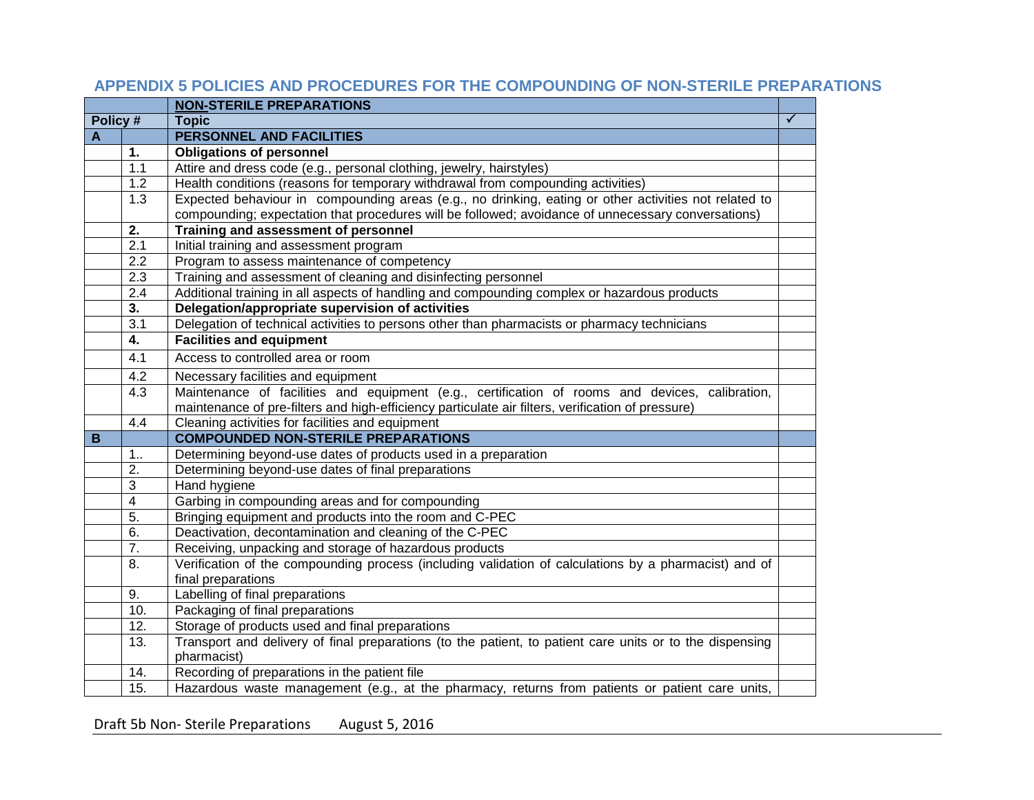## APPENDIX 5 POLICIES AND PROCEDURES FOR THE COMPOUNDING OF NON-STERILE PREPARATIONS

| | | **NON-STERILE PREPARATIONS** | |
|---|---|---|---|
| **Policy #** | | **Topic** | ✓ |
| **A** | | **PERSONNEL AND FACILITIES** | |
| | **1.** | **Obligations of personnel** | |
| | 1.1 | Attire and dress code (e.g., personal clothing, jewelry, hairstyles) | |
| | 1.2 | Health conditions (reasons for temporary withdrawal from compounding activities) | |
| | 1.3 | Expected behaviour in compounding areas (e.g., no drinking, eating or other activities not related to compounding; expectation that procedures will be followed; avoidance of unnecessary conversations) | |
| | **2.** | **Training and assessment of personnel** | |
| | 2.1 | Initial training and assessment program | |
| | 2.2 | Program to assess maintenance of competency | |
| | 2.3 | Training and assessment of cleaning and disinfecting personnel | |
| | 2.4 | Additional training in all aspects of handling and compounding complex or hazardous products | |
| | **3.** | **Delegation/appropriate supervision of activities** | |
| | 3.1 | Delegation of technical activities to persons other than pharmacists or pharmacy technicians | |
| | **4.** | **Facilities and equipment** | |
| | 4.1 | Access to controlled area or room | |
| | 4.2 | Necessary facilities and equipment | |
| | 4.3 | Maintenance of facilities and equipment (e.g., certification of rooms and devices, calibration, maintenance of pre-filters and high-efficiency particulate air filters, verification of pressure) | |
| | 4.4 | Cleaning activities for facilities and equipment | |
| **B** | | **COMPOUNDED NON-STERILE PREPARATIONS** | |
| | 1.. | Determining beyond-use dates of products used in a preparation | |
| | 2. | Determining beyond-use dates of final preparations | |
| | 3 | Hand hygiene | |
| | 4 | Garbing in compounding areas and for compounding | |
| | 5. | Bringing equipment and products into the room and C-PEC | |
| | 6. | Deactivation, decontamination and cleaning of the C-PEC | |
| | 7. | Receiving, unpacking and storage of hazardous products | |
| | 8. | Verification of the compounding process (including validation of calculations by a pharmacist) and of final preparations | |
| | 9. | Labelling of final preparations | |
| | 10. | Packaging of final preparations | |
| | 12. | Storage of products used and final preparations | |
| | 13. | Transport and delivery of final preparations (to the patient, to patient care units or to the dispensing pharmacist) | |
| | 14. | Recording of preparations in the patient file | |
| | 15. | Hazardous waste management (e.g., at the pharmacy, returns from patients or patient care units, | |

Draft 5b Non- Sterile Preparations August 5, 2016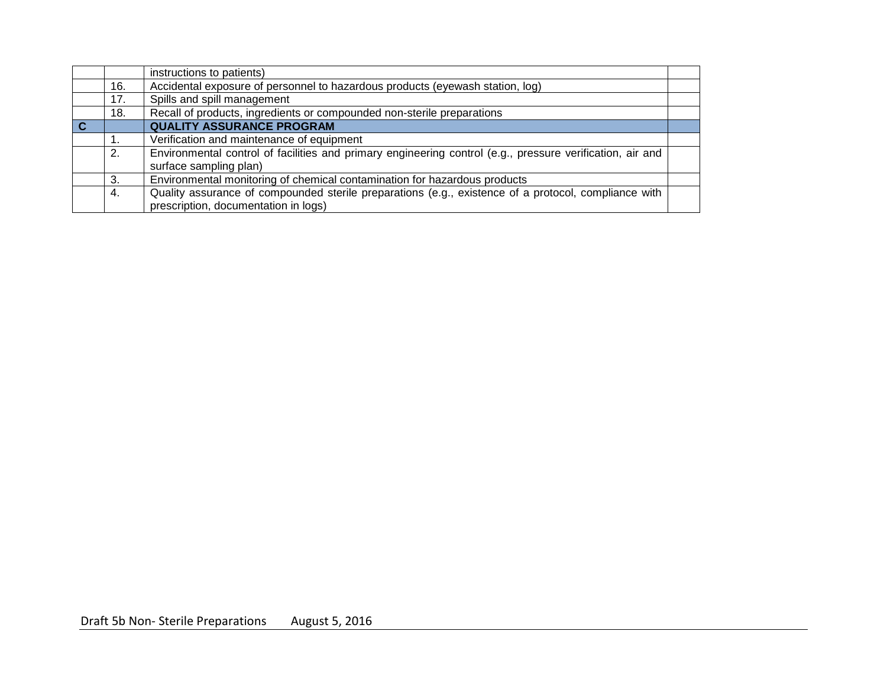| | | | |
|---|---|---|---|
| | | instructions to patients) | |
| | 16. | Accidental exposure of personnel to hazardous products (eyewash station, log) | |
| | 17. | Spills and spill management | |
| | 18. | Recall of products, ingredients or compounded non-sterile preparations | |
| **C** | | **QUALITY ASSURANCE PROGRAM** | |
| | 1. | Verification and maintenance of equipment | |
| | 2. | Environmental control of facilities and primary engineering control (e.g., pressure verification, air and surface sampling plan) | |
| | 3. | Environmental monitoring of chemical contamination for hazardous products | |
| | 4. | Quality assurance of compounded sterile preparations (e.g., existence of a protocol, compliance with prescription, documentation in logs) | |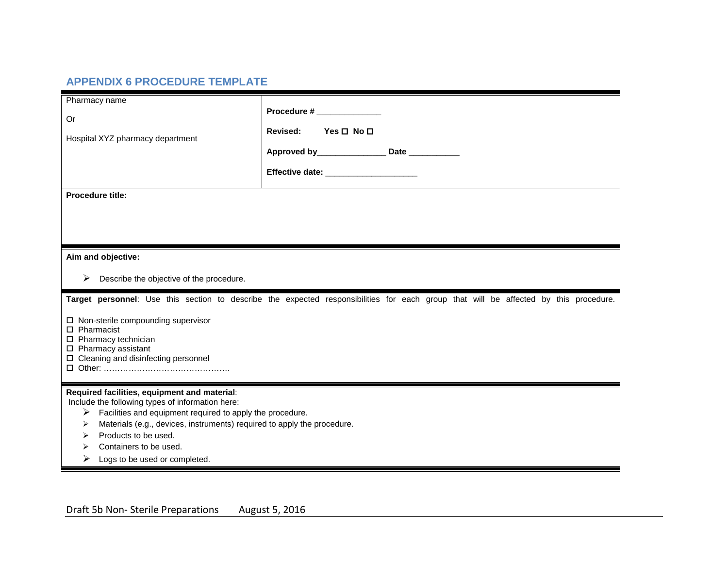## APPENDIX 6 PROCEDURE TEMPLATE

| Pharmacy name<br><br>Or<br><br>Hospital XYZ pharmacy department | **Procedure # ______________**<br><br>**Revised: Yes ☐ No ☐**<br><br>**Approved by_______________ Date ___________**<br><br>**Effective date: ____________________** |
|---|---|

**Procedure title:**

**Aim and objective:**

- Describe the objective of the procedure.

**Target personnel**: Use this section to describe the expected responsibilities for each group that will be affected by this procedure.

- ☐ Non-sterile compounding supervisor
- ☐ Pharmacist
- ☐ Pharmacy technician
- ☐ Pharmacy assistant
- ☐ Cleaning and disinfecting personnel
- ☐ Other: ……………………………………….

**Required facilities, equipment and material**:

Include the following types of information here:

- Facilities and equipment required to apply the procedure.
- Materials (e.g., devices, instruments) required to apply the procedure.
- Products to be used.
- Containers to be used.
- Logs to be used or completed.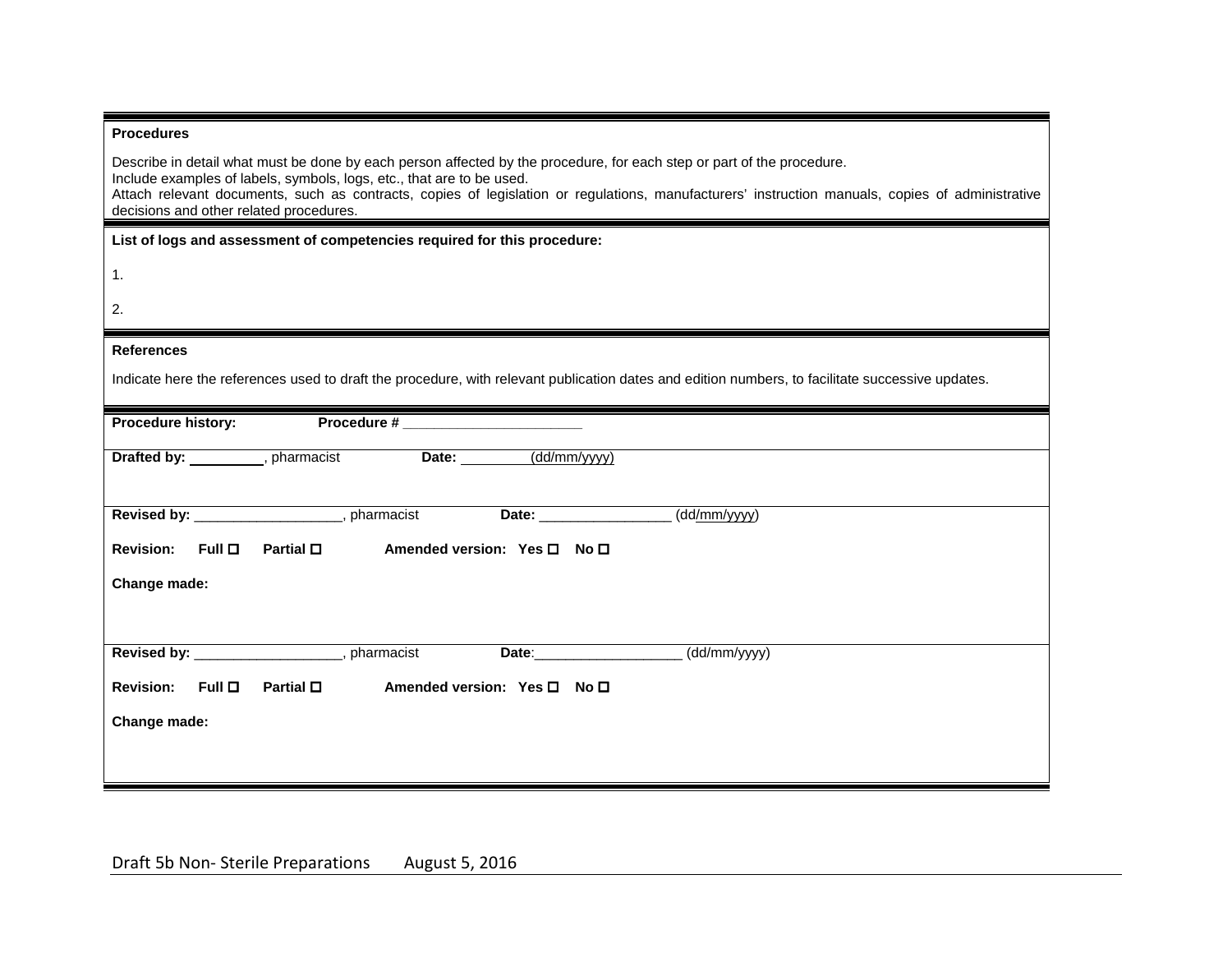**Procedures**

Describe in detail what must be done by each person affected by the procedure, for each step or part of the procedure.
Include examples of labels, symbols, logs, etc., that are to be used.
Attach relevant documents, such as contracts, copies of legislation or regulations, manufacturers' instruction manuals, copies of administrative decisions and other related procedures.

**List of logs and assessment of competencies required for this procedure:**

1.

2.

**References**

Indicate here the references used to draft the procedure, with relevant publication dates and edition numbers, to facilitate successive updates.

**Procedure history:** **Procedure #** ______________________

**Drafted by:** _________, pharmacist **Date:** _________ (dd/mm/yyyy)

**Revised by:** __________________, pharmacist **Date:** ________________ (dd/mm/yyyy)

**Revision:** **Full** ☐ **Partial** ☐ **Amended version:** **Yes** ☐ **No** ☐

**Change made:**

**Revised by:** __________________, pharmacist **Date**:__________________ (dd/mm/yyyy)

**Revision:** **Full** ☐ **Partial** ☐ **Amended version:** **Yes** ☐ **No** ☐

**Change made:**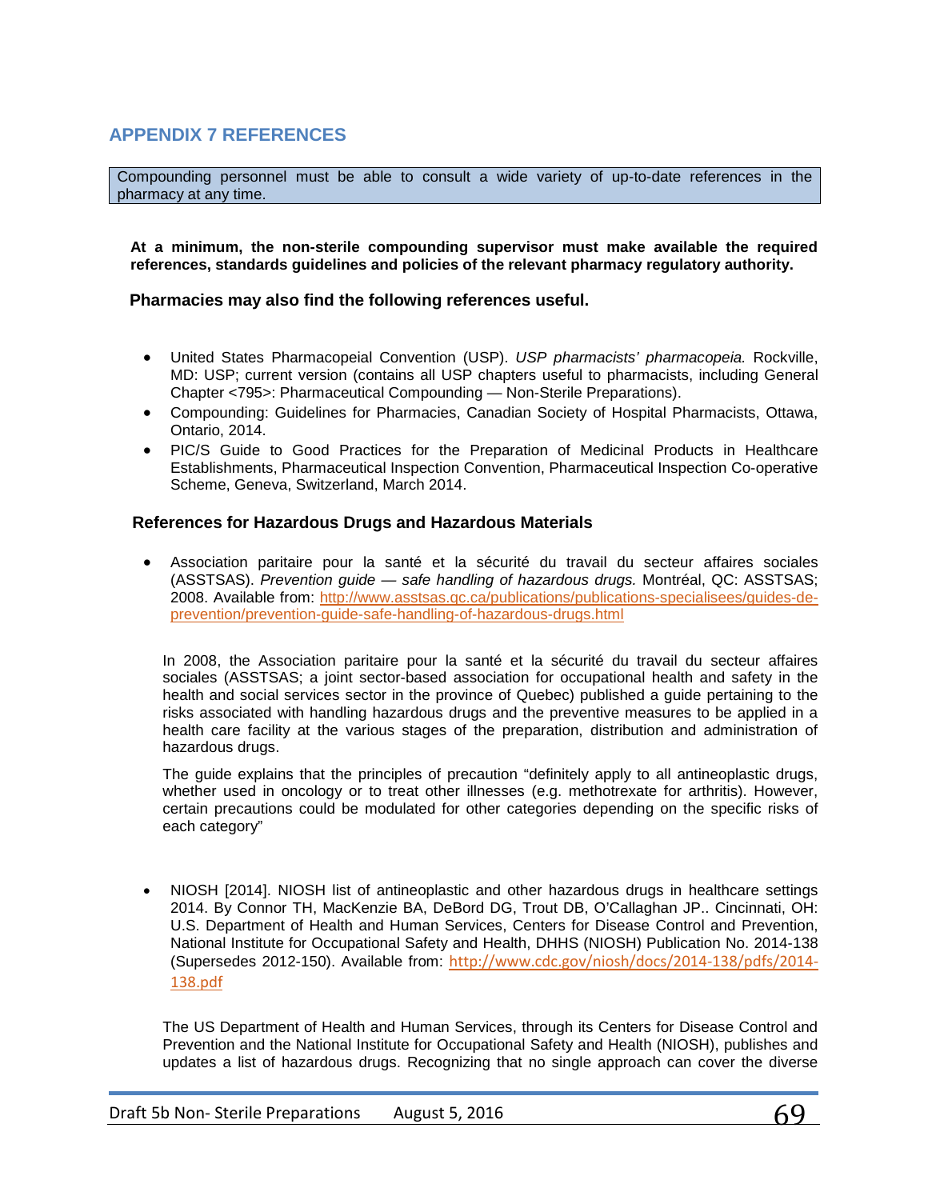## APPENDIX 7 REFERENCES

Compounding personnel must be able to consult a wide variety of up-to-date references in the pharmacy at any time.

**At a minimum, the non-sterile compounding supervisor must make available the required references, standards guidelines and policies of the relevant pharmacy regulatory authority.**

**Pharmacies may also find the following references useful.**

- United States Pharmacopeial Convention (USP). *USP pharmacists' pharmacopeia.* Rockville, MD: USP; current version (contains all USP chapters useful to pharmacists, including General Chapter <795>: Pharmaceutical Compounding — Non-Sterile Preparations).
- Compounding: Guidelines for Pharmacies, Canadian Society of Hospital Pharmacists, Ottawa, Ontario, 2014.
- PIC/S Guide to Good Practices for the Preparation of Medicinal Products in Healthcare Establishments, Pharmaceutical Inspection Convention, Pharmaceutical Inspection Co-operative Scheme, Geneva, Switzerland, March 2014.

### References for Hazardous Drugs and Hazardous Materials

- Association paritaire pour la santé et la sécurité du travail du secteur affaires sociales (ASSTSAS). *Prevention guide — safe handling of hazardous drugs.* Montréal, QC: ASSTSAS; 2008. Available from: http://www.asstsas.qc.ca/publications/publications-specialisees/guides-de-prevention/prevention-guide-safe-handling-of-hazardous-drugs.html

  In 2008, the Association paritaire pour la santé et la sécurité du travail du secteur affaires sociales (ASSTSAS; a joint sector-based association for occupational health and safety in the health and social services sector in the province of Quebec) published a guide pertaining to the risks associated with handling hazardous drugs and the preventive measures to be applied in a health care facility at the various stages of the preparation, distribution and administration of hazardous drugs.

  The guide explains that the principles of precaution "definitely apply to all antineoplastic drugs, whether used in oncology or to treat other illnesses (e.g. methotrexate for arthritis). However, certain precautions could be modulated for other categories depending on the specific risks of each category"

- NIOSH [2014]. NIOSH list of antineoplastic and other hazardous drugs in healthcare settings 2014. By Connor TH, MacKenzie BA, DeBord DG, Trout DB, O'Callaghan JP.. Cincinnati, OH: U.S. Department of Health and Human Services, Centers for Disease Control and Prevention, National Institute for Occupational Safety and Health, DHHS (NIOSH) Publication No. 2014-138 (Supersedes 2012-150). Available from: http://www.cdc.gov/niosh/docs/2014-138/pdfs/2014-138.pdf

  The US Department of Health and Human Services, through its Centers for Disease Control and Prevention and the National Institute for Occupational Safety and Health (NIOSH), publishes and updates a list of hazardous drugs. Recognizing that no single approach can cover the diverse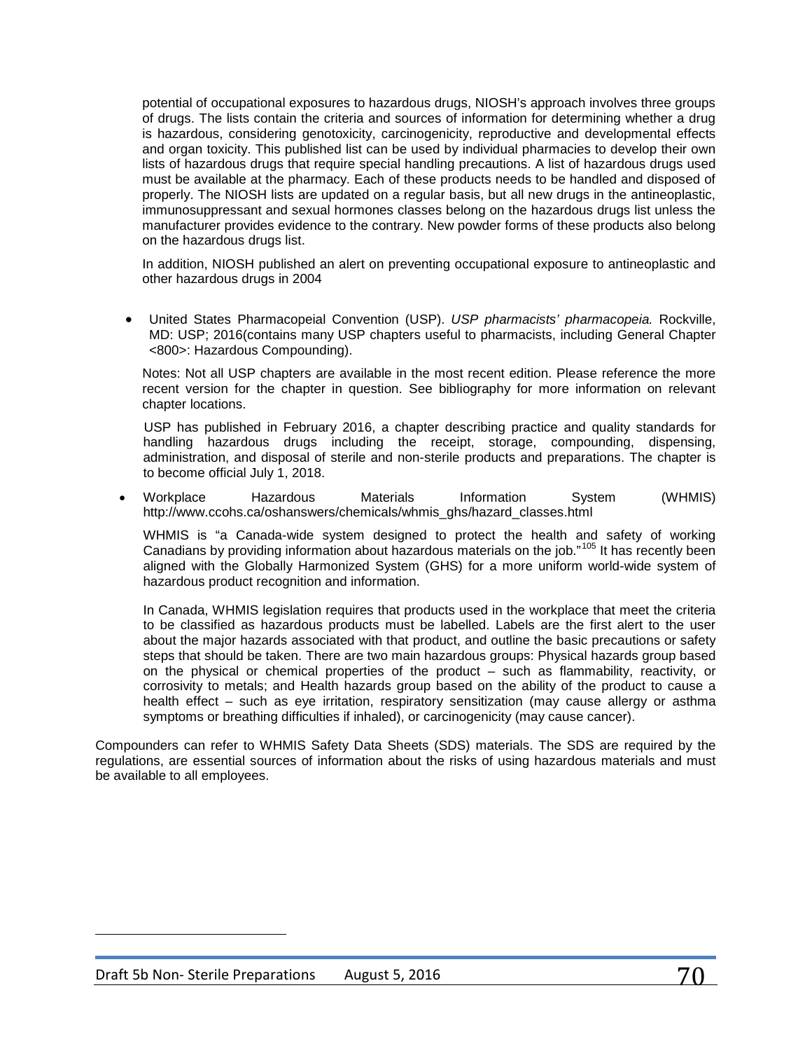potential of occupational exposures to hazardous drugs, NIOSH's approach involves three groups of drugs. The lists contain the criteria and sources of information for determining whether a drug is hazardous, considering genotoxicity, carcinogenicity, reproductive and developmental effects and organ toxicity. This published list can be used by individual pharmacies to develop their own lists of hazardous drugs that require special handling precautions. A list of hazardous drugs used must be available at the pharmacy. Each of these products needs to be handled and disposed of properly. The NIOSH lists are updated on a regular basis, but all new drugs in the antineoplastic, immunosuppressant and sexual hormones classes belong on the hazardous drugs list unless the manufacturer provides evidence to the contrary. New powder forms of these products also belong on the hazardous drugs list.

In addition, NIOSH published an alert on preventing occupational exposure to antineoplastic and other hazardous drugs in 2004

- United States Pharmacopeial Convention (USP). *USP pharmacists' pharmacopeia.* Rockville, MD: USP; 2016(contains many USP chapters useful to pharmacists, including General Chapter <800>: Hazardous Compounding).

  Notes: Not all USP chapters are available in the most recent edition. Please reference the more recent version for the chapter in question. See bibliography for more information on relevant chapter locations.

  USP has published in February 2016, a chapter describing practice and quality standards for handling hazardous drugs including the receipt, storage, compounding, dispensing, administration, and disposal of sterile and non-sterile products and preparations. The chapter is to become official July 1, 2018.

- Workplace Hazardous Materials Information System (WHMIS) http://www.ccohs.ca/oshanswers/chemicals/whmis_ghs/hazard_classes.html

  WHMIS is "a Canada-wide system designed to protect the health and safety of working Canadians by providing information about hazardous materials on the job."[105] It has recently been aligned with the Globally Harmonized System (GHS) for a more uniform world-wide system of hazardous product recognition and information.

  In Canada, WHMIS legislation requires that products used in the workplace that meet the criteria to be classified as hazardous products must be labelled. Labels are the first alert to the user about the major hazards associated with that product, and outline the basic precautions or safety steps that should be taken. There are two main hazardous groups: Physical hazards group based on the physical or chemical properties of the product – such as flammability, reactivity, or corrosivity to metals; and Health hazards group based on the ability of the product to cause a health effect – such as eye irritation, respiratory sensitization (may cause allergy or asthma symptoms or breathing difficulties if inhaled), or carcinogenicity (may cause cancer).

Compounders can refer to WHMIS Safety Data Sheets (SDS) materials. The SDS are required by the regulations, are essential sources of information about the risks of using hazardous materials and must be available to all employees.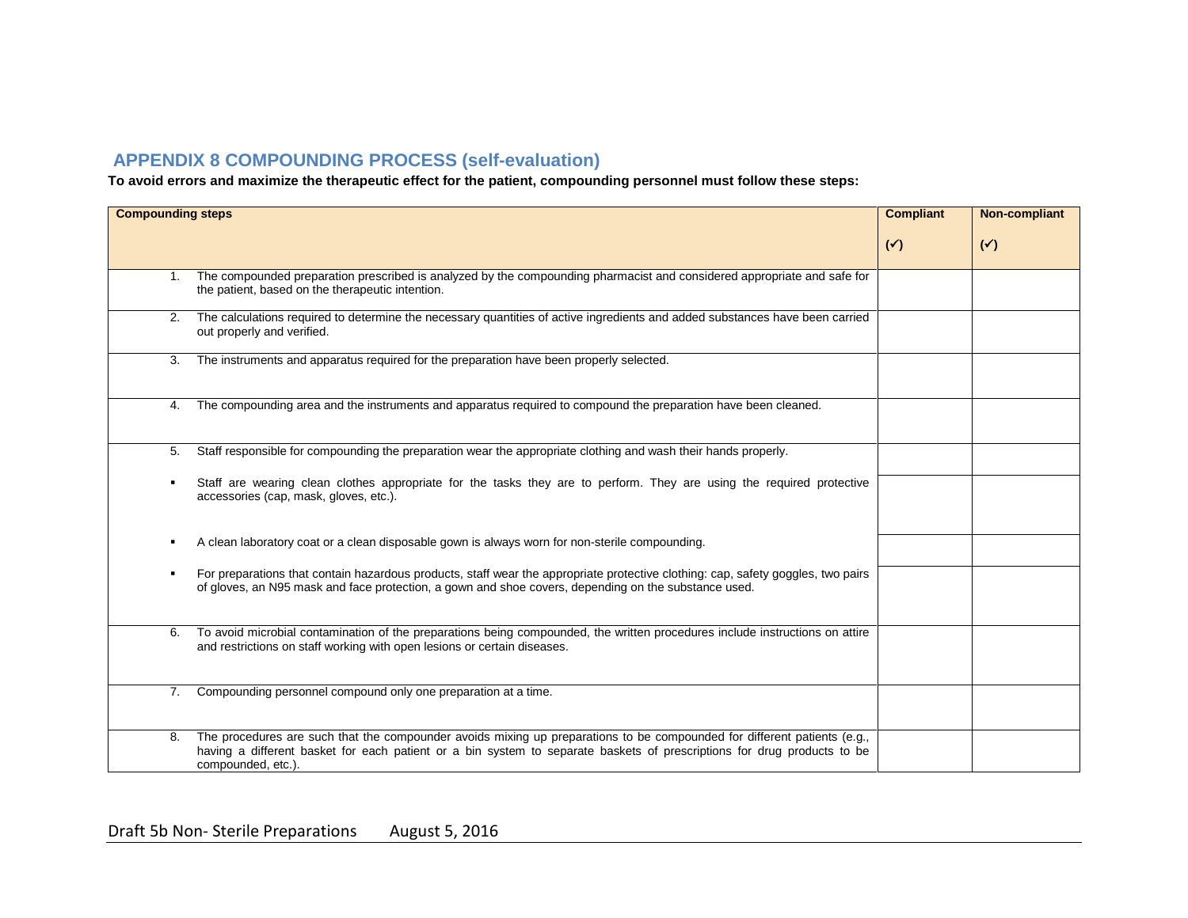## APPENDIX 8 COMPOUNDING PROCESS (self-evaluation)

**To avoid errors and maximize the therapeutic effect for the patient, compounding personnel must follow these steps:**

| Compounding steps | Compliant (✓) | Non-compliant (✓) |
|---|---|---|
| 1. The compounded preparation prescribed is analyzed by the compounding pharmacist and considered appropriate and safe for the patient, based on the therapeutic intention. | | |
| 2. The calculations required to determine the necessary quantities of active ingredients and added substances have been carried out properly and verified. | | |
| 3. The instruments and apparatus required for the preparation have been properly selected. | | |
| 4. The compounding area and the instruments and apparatus required to compound the preparation have been cleaned. | | |
| 5. Staff responsible for compounding the preparation wear the appropriate clothing and wash their hands properly. | | |
| ▪ Staff are wearing clean clothes appropriate for the tasks they are to perform. They are using the required protective accessories (cap, mask, gloves, etc.). | | |
| ▪ A clean laboratory coat or a clean disposable gown is always worn for non-sterile compounding. | | |
| ▪ For preparations that contain hazardous products, staff wear the appropriate protective clothing: cap, safety goggles, two pairs of gloves, an N95 mask and face protection, a gown and shoe covers, depending on the substance used. | | |
| 6. To avoid microbial contamination of the preparations being compounded, the written procedures include instructions on attire and restrictions on staff working with open lesions or certain diseases. | | |
| 7. Compounding personnel compound only one preparation at a time. | | |
| 8. The procedures are such that the compounder avoids mixing up preparations to be compounded for different patients (e.g., having a different basket for each patient or a bin system to separate baskets of prescriptions for drug products to be compounded, etc.). | | |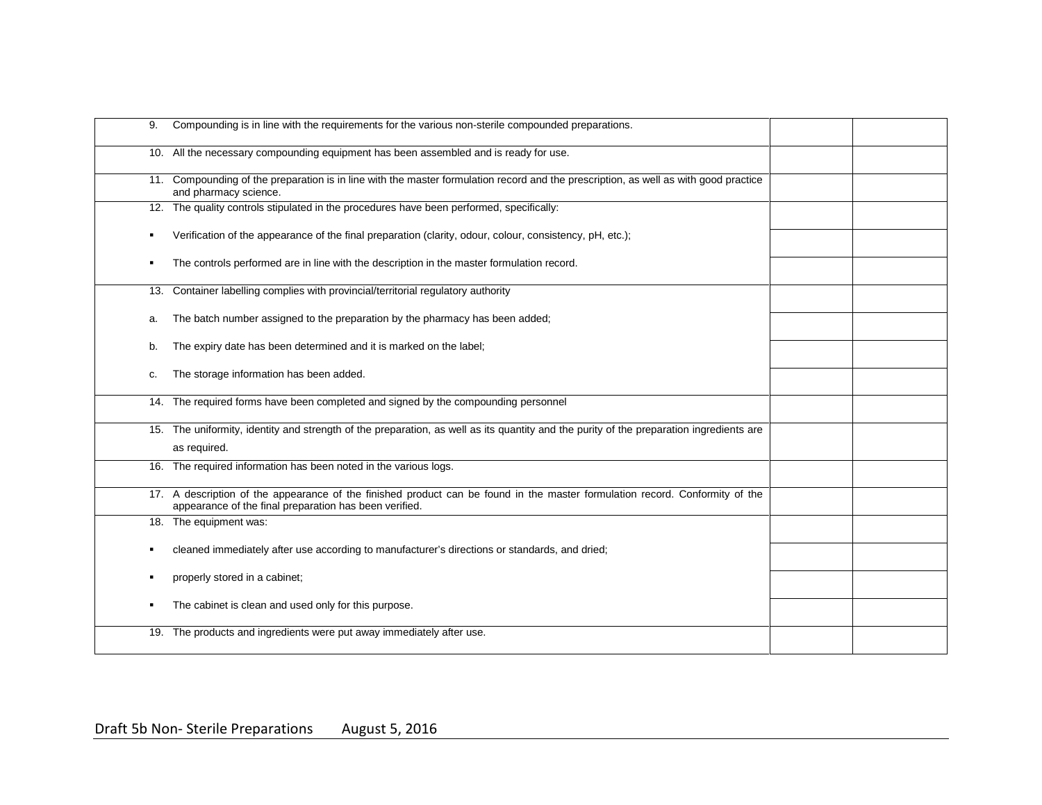| | | |
|---|---|---|
| 9. Compounding is in line with the requirements for the various non-sterile compounded preparations. | | |
| 10. All the necessary compounding equipment has been assembled and is ready for use. | | |
| 11. Compounding of the preparation is in line with the master formulation record and the prescription, as well as with good practice and pharmacy science. | | |
| 12. The quality controls stipulated in the procedures have been performed, specifically: | | |
| ▪ Verification of the appearance of the final preparation (clarity, odour, colour, consistency, pH, etc.); | | |
| ▪ The controls performed are in line with the description in the master formulation record. | | |
| 13. Container labelling complies with provincial/territorial regulatory authority | | |
| a. The batch number assigned to the preparation by the pharmacy has been added; | | |
| b. The expiry date has been determined and it is marked on the label; | | |
| c. The storage information has been added. | | |
| 14. The required forms have been completed and signed by the compounding personnel | | |
| 15. The uniformity, identity and strength of the preparation, as well as its quantity and the purity of the preparation ingredients are as required. | | |
| 16. The required information has been noted in the various logs. | | |
| 17. A description of the appearance of the finished product can be found in the master formulation record. Conformity of the appearance of the final preparation has been verified. | | |
| 18. The equipment was: | | |
| ▪ cleaned immediately after use according to manufacturer's directions or standards, and dried; | | |
| ▪ properly stored in a cabinet; | | |
| ▪ The cabinet is clean and used only for this purpose. | | |
| 19. The products and ingredients were put away immediately after use. | | |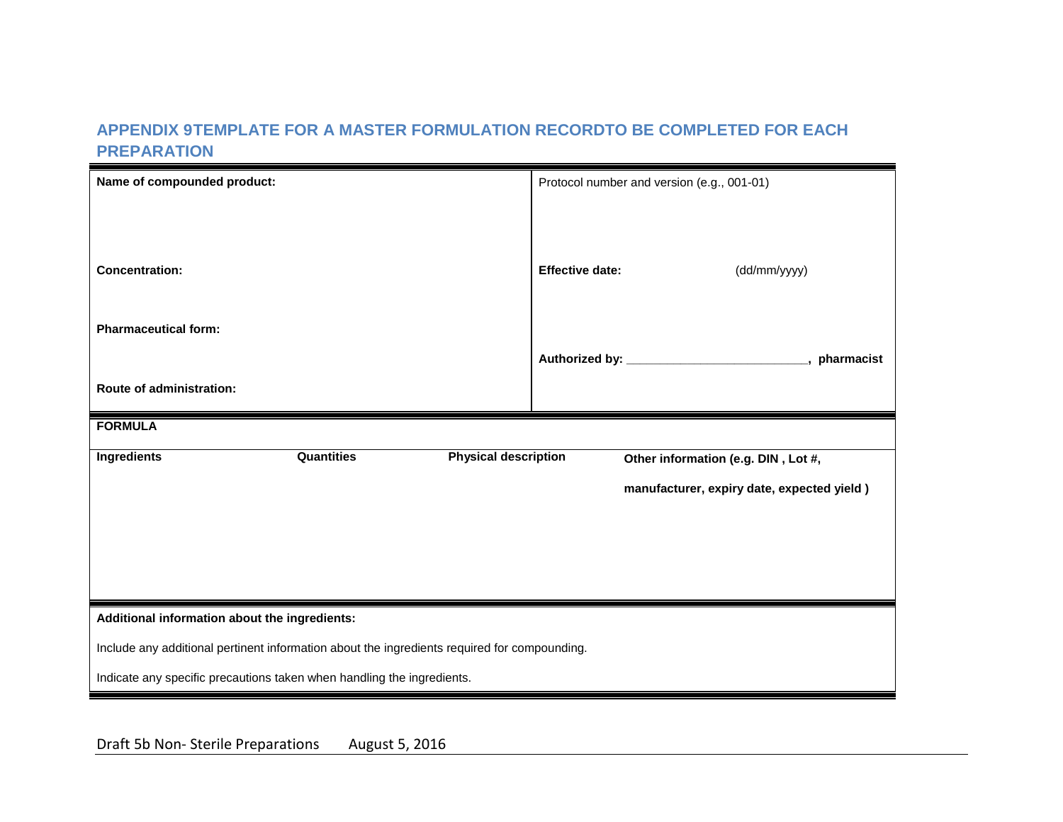## APPENDIX 9TEMPLATE FOR A MASTER FORMULATION RECORDTO BE COMPLETED FOR EACH PREPARATION

| **Name of compounded product:** | Protocol number and version (e.g., 001-01) |
|---|---|
| **Concentration:** | **Effective date:** (dd/mm/yyyy) |
| **Pharmaceutical form:** | **Authorized by: _________________________, pharmacist** |
| **Route of administration:** | |

**FORMULA**

| **Ingredients** | **Quantities** | **Physical description** | **Other information (e.g. DIN , Lot #, manufacturer, expiry date, expected yield )** |
|---|---|---|---|
| | | | |

**Additional information about the ingredients:**

Include any additional pertinent information about the ingredients required for compounding.

Indicate any specific precautions taken when handling the ingredients.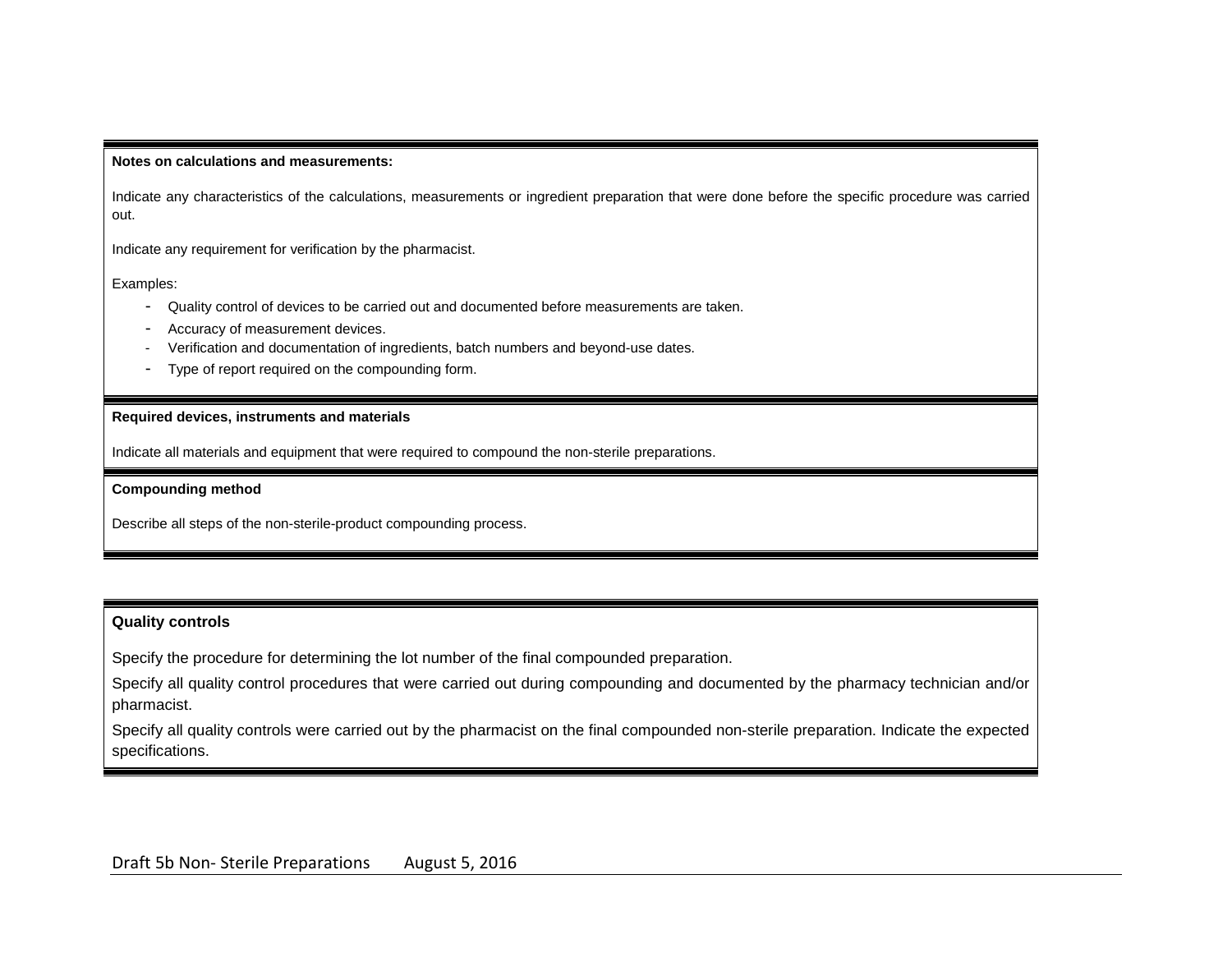**Notes on calculations and measurements:**

Indicate any characteristics of the calculations, measurements or ingredient preparation that were done before the specific procedure was carried out.

Indicate any requirement for verification by the pharmacist.

Examples:

- Quality control of devices to be carried out and documented before measurements are taken.
- Accuracy of measurement devices.
- Verification and documentation of ingredients, batch numbers and beyond-use dates.
- Type of report required on the compounding form.

**Required devices, instruments and materials**

Indicate all materials and equipment that were required to compound the non-sterile preparations.

**Compounding method**

Describe all steps of the non-sterile-product compounding process.

**Quality controls**

Specify the procedure for determining the lot number of the final compounded preparation.

Specify all quality control procedures that were carried out during compounding and documented by the pharmacy technician and/or pharmacist.

Specify all quality controls were carried out by the pharmacist on the final compounded non-sterile preparation. Indicate the expected specifications.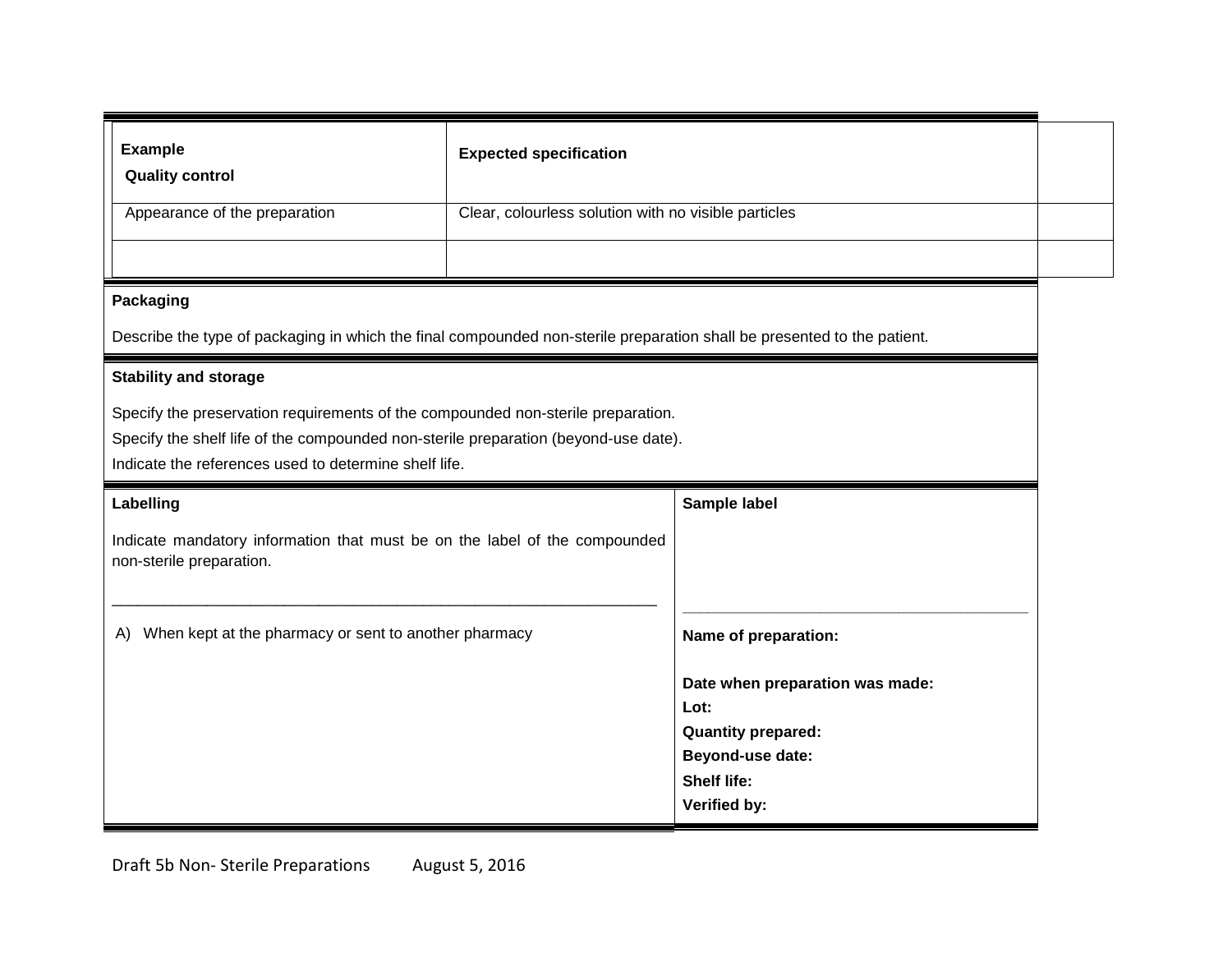| Example<br>Quality control | Expected specification | |
|---|---|---|
| Appearance of the preparation | Clear, colourless solution with no visible particles | |
| | | |

**Packaging**

Describe the type of packaging in which the final compounded non-sterile preparation shall be presented to the patient.

**Stability and storage**

Specify the preservation requirements of the compounded non-sterile preparation.

Specify the shelf life of the compounded non-sterile preparation (beyond-use date).

Indicate the references used to determine shelf life.

| Labelling | Sample label |
|---|---|
| Indicate mandatory information that must be on the label of the compounded non-sterile preparation. | |
| A) When kept at the pharmacy or sent to another pharmacy | **Name of preparation:**<br><br>**Date when preparation was made:**<br>**Lot:**<br>**Quantity prepared:**<br>**Beyond-use date:**<br>**Shelf life:**<br>**Verified by:** |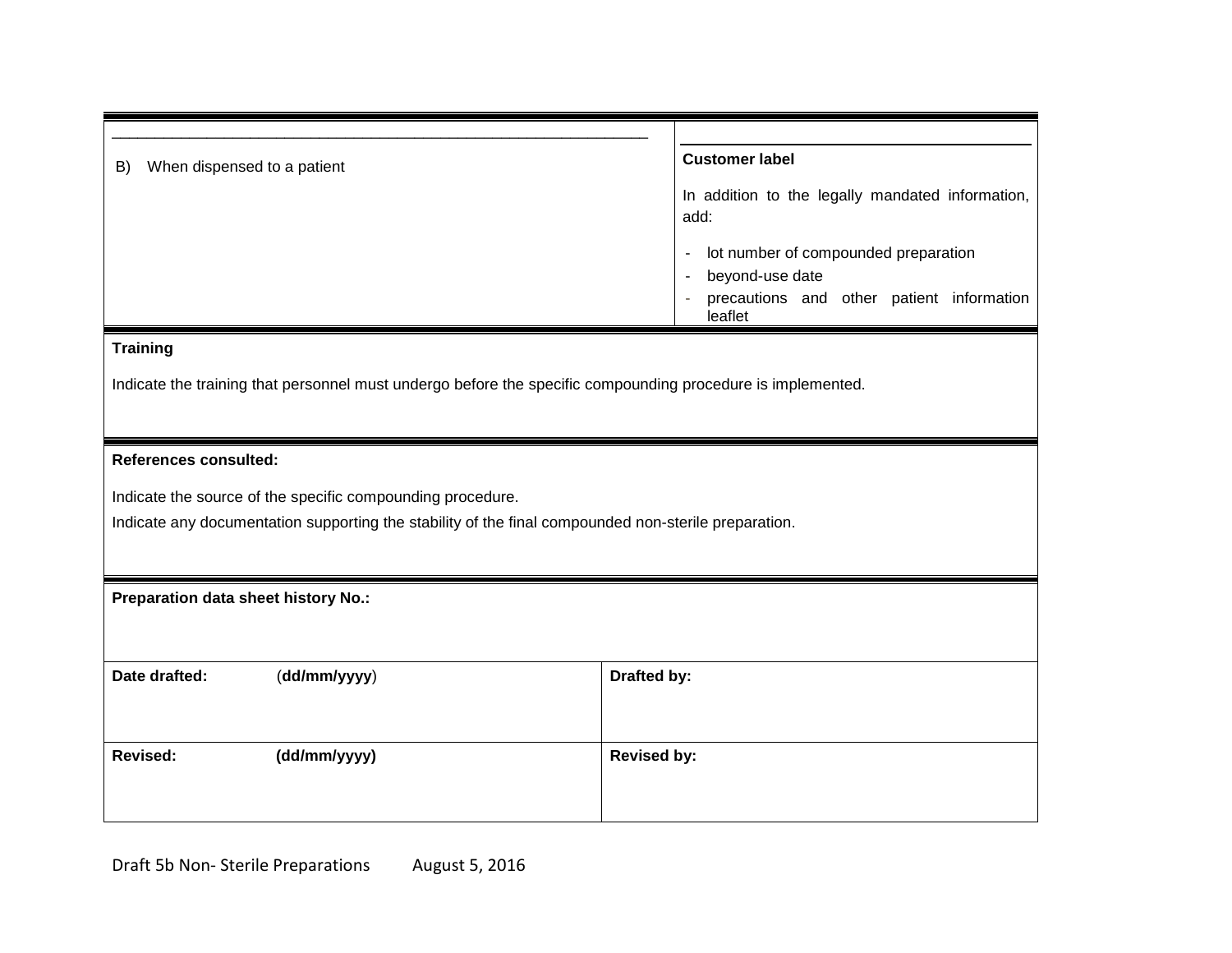| B) When dispensed to a patient | **Customer label**<br><br>In addition to the legally mandated information, add:<br><br>- lot number of compounded preparation<br>- beyond-use date<br>- precautions and other patient information leaflet |
|---|---|

**Training**

Indicate the training that personnel must undergo before the specific compounding procedure is implemented.

**References consulted:**

Indicate the source of the specific compounding procedure.

Indicate any documentation supporting the stability of the final compounded non-sterile preparation.

**Preparation data sheet history No.:**

| **Date drafted:** (**dd/mm/yyyy**) | **Drafted by:** |
|---|---|
| **Revised:** **(dd/mm/yyyy)** | **Revised by:** |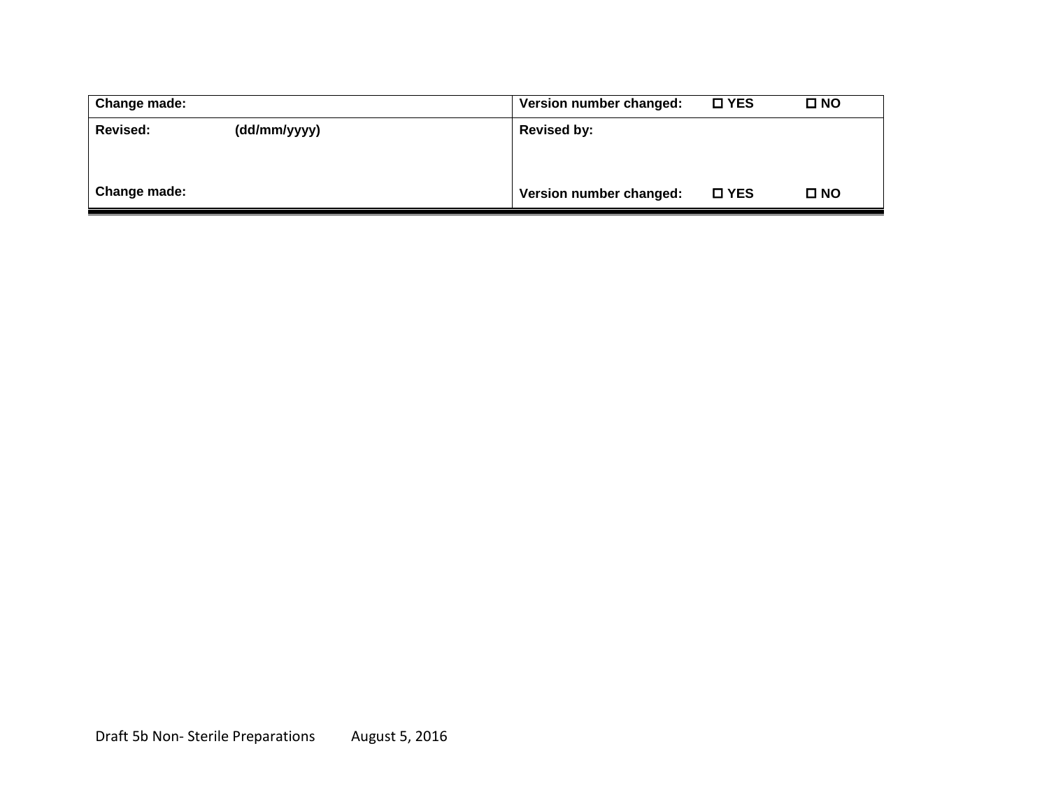| Change made: | Version number changed: ☐ YES ☐ NO |
|---|---|
| **Revised:** (dd/mm/yyyy) | **Revised by:** |
| **Change made:** | **Version number changed:** ☐ YES ☐ NO |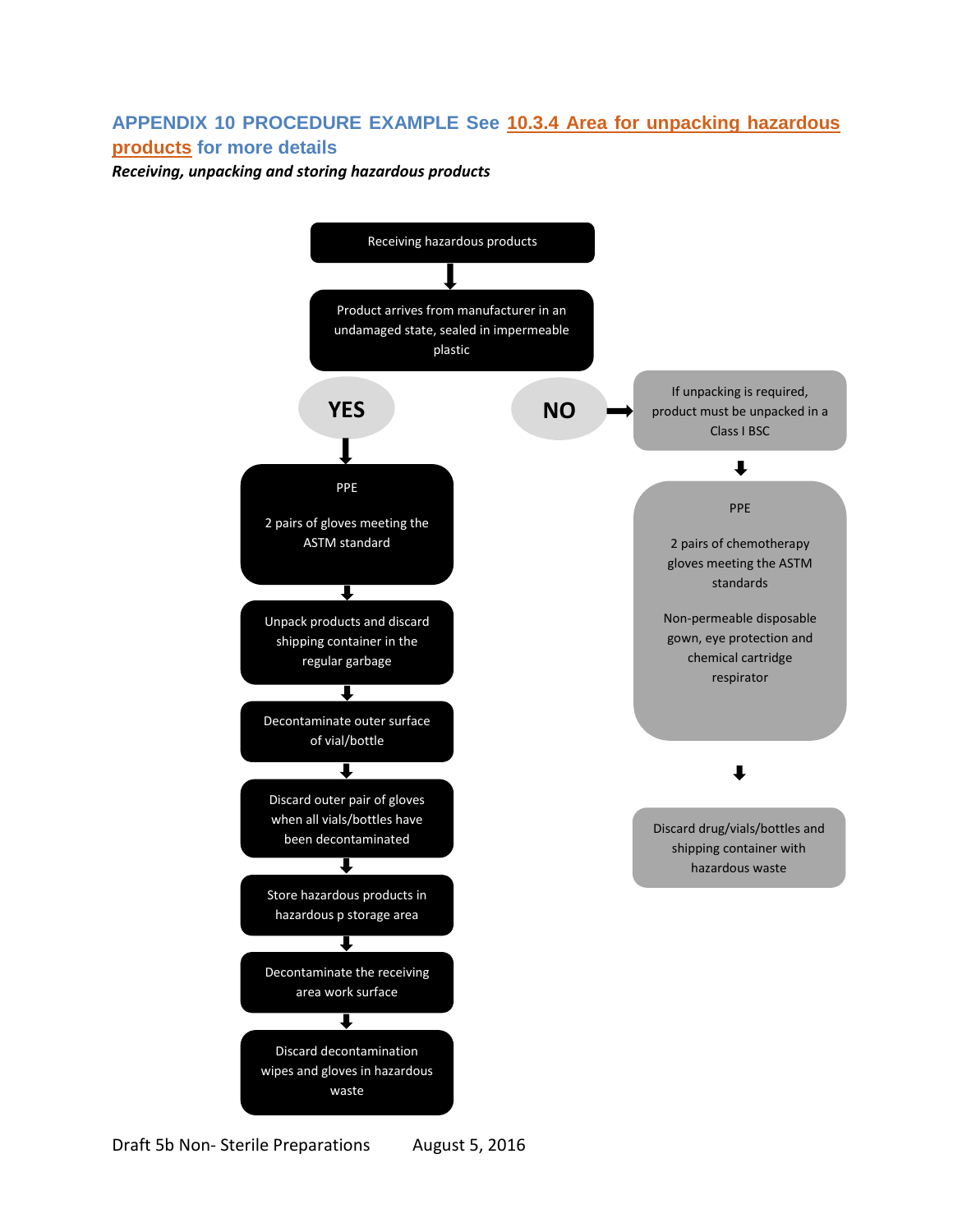## APPENDIX 10 PROCEDURE EXAMPLE See 10.3.4 Area for unpacking hazardous products for more details

***Receiving, unpacking and storing hazardous products***

Receiving hazardous products

↓

Product arrives from manufacturer in an undamaged state, sealed in impermeable plastic

**YES**

↓

PPE

2 pairs of gloves meeting the ASTM standard

↓

Unpack products and discard shipping container in the regular garbage

↓

Decontaminate outer surface of vial/bottle

↓

Discard outer pair of gloves when all vials/bottles have been decontaminated

↓

Store hazardous products in hazardous p storage area

↓

Decontaminate the receiving area work surface

↓

Discard decontamination wipes and gloves in hazardous waste

**NO** →

If unpacking is required, product must be unpacked in a Class I BSC

↓

PPE

2 pairs of chemotherapy gloves meeting the ASTM standards

Non-permeable disposable gown, eye protection and chemical cartridge respirator

↓

Discard drug/vials/bottles and shipping container with hazardous waste

Draft 5b Non- Sterile Preparations August 5, 2016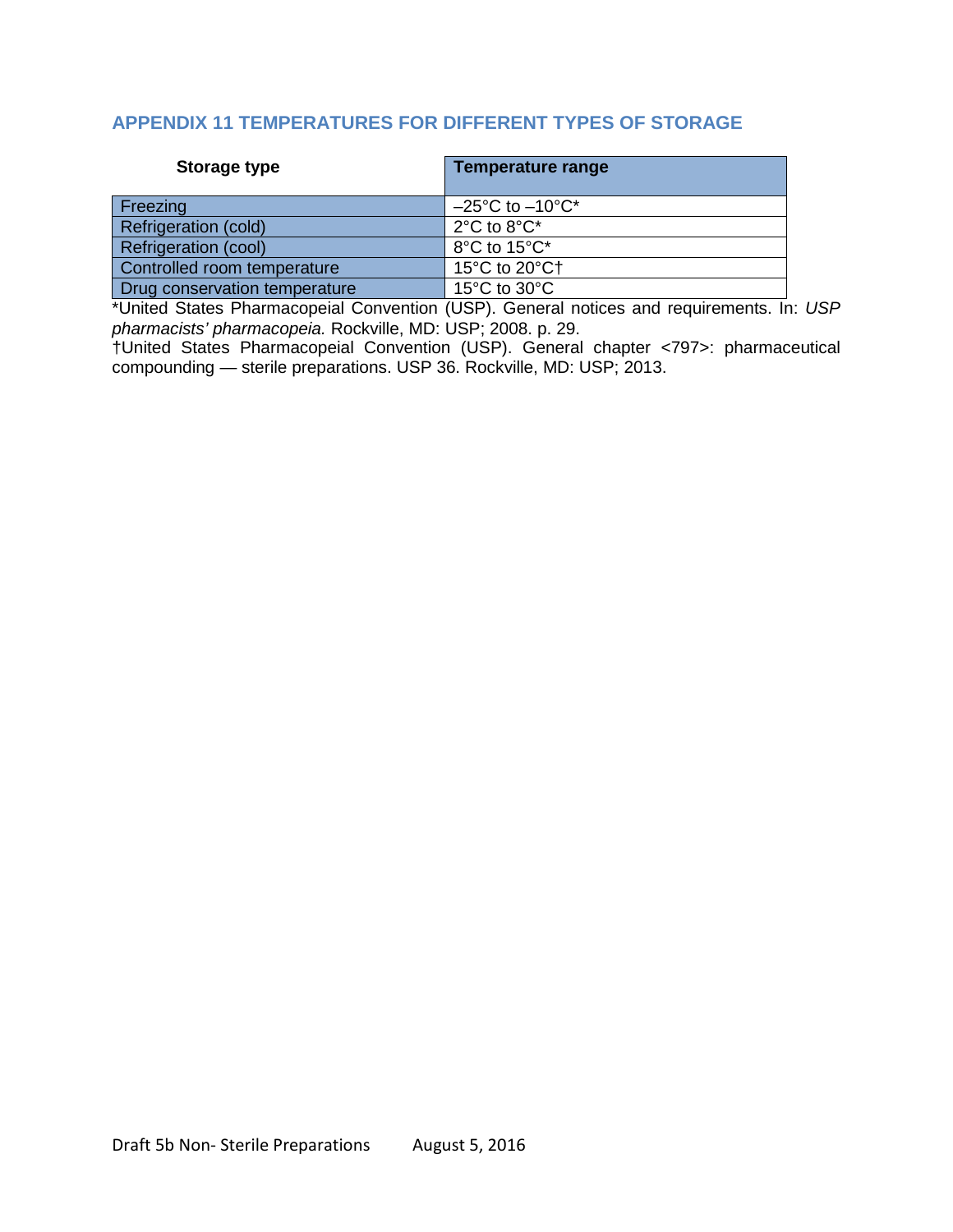## APPENDIX 11 TEMPERATURES FOR DIFFERENT TYPES OF STORAGE

| Storage type | Temperature range |
|---|---|
| Freezing | –25°C to –10°C* |
| Refrigeration (cold) | 2°C to 8°C* |
| Refrigeration (cool) | 8°C to 15°C* |
| Controlled room temperature | 15°C to 20°C† |
| Drug conservation temperature | 15°C to 30°C |

*United States Pharmacopeial Convention (USP). General notices and requirements. In: *USP pharmacists' pharmacopeia.* Rockville, MD: USP; 2008. p. 29.

†United States Pharmacopeial Convention (USP). General chapter <797>: pharmaceutical compounding — sterile preparations. USP 36. Rockville, MD: USP; 2013.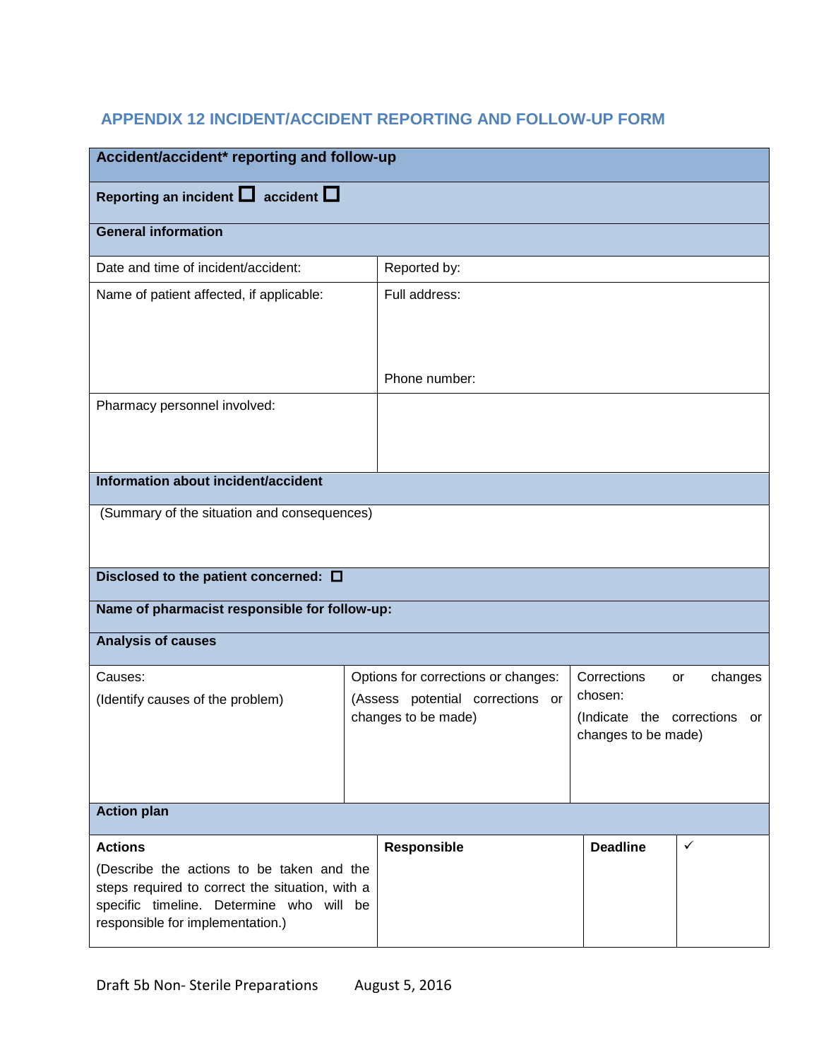## APPENDIX 12 INCIDENT/ACCIDENT REPORTING AND FOLLOW-UP FORM

| **Accident/accident* reporting and follow-up** | | | |
|---|---|---|---|
| **Reporting an incident ☐ accident ☐** | | | |
| **General information** | | | |
| Date and time of incident/accident: | Reported by: | | |
| Name of patient affected, if applicable: | Full address:<br><br>Phone number: | | |
| Pharmacy personnel involved: | | | |
| **Information about incident/accident** | | | |
| (Summary of the situation and consequences) | | | |
| **Disclosed to the patient concerned: ☐** | | | |
| **Name of pharmacist responsible for follow-up:** | | | |
| **Analysis of causes** | | | |
| Causes:<br>(Identify causes of the problem) | Options for corrections or changes:<br>(Assess potential corrections or changes to be made) | Corrections or changes chosen:<br>(Indicate the corrections or changes to be made) | |
| **Action plan** | | | |
| **Actions**<br>(Describe the actions to be taken and the steps required to correct the situation, with a specific timeline. Determine who will be responsible for implementation.) | **Responsible** | **Deadline** | ✓ |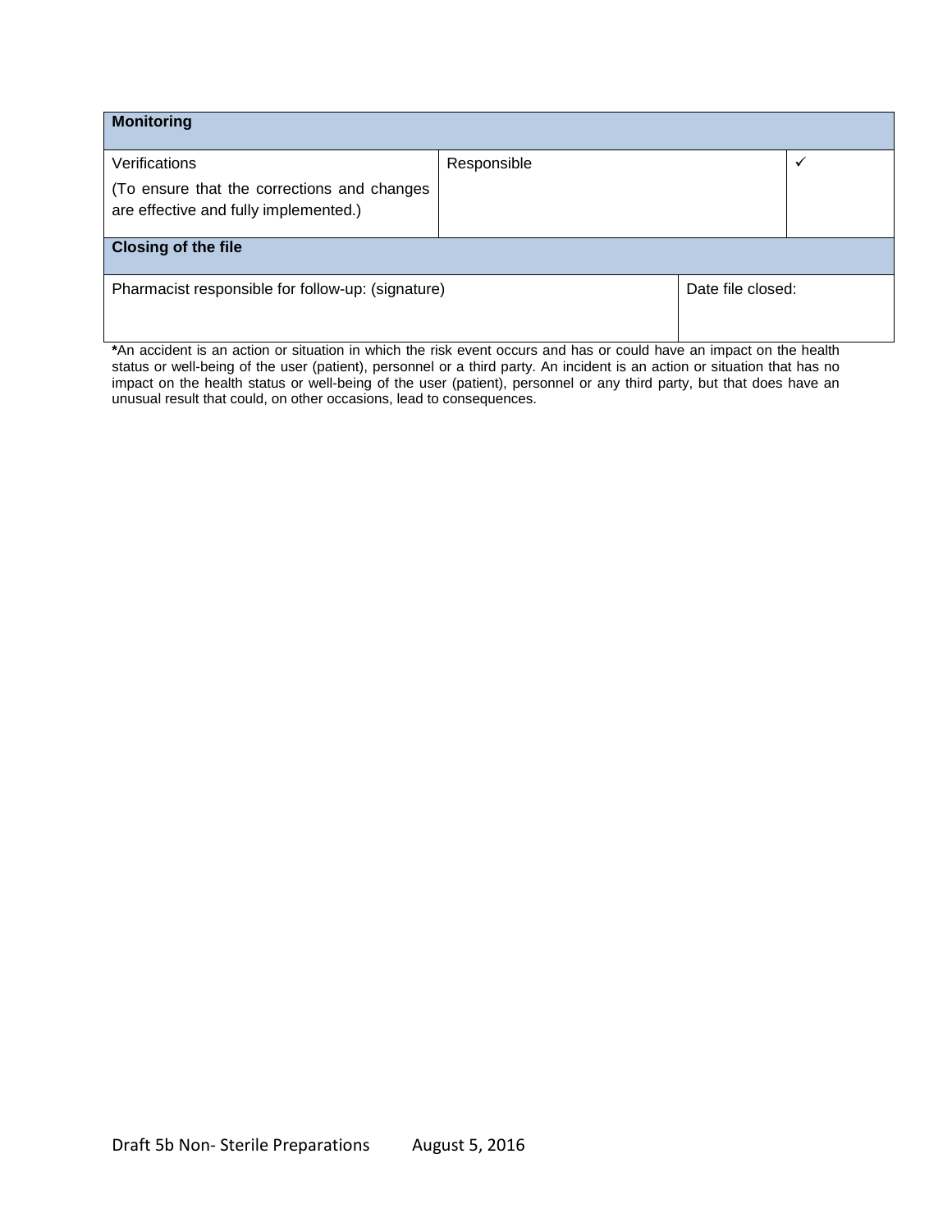| Monitoring | | |
|---|---|---|
| Verifications<br><br>(To ensure that the corrections and changes are effective and fully implemented.) | Responsible | ✓ |
| **Closing of the file** | | |
| Pharmacist responsible for follow-up: (signature) | | Date file closed: |

***An accident is an action or situation in which the risk event occurs and has or could have an impact on the health status or well-being of the user (patient), personnel or a third party. An incident is an action or situation that has no impact on the health status or well-being of the user (patient), personnel or any third party, but that does have an unusual result that could, on other occasions, lead to consequences.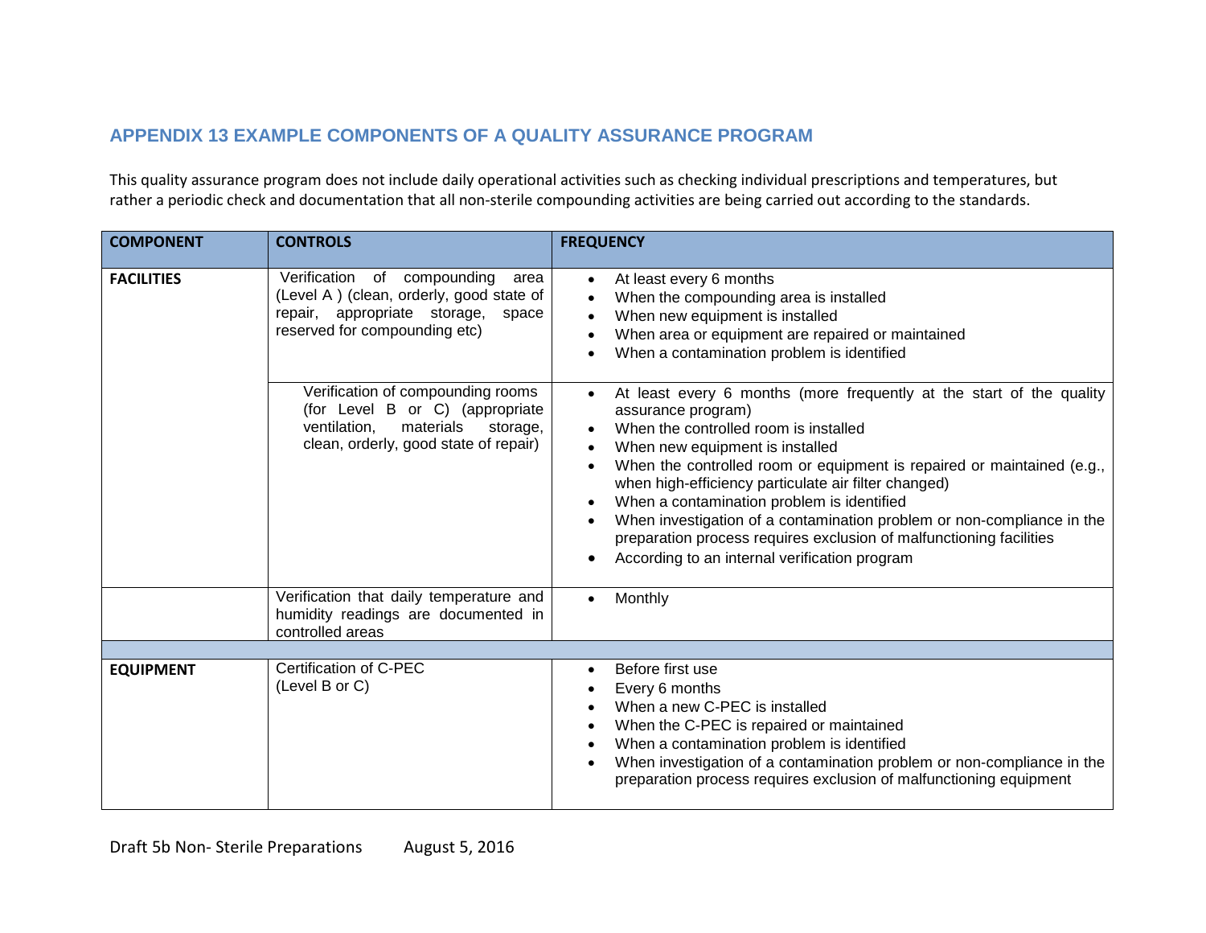## APPENDIX 13 EXAMPLE COMPONENTS OF A QUALITY ASSURANCE PROGRAM

This quality assurance program does not include daily operational activities such as checking individual prescriptions and temperatures, but rather a periodic check and documentation that all non-sterile compounding activities are being carried out according to the standards.

| COMPONENT | CONTROLS | FREQUENCY |
|---|---|---|
| **FACILITIES** | Verification of compounding area (Level A ) (clean, orderly, good state of repair, appropriate storage, space reserved for compounding etc) | • At least every 6 months<br>• When the compounding area is installed<br>• When new equipment is installed<br>• When area or equipment are repaired or maintained<br>• When a contamination problem is identified |
| | Verification of compounding rooms (for Level B or C) (appropriate ventilation, materials storage, clean, orderly, good state of repair) | • At least every 6 months (more frequently at the start of the quality assurance program)<br>• When the controlled room is installed<br>• When new equipment is installed<br>• When the controlled room or equipment is repaired or maintained (e.g., when high-efficiency particulate air filter changed)<br>• When a contamination problem is identified<br>• When investigation of a contamination problem or non-compliance in the preparation process requires exclusion of malfunctioning facilities<br>• According to an internal verification program |
| | Verification that daily temperature and humidity readings are documented in controlled areas | • Monthly |
| | | |
| **EQUIPMENT** | Certification of C-PEC<br>(Level B or C) | • Before first use<br>• Every 6 months<br>• When a new C-PEC is installed<br>• When the C-PEC is repaired or maintained<br>• When a contamination problem is identified<br>• When investigation of a contamination problem or non-compliance in the preparation process requires exclusion of malfunctioning equipment |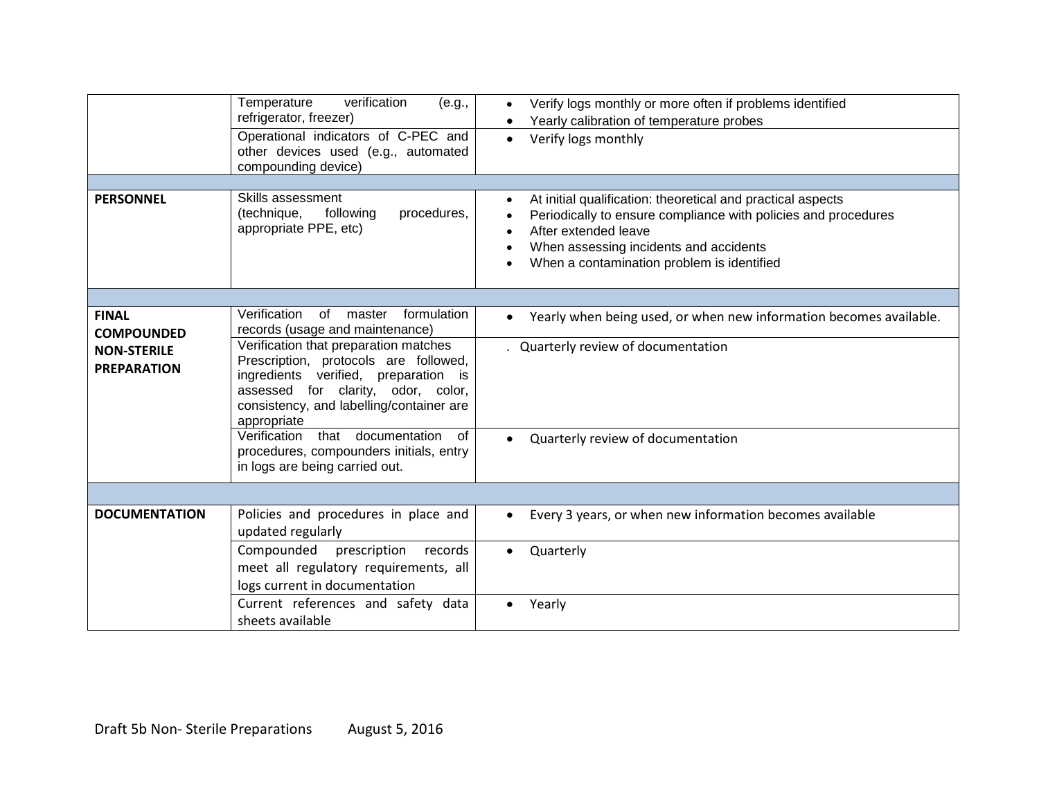| | | |
|---|---|---|
| | Temperature verification (e.g., refrigerator, freezer) | • Verify logs monthly or more often if problems identified<br>• Yearly calibration of temperature probes |
| | Operational indicators of C-PEC and other devices used (e.g., automated compounding device) | • Verify logs monthly |
| | | |
| **PERSONNEL** | Skills assessment<br>(technique, following procedures, appropriate PPE, etc) | • At initial qualification: theoretical and practical aspects<br>• Periodically to ensure compliance with policies and procedures<br>• After extended leave<br>• When assessing incidents and accidents<br>• When a contamination problem is identified |
| | | |
| **FINAL COMPOUNDED NON-STERILE PREPARATION** | Verification of master formulation records (usage and maintenance) | • Yearly when being used, or when new information becomes available. |
| | Verification that preparation matches Prescription, protocols are followed, ingredients verified, preparation is assessed for clarity, odor, color, consistency, and labelling/container are appropriate | . Quarterly review of documentation |
| | Verification that documentation of procedures, compounders initials, entry in logs are being carried out. | • Quarterly review of documentation |
| | | |
| **DOCUMENTATION** | Policies and procedures in place and updated regularly | • Every 3 years, or when new information becomes available |
| | Compounded prescription records meet all regulatory requirements, all logs current in documentation | • Quarterly |
| | Current references and safety data sheets available | • Yearly |

Draft 5b Non- Sterile Preparations August 5, 2016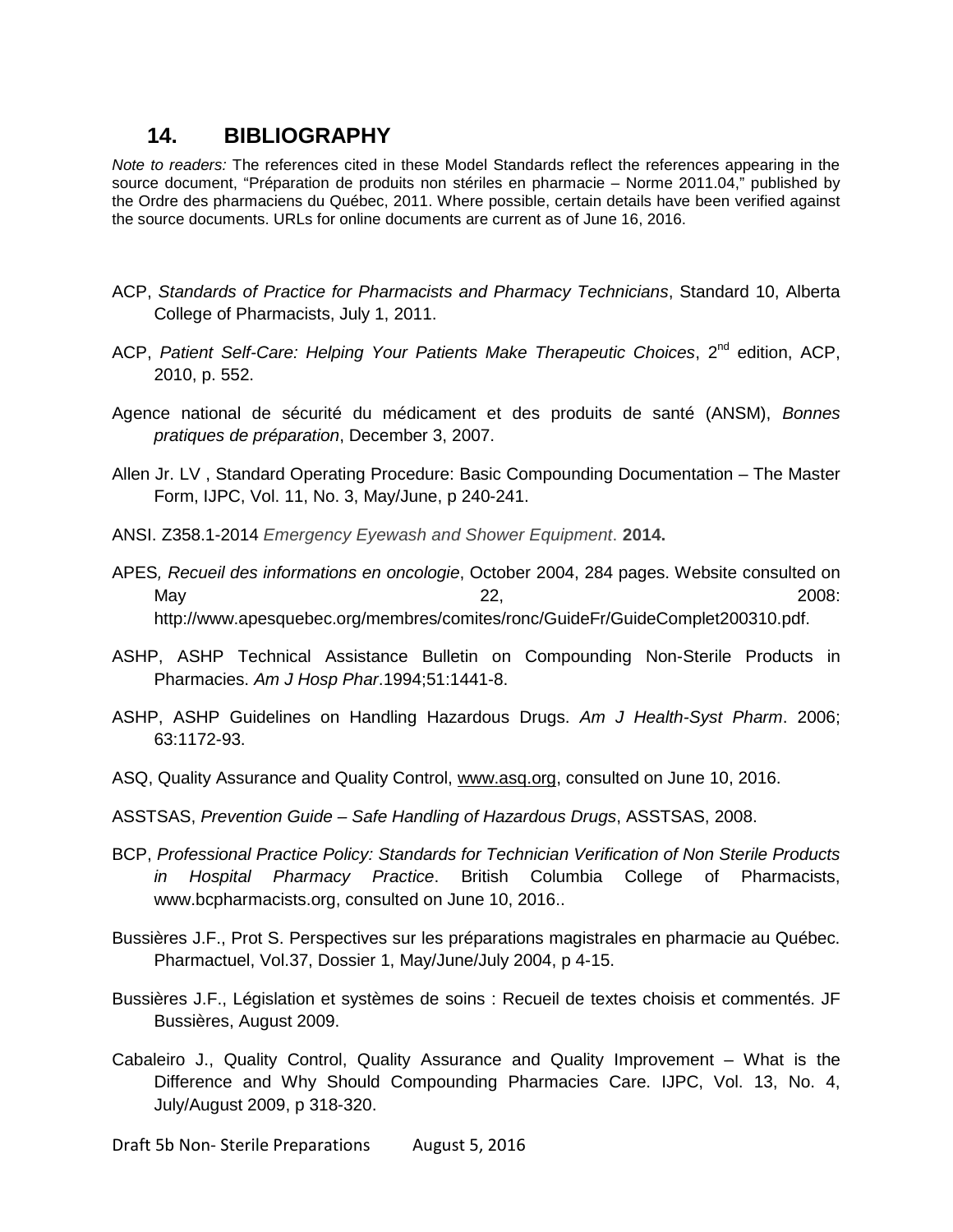## 14. BIBLIOGRAPHY

*Note to readers:* The references cited in these Model Standards reflect the references appearing in the source document, "Préparation de produits non stériles en pharmacie – Norme 2011.04," published by the Ordre des pharmaciens du Québec, 2011. Where possible, certain details have been verified against the source documents. URLs for online documents are current as of June 16, 2016.

ACP, *Standards of Practice for Pharmacists and Pharmacy Technicians*, Standard 10, Alberta College of Pharmacists, July 1, 2011.

ACP, *Patient Self-Care: Helping Your Patients Make Therapeutic Choices*, 2nd edition, ACP, 2010, p. 552.

Agence national de sécurité du médicament et des produits de santé (ANSM), *Bonnes pratiques de préparation*, December 3, 2007.

Allen Jr. LV , Standard Operating Procedure: Basic Compounding Documentation – The Master Form, IJPC, Vol. 11, No. 3, May/June, p 240-241.

ANSI. Z358.1-2014 *Emergency Eyewash and Shower Equipment*. **2014.**

APES*, Recueil des informations en oncologie*, October 2004, 284 pages. Website consulted on May 22, 2008: http://www.apesquebec.org/membres/comites/ronc/GuideFr/GuideComplet200310.pdf.

ASHP, ASHP Technical Assistance Bulletin on Compounding Non-Sterile Products in Pharmacies. *Am J Hosp Phar*.1994;51:1441-8.

ASHP, ASHP Guidelines on Handling Hazardous Drugs. *Am J Health-Syst Pharm*. 2006; 63:1172-93.

ASQ, Quality Assurance and Quality Control, www.asq.org, consulted on June 10, 2016.

ASSTSAS, *Prevention Guide – Safe Handling of Hazardous Drugs*, ASSTSAS, 2008.

BCP, *Professional Practice Policy: Standards for Technician Verification of Non Sterile Products in Hospital Pharmacy Practice*. British Columbia College of Pharmacists, www.bcpharmacists.org, consulted on June 10, 2016..

Bussières J.F., Prot S. Perspectives sur les préparations magistrales en pharmacie au Québec. Pharmactuel, Vol.37, Dossier 1, May/June/July 2004, p 4-15.

Bussières J.F., Législation et systèmes de soins : Recueil de textes choisis et commentés. JF Bussières, August 2009.

Cabaleiro J., Quality Control, Quality Assurance and Quality Improvement – What is the Difference and Why Should Compounding Pharmacies Care. IJPC, Vol. 13, No. 4, July/August 2009, p 318-320.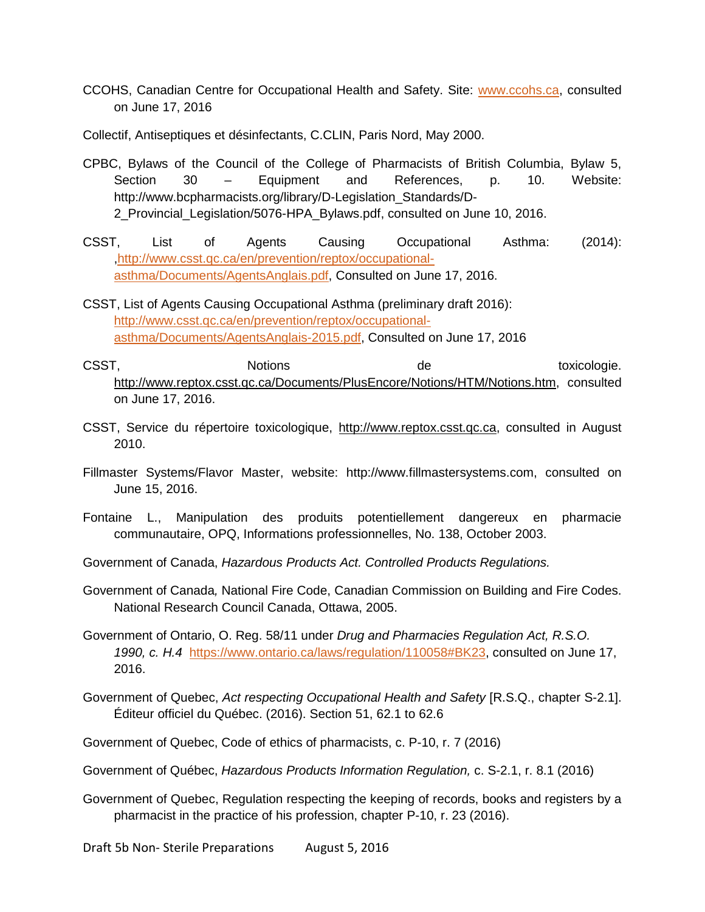CCOHS, Canadian Centre for Occupational Health and Safety. Site: www.ccohs.ca, consulted on June 17, 2016

Collectif, Antiseptiques et désinfectants, C.CLIN, Paris Nord, May 2000.

CPBC, Bylaws of the Council of the College of Pharmacists of British Columbia, Bylaw 5, Section 30 – Equipment and References, p. 10. Website: http://www.bcpharmacists.org/library/D-Legislation_Standards/D-2_Provincial_Legislation/5076-HPA_Bylaws.pdf, consulted on June 10, 2016.

CSST, List of Agents Causing Occupational Asthma: (2014): ,http://www.csst.qc.ca/en/prevention/reptox/occupational-asthma/Documents/AgentsAnglais.pdf, Consulted on June 17, 2016.

CSST, List of Agents Causing Occupational Asthma (preliminary draft 2016): http://www.csst.qc.ca/en/prevention/reptox/occupational-asthma/Documents/AgentsAnglais-2015.pdf, Consulted on June 17, 2016

CSST, Notions de toxicologie. http://www.reptox.csst.qc.ca/Documents/PlusEncore/Notions/HTM/Notions.htm, consulted on June 17, 2016.

CSST, Service du répertoire toxicologique, http://www.reptox.csst.qc.ca, consulted in August 2010.

Fillmaster Systems/Flavor Master, website: http://www.fillmastersystems.com, consulted on June 15, 2016.

Fontaine L., Manipulation des produits potentiellement dangereux en pharmacie communautaire, OPQ, Informations professionnelles, No. 138, October 2003.

Government of Canada, *Hazardous Products Act. Controlled Products Regulations.*

Government of Canada, National Fire Code, Canadian Commission on Building and Fire Codes. National Research Council Canada, Ottawa, 2005.

Government of Ontario, O. Reg. 58/11 under *Drug and Pharmacies Regulation Act, R.S.O. 1990, c. H.4* https://www.ontario.ca/laws/regulation/110058#BK23, consulted on June 17, 2016.

Government of Quebec, *Act respecting Occupational Health and Safety* [R.S.Q., chapter S-2.1]. Éditeur officiel du Québec. (2016). Section 51, 62.1 to 62.6

Government of Quebec, Code of ethics of pharmacists, c. P-10, r. 7 (2016)

Government of Québec, *Hazardous Products Information Regulation,* c. S-2.1, r. 8.1 (2016)

Government of Quebec, Regulation respecting the keeping of records, books and registers by a pharmacist in the practice of his profession, chapter P-10, r. 23 (2016).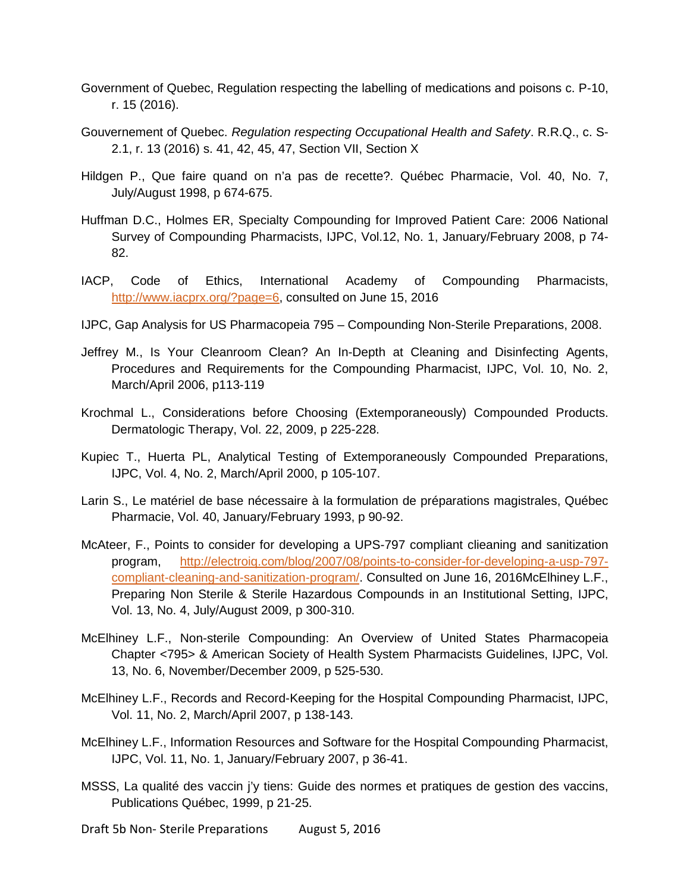Government of Quebec, Regulation respecting the labelling of medications and poisons c. P-10, r. 15 (2016).

Gouvernement of Quebec. *Regulation respecting Occupational Health and Safety*. R.R.Q., c. S-2.1, r. 13 (2016) s. 41, 42, 45, 47, Section VII, Section X

Hildgen P., Que faire quand on n'a pas de recette?. Québec Pharmacie, Vol. 40, No. 7, July/August 1998, p 674-675.

Huffman D.C., Holmes ER, Specialty Compounding for Improved Patient Care: 2006 National Survey of Compounding Pharmacists, IJPC, Vol.12, No. 1, January/February 2008, p 74-82.

IACP, Code of Ethics, International Academy of Compounding Pharmacists, http://www.iacprx.org/?page=6, consulted on June 15, 2016

IJPC, Gap Analysis for US Pharmacopeia 795 – Compounding Non-Sterile Preparations, 2008.

Jeffrey M., Is Your Cleanroom Clean? An In-Depth at Cleaning and Disinfecting Agents, Procedures and Requirements for the Compounding Pharmacist, IJPC, Vol. 10, No. 2, March/April 2006, p113-119

Krochmal L., Considerations before Choosing (Extemporaneously) Compounded Products. Dermatologic Therapy, Vol. 22, 2009, p 225-228.

Kupiec T., Huerta PL, Analytical Testing of Extemporaneously Compounded Preparations, IJPC, Vol. 4, No. 2, March/April 2000, p 105-107.

Larin S., Le matériel de base nécessaire à la formulation de préparations magistrales, Québec Pharmacie, Vol. 40, January/February 1993, p 90-92.

McAteer, F., Points to consider for developing a UPS-797 compliant clieaning and sanitization program, http://electroiq.com/blog/2007/08/points-to-consider-for-developing-a-usp-797-compliant-cleaning-and-sanitization-program/. Consulted on June 16, 2016McElhiney L.F., Preparing Non Sterile & Sterile Hazardous Compounds in an Institutional Setting, IJPC, Vol. 13, No. 4, July/August 2009, p 300-310.

McElhiney L.F., Non-sterile Compounding: An Overview of United States Pharmacopeia Chapter <795> & American Society of Health System Pharmacists Guidelines, IJPC, Vol. 13, No. 6, November/December 2009, p 525-530.

McElhiney L.F., Records and Record-Keeping for the Hospital Compounding Pharmacist, IJPC, Vol. 11, No. 2, March/April 2007, p 138-143.

McElhiney L.F., Information Resources and Software for the Hospital Compounding Pharmacist, IJPC, Vol. 11, No. 1, January/February 2007, p 36-41.

MSSS, La qualité des vaccin j'y tiens: Guide des normes et pratiques de gestion des vaccins, Publications Québec, 1999, p 21-25.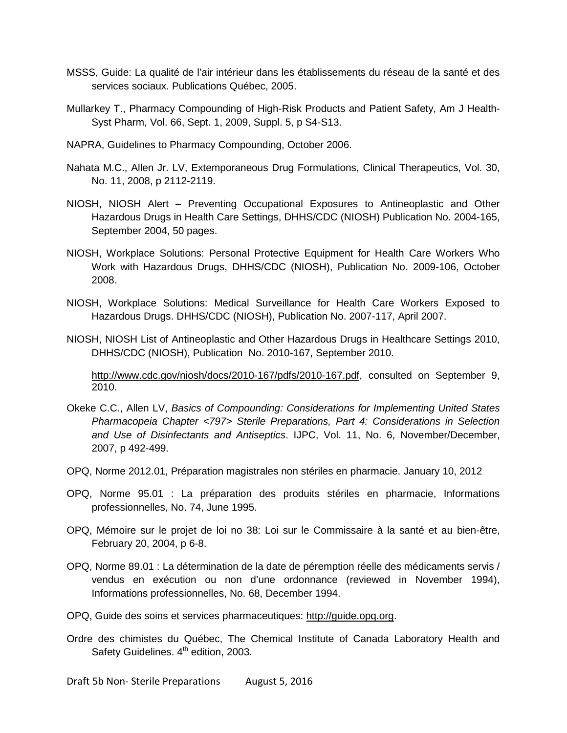MSSS, Guide: La qualité de l'air intérieur dans les établissements du réseau de la santé et des services sociaux. Publications Québec, 2005.

Mullarkey T., Pharmacy Compounding of High-Risk Products and Patient Safety, Am J Health-Syst Pharm, Vol. 66, Sept. 1, 2009, Suppl. 5, p S4-S13.

NAPRA, Guidelines to Pharmacy Compounding, October 2006.

Nahata M.C., Allen Jr. LV, Extemporaneous Drug Formulations, Clinical Therapeutics, Vol. 30, No. 11, 2008, p 2112-2119.

NIOSH, NIOSH Alert – Preventing Occupational Exposures to Antineoplastic and Other Hazardous Drugs in Health Care Settings, DHHS/CDC (NIOSH) Publication No. 2004-165, September 2004, 50 pages.

NIOSH, Workplace Solutions: Personal Protective Equipment for Health Care Workers Who Work with Hazardous Drugs, DHHS/CDC (NIOSH), Publication No. 2009-106, October 2008.

NIOSH, Workplace Solutions: Medical Surveillance for Health Care Workers Exposed to Hazardous Drugs. DHHS/CDC (NIOSH), Publication No. 2007-117, April 2007.

NIOSH, NIOSH List of Antineoplastic and Other Hazardous Drugs in Healthcare Settings 2010, DHHS/CDC (NIOSH), Publication No. 2010-167, September 2010.

http://www.cdc.gov/niosh/docs/2010-167/pdfs/2010-167.pdf, consulted on September 9, 2010.

Okeke C.C., Allen LV, *Basics of Compounding: Considerations for Implementing United States Pharmacopeia Chapter <797> Sterile Preparations, Part 4: Considerations in Selection and Use of Disinfectants and Antiseptics*. IJPC, Vol. 11, No. 6, November/December, 2007, p 492-499.

OPQ, Norme 2012.01, Préparation magistrales non stériles en pharmacie. January 10, 2012

OPQ, Norme 95.01 : La préparation des produits stériles en pharmacie, Informations professionnelles, No. 74, June 1995.

OPQ, Mémoire sur le projet de loi no 38: Loi sur le Commissaire à la santé et au bien-être, February 20, 2004, p 6-8.

OPQ, Norme 89.01 : La détermination de la date de péremption réelle des médicaments servis / vendus en exécution ou non d'une ordonnance (reviewed in November 1994), Informations professionnelles, No. 68, December 1994.

OPQ, Guide des soins et services pharmaceutiques: http://guide.opq.org.

Ordre des chimistes du Québec, The Chemical Institute of Canada Laboratory Health and Safety Guidelines. 4th edition, 2003.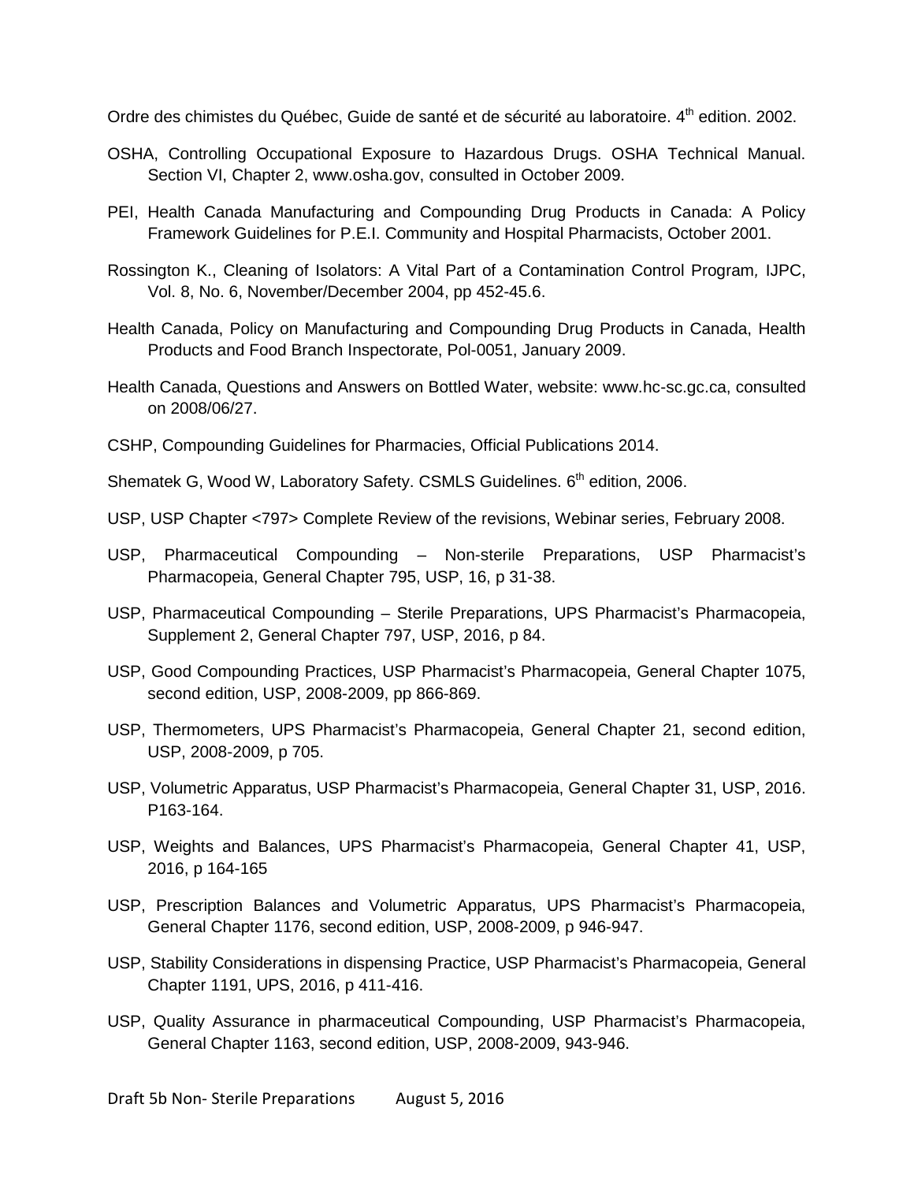Ordre des chimistes du Québec, Guide de santé et de sécurité au laboratoire. 4th edition. 2002.

OSHA, Controlling Occupational Exposure to Hazardous Drugs. OSHA Technical Manual. Section VI, Chapter 2, www.osha.gov, consulted in October 2009.

PEI, Health Canada Manufacturing and Compounding Drug Products in Canada: A Policy Framework Guidelines for P.E.I. Community and Hospital Pharmacists, October 2001.

Rossington K., Cleaning of Isolators: A Vital Part of a Contamination Control Program, IJPC, Vol. 8, No. 6, November/December 2004, pp 452-45.6.

Health Canada, Policy on Manufacturing and Compounding Drug Products in Canada, Health Products and Food Branch Inspectorate, Pol-0051, January 2009.

Health Canada, Questions and Answers on Bottled Water, website: www.hc-sc.gc.ca, consulted on 2008/06/27.

CSHP, Compounding Guidelines for Pharmacies, Official Publications 2014.

Shematek G, Wood W, Laboratory Safety. CSMLS Guidelines. 6th edition, 2006.

USP, USP Chapter <797> Complete Review of the revisions, Webinar series, February 2008.

USP, Pharmaceutical Compounding – Non-sterile Preparations, USP Pharmacist's Pharmacopeia, General Chapter 795, USP, 16, p 31-38.

USP, Pharmaceutical Compounding – Sterile Preparations, UPS Pharmacist's Pharmacopeia, Supplement 2, General Chapter 797, USP, 2016, p 84.

USP, Good Compounding Practices, USP Pharmacist's Pharmacopeia, General Chapter 1075, second edition, USP, 2008-2009, pp 866-869.

USP, Thermometers, UPS Pharmacist's Pharmacopeia, General Chapter 21, second edition, USP, 2008-2009, p 705.

USP, Volumetric Apparatus, USP Pharmacist's Pharmacopeia, General Chapter 31, USP, 2016. P163-164.

USP, Weights and Balances, UPS Pharmacist's Pharmacopeia, General Chapter 41, USP, 2016, p 164-165

USP, Prescription Balances and Volumetric Apparatus, UPS Pharmacist's Pharmacopeia, General Chapter 1176, second edition, USP, 2008-2009, p 946-947.

USP, Stability Considerations in dispensing Practice, USP Pharmacist's Pharmacopeia, General Chapter 1191, UPS, 2016, p 411-416.

USP, Quality Assurance in pharmaceutical Compounding, USP Pharmacist's Pharmacopeia, General Chapter 1163, second edition, USP, 2008-2009, 943-946.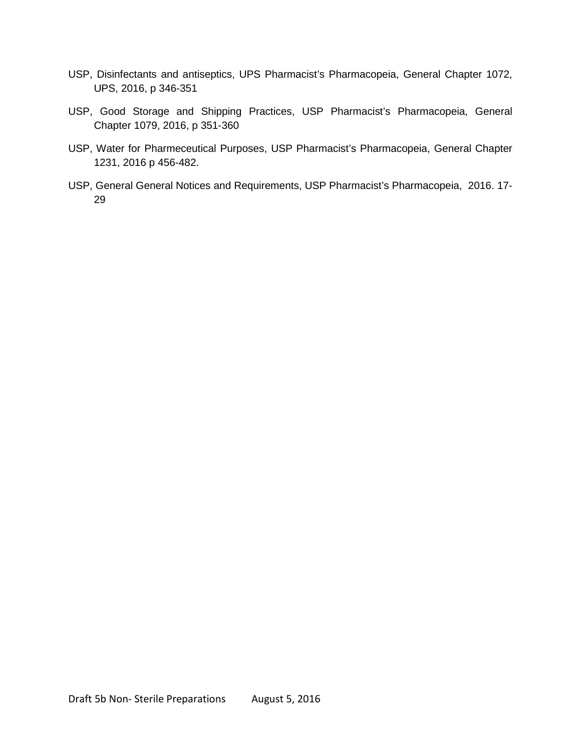USP, Disinfectants and antiseptics, UPS Pharmacist's Pharmacopeia, General Chapter 1072, UPS, 2016, p 346-351

USP, Good Storage and Shipping Practices, USP Pharmacist's Pharmacopeia, General Chapter 1079, 2016, p 351-360

USP, Water for Pharmeceutical Purposes, USP Pharmacist's Pharmacopeia, General Chapter 1231, 2016 p 456-482.

USP, General General Notices and Requirements, USP Pharmacist's Pharmacopeia, 2016. 17-29